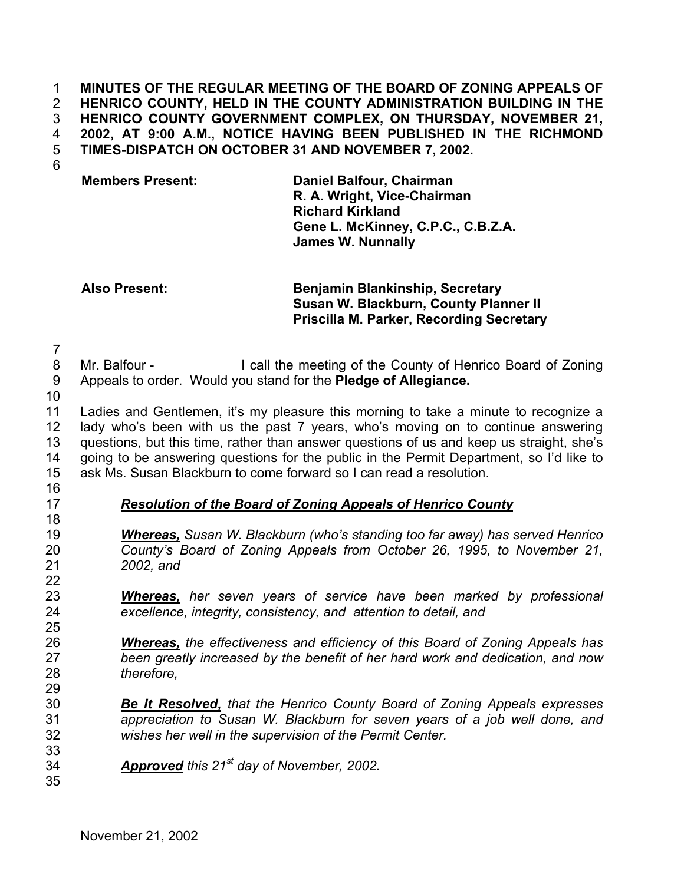**MINUTES OF THE REGULAR MEETING OF THE BOARD OF ZONING APPEALS OF HENRICO COUNTY, HELD IN THE COUNTY ADMINISTRATION BUILDING IN THE HENRICO COUNTY GOVERNMENT COMPLEX, ON THURSDAY, NOVEMBER 21, 2002, AT 9:00 A.M., NOTICE HAVING BEEN PUBLISHED IN THE RICHMOND TIMES-DISPATCH ON OCTOBER 31 AND NOVEMBER 7, 2002.**

| | |
|---|---|
| **Members Present:** | **Daniel Balfour, Chairman** |
| | **R. A. Wright, Vice-Chairman** |
| | **Richard Kirkland** |
| | **Gene L. McKinney, C.P.C., C.B.Z.A.** |
| | **James W. Nunnally** |
| **Also Present:** | **Benjamin Blankinship, Secretary** |
| | **Susan W. Blackburn, County Planner II** |
| | **Priscilla M. Parker, Recording Secretary** |

Mr. Balfour - I call the meeting of the County of Henrico Board of Zoning Appeals to order. Would you stand for the **Pledge of Allegiance.**

Ladies and Gentlemen, it's my pleasure this morning to take a minute to recognize a lady who's been with us the past 7 years, who's moving on to continue answering questions, but this time, rather than answer questions of us and keep us straight, she's going to be answering questions for the public in the Permit Department, so I'd like to ask Ms. Susan Blackburn to come forward so I can read a resolution.

***Resolution of the Board of Zoning Appeals of Henrico County***

***Whereas,*** *Susan W. Blackburn (who's standing too far away) has served Henrico County's Board of Zoning Appeals from October 26, 1995, to November 21, 2002, and*

***Whereas,*** *her seven years of service have been marked by professional excellence, integrity, consistency, and attention to detail, and*

***Whereas,*** *the effectiveness and efficiency of this Board of Zoning Appeals has been greatly increased by the benefit of her hard work and dedication, and now therefore,*

***Be It Resolved,*** *that the Henrico County Board of Zoning Appeals expresses appreciation to Susan W. Blackburn for seven years of a job well done, and wishes her well in the supervision of the Permit Center.*

***Approved*** *this 21st day of November, 2002.*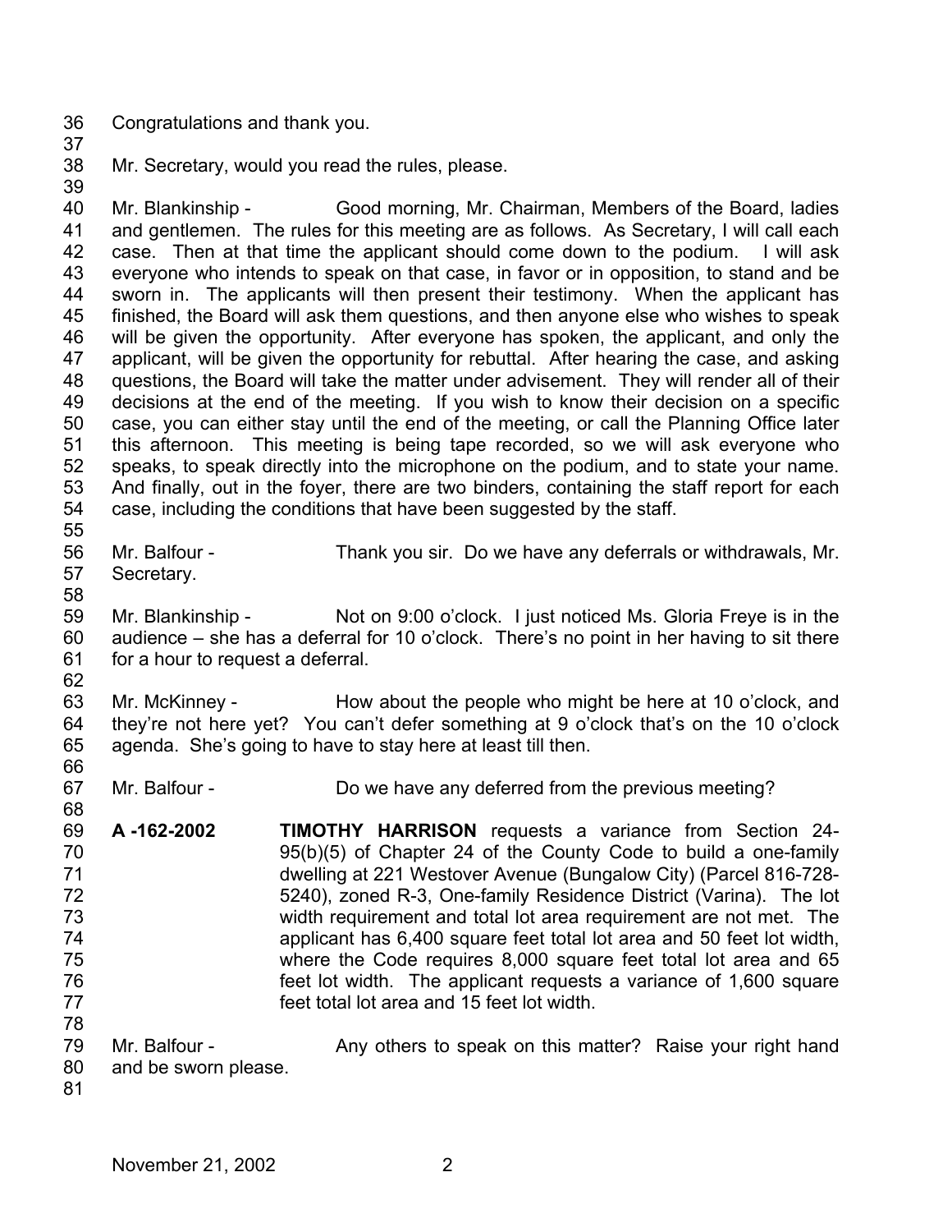Congratulations and thank you.

Mr. Secretary, would you read the rules, please.

Mr. Blankinship - Good morning, Mr. Chairman, Members of the Board, ladies and gentlemen. The rules for this meeting are as follows. As Secretary, I will call each case. Then at that time the applicant should come down to the podium. I will ask everyone who intends to speak on that case, in favor or in opposition, to stand and be sworn in. The applicants will then present their testimony. When the applicant has finished, the Board will ask them questions, and then anyone else who wishes to speak will be given the opportunity. After everyone has spoken, the applicant, and only the applicant, will be given the opportunity for rebuttal. After hearing the case, and asking questions, the Board will take the matter under advisement. They will render all of their decisions at the end of the meeting. If you wish to know their decision on a specific case, you can either stay until the end of the meeting, or call the Planning Office later this afternoon. This meeting is being tape recorded, so we will ask everyone who speaks, to speak directly into the microphone on the podium, and to state your name. And finally, out in the foyer, there are two binders, containing the staff report for each case, including the conditions that have been suggested by the staff.

Mr. Balfour - Thank you sir. Do we have any deferrals or withdrawals, Mr. Secretary.

Mr. Blankinship - Not on 9:00 o'clock. I just noticed Ms. Gloria Freye is in the audience – she has a deferral for 10 o'clock. There's no point in her having to sit there for a hour to request a deferral.

Mr. McKinney - How about the people who might be here at 10 o'clock, and they're not here yet? You can't defer something at 9 o'clock that's on the 10 o'clock agenda. She's going to have to stay here at least till then.

Mr. Balfour - Do we have any deferred from the previous meeting?

**A -162-2002** **TIMOTHY HARRISON** requests a variance from Section 24-95(b)(5) of Chapter 24 of the County Code to build a one-family dwelling at 221 Westover Avenue (Bungalow City) (Parcel 816-728-5240), zoned R-3, One-family Residence District (Varina). The lot width requirement and total lot area requirement are not met. The applicant has 6,400 square feet total lot area and 50 feet lot width, where the Code requires 8,000 square feet total lot area and 65 feet lot width. The applicant requests a variance of 1,600 square feet total lot area and 15 feet lot width.

Mr. Balfour - Any others to speak on this matter? Raise your right hand and be sworn please.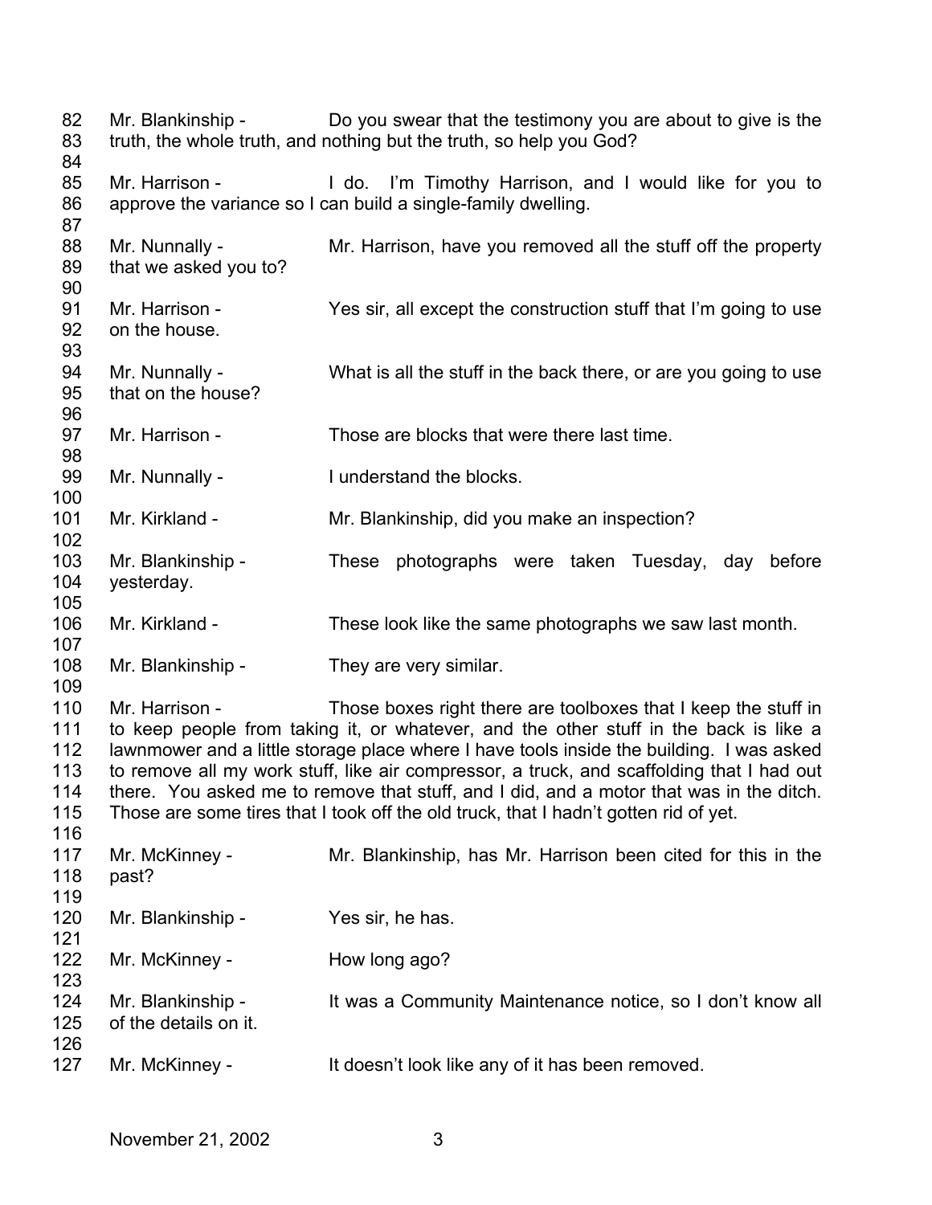82 Mr. Blankinship - Do you swear that the testimony you are about to give is the
83 truth, the whole truth, and nothing but the truth, so help you God?
84
85 Mr. Harrison - I do. I'm Timothy Harrison, and I would like for you to
86 approve the variance so I can build a single-family dwelling.
87
88 Mr. Nunnally - Mr. Harrison, have you removed all the stuff off the property
89 that we asked you to?
90
91 Mr. Harrison - Yes sir, all except the construction stuff that I'm going to use
92 on the house.
93
94 Mr. Nunnally - What is all the stuff in the back there, or are you going to use
95 that on the house?
96
97 Mr. Harrison - Those are blocks that were there last time.
98
99 Mr. Nunnally - I understand the blocks.
100
101 Mr. Kirkland - Mr. Blankinship, did you make an inspection?
102
103 Mr. Blankinship - These photographs were taken Tuesday, day before
104 yesterday.
105
106 Mr. Kirkland - These look like the same photographs we saw last month.
107
108 Mr. Blankinship - They are very similar.
109
110 Mr. Harrison - Those boxes right there are toolboxes that I keep the stuff in
111 to keep people from taking it, or whatever, and the other stuff in the back is like a
112 lawnmower and a little storage place where I have tools inside the building. I was asked
113 to remove all my work stuff, like air compressor, a truck, and scaffolding that I had out
114 there. You asked me to remove that stuff, and I did, and a motor that was in the ditch.
115 Those are some tires that I took off the old truck, that I hadn't gotten rid of yet.
116
117 Mr. McKinney - Mr. Blankinship, has Mr. Harrison been cited for this in the
118 past?
119
120 Mr. Blankinship - Yes sir, he has.
121
122 Mr. McKinney - How long ago?
123
124 Mr. Blankinship - It was a Community Maintenance notice, so I don't know all
125 of the details on it.
126
127 Mr. McKinney - It doesn't look like any of it has been removed.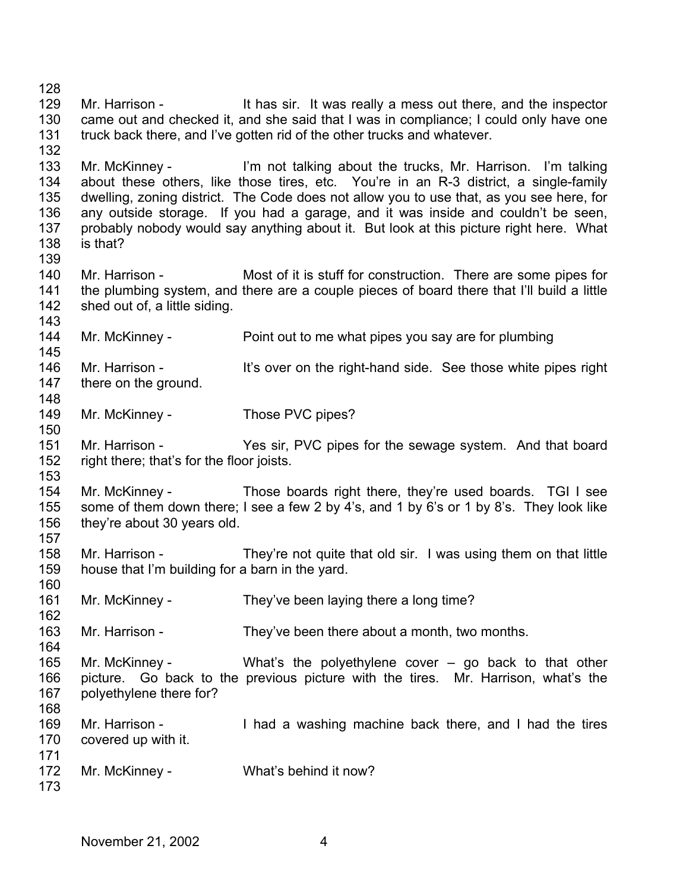Mr. Harrison - It has sir. It was really a mess out there, and the inspector came out and checked it, and she said that I was in compliance; I could only have one truck back there, and I've gotten rid of the other trucks and whatever.

Mr. McKinney - I'm not talking about the trucks, Mr. Harrison. I'm talking about these others, like those tires, etc. You're in an R-3 district, a single-family dwelling, zoning district. The Code does not allow you to use that, as you see here, for any outside storage. If you had a garage, and it was inside and couldn't be seen, probably nobody would say anything about it. But look at this picture right here. What is that?

Mr. Harrison - Most of it is stuff for construction. There are some pipes for the plumbing system, and there are a couple pieces of board there that I'll build a little shed out of, a little siding.

Mr. McKinney - Point out to me what pipes you say are for plumbing

Mr. Harrison - It's over on the right-hand side. See those white pipes right there on the ground.

Mr. McKinney - Those PVC pipes?

Mr. Harrison - Yes sir, PVC pipes for the sewage system. And that board right there; that's for the floor joists.

Mr. McKinney - Those boards right there, they're used boards. TGI I see some of them down there; I see a few 2 by 4's, and 1 by 6's or 1 by 8's. They look like they're about 30 years old.

Mr. Harrison - They're not quite that old sir. I was using them on that little house that I'm building for a barn in the yard.

Mr. McKinney - They've been laying there a long time?

Mr. Harrison - They've been there about a month, two months.

Mr. McKinney - What's the polyethylene cover – go back to that other picture. Go back to the previous picture with the tires. Mr. Harrison, what's the polyethylene there for?

Mr. Harrison - I had a washing machine back there, and I had the tires covered up with it.

Mr. McKinney - What's behind it now?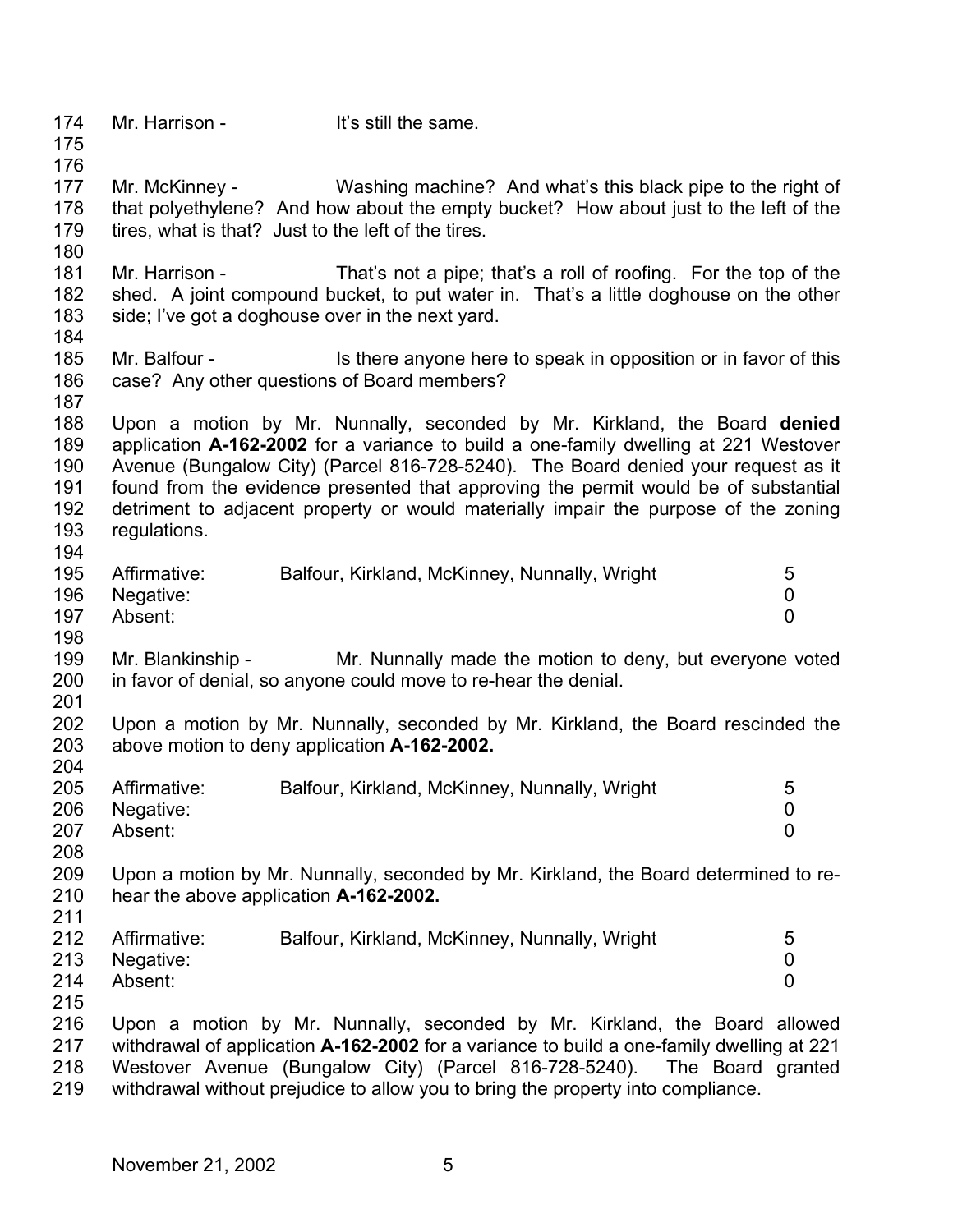Mr. Harrison - It's still the same.

Mr. McKinney - Washing machine? And what's this black pipe to the right of that polyethylene? And how about the empty bucket? How about just to the left of the tires, what is that? Just to the left of the tires.

Mr. Harrison - That's not a pipe; that's a roll of roofing. For the top of the shed. A joint compound bucket, to put water in. That's a little doghouse on the other side; I've got a doghouse over in the next yard.

Mr. Balfour - Is there anyone here to speak in opposition or in favor of this case? Any other questions of Board members?

Upon a motion by Mr. Nunnally, seconded by Mr. Kirkland, the Board **denied** application **A-162-2002** for a variance to build a one-family dwelling at 221 Westover Avenue (Bungalow City) (Parcel 816-728-5240). The Board denied your request as it found from the evidence presented that approving the permit would be of substantial detriment to adjacent property or would materially impair the purpose of the zoning regulations.

| | | |
|---|---|---|
| Affirmative: | Balfour, Kirkland, McKinney, Nunnally, Wright | 5 |
| Negative: | | 0 |
| Absent: | | 0 |

Mr. Blankinship - Mr. Nunnally made the motion to deny, but everyone voted in favor of denial, so anyone could move to re-hear the denial.

Upon a motion by Mr. Nunnally, seconded by Mr. Kirkland, the Board rescinded the above motion to deny application **A-162-2002.**

| | | |
|---|---|---|
| Affirmative: | Balfour, Kirkland, McKinney, Nunnally, Wright | 5 |
| Negative: | | 0 |
| Absent: | | 0 |

Upon a motion by Mr. Nunnally, seconded by Mr. Kirkland, the Board determined to re-hear the above application **A-162-2002.**

| | | |
|---|---|---|
| Affirmative: | Balfour, Kirkland, McKinney, Nunnally, Wright | 5 |
| Negative: | | 0 |
| Absent: | | 0 |

Upon a motion by Mr. Nunnally, seconded by Mr. Kirkland, the Board allowed withdrawal of application **A-162-2002** for a variance to build a one-family dwelling at 221 Westover Avenue (Bungalow City) (Parcel 816-728-5240). The Board granted withdrawal without prejudice to allow you to bring the property into compliance.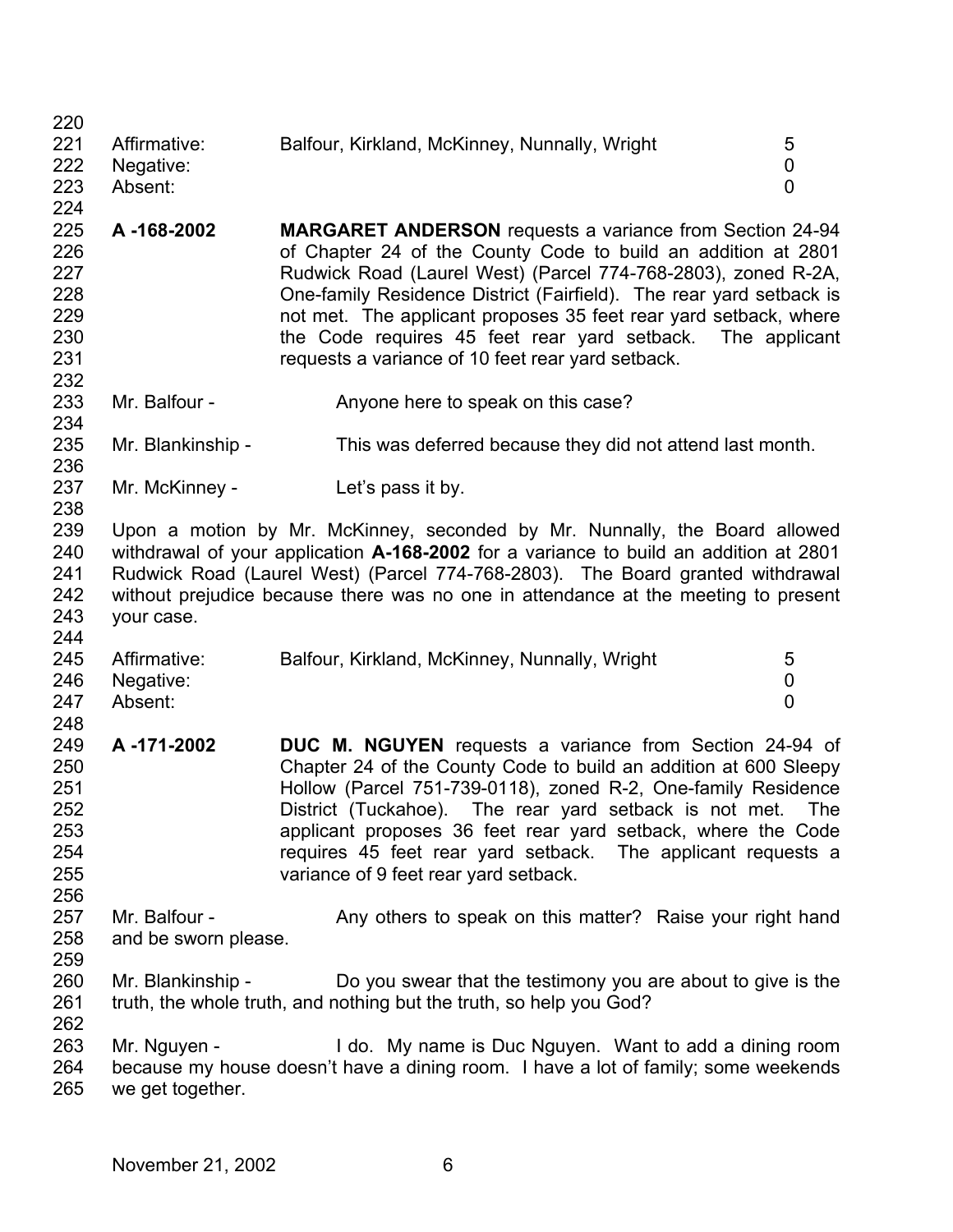| Affirmative: | Balfour, Kirkland, McKinney, Nunnally, Wright | 5 |
|---|---|---|
| Negative: | | 0 |
| Absent: | | 0 |

**A -168-2002** **MARGARET ANDERSON** requests a variance from Section 24-94 of Chapter 24 of the County Code to build an addition at 2801 Rudwick Road (Laurel West) (Parcel 774-768-2803), zoned R-2A, One-family Residence District (Fairfield). The rear yard setback is not met. The applicant proposes 35 feet rear yard setback, where the Code requires 45 feet rear yard setback. The applicant requests a variance of 10 feet rear yard setback.

Mr. Balfour - Anyone here to speak on this case?

Mr. Blankinship - This was deferred because they did not attend last month.

Mr. McKinney - Let's pass it by.

Upon a motion by Mr. McKinney, seconded by Mr. Nunnally, the Board allowed withdrawal of your application **A-168-2002** for a variance to build an addition at 2801 Rudwick Road (Laurel West) (Parcel 774-768-2803). The Board granted withdrawal without prejudice because there was no one in attendance at the meeting to present your case.

| Affirmative: | Balfour, Kirkland, McKinney, Nunnally, Wright | 5 |
|---|---|---|
| Negative: | | 0 |
| Absent: | | 0 |

**A -171-2002** **DUC M. NGUYEN** requests a variance from Section 24-94 of Chapter 24 of the County Code to build an addition at 600 Sleepy Hollow (Parcel 751-739-0118), zoned R-2, One-family Residence District (Tuckahoe). The rear yard setback is not met. The applicant proposes 36 feet rear yard setback, where the Code requires 45 feet rear yard setback. The applicant requests a variance of 9 feet rear yard setback.

Mr. Balfour - Any others to speak on this matter? Raise your right hand and be sworn please.

Mr. Blankinship - Do you swear that the testimony you are about to give is the truth, the whole truth, and nothing but the truth, so help you God?

Mr. Nguyen - I do. My name is Duc Nguyen. Want to add a dining room because my house doesn't have a dining room. I have a lot of family; some weekends we get together.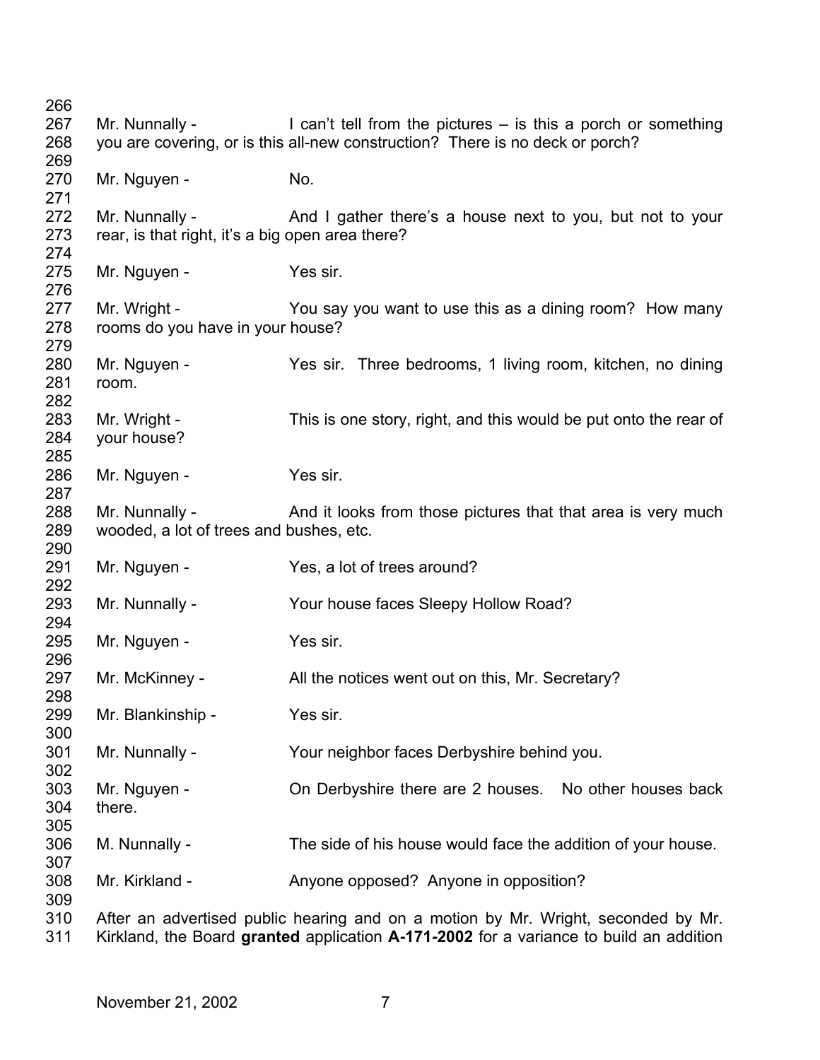Mr. Nunnally - I can't tell from the pictures – is this a porch or something you are covering, or is this all-new construction? There is no deck or porch?

Mr. Nguyen - No.

Mr. Nunnally - And I gather there's a house next to you, but not to your rear, is that right, it's a big open area there?

Mr. Nguyen - Yes sir.

Mr. Wright - You say you want to use this as a dining room? How many rooms do you have in your house?

Mr. Nguyen - Yes sir. Three bedrooms, 1 living room, kitchen, no dining room.

Mr. Wright - This is one story, right, and this would be put onto the rear of your house?

Mr. Nguyen - Yes sir.

Mr. Nunnally - And it looks from those pictures that that area is very much wooded, a lot of trees and bushes, etc.

Mr. Nguyen - Yes, a lot of trees around?

Mr. Nunnally - Your house faces Sleepy Hollow Road?

Mr. Nguyen - Yes sir.

Mr. McKinney - All the notices went out on this, Mr. Secretary?

Mr. Blankinship - Yes sir.

Mr. Nunnally - Your neighbor faces Derbyshire behind you.

Mr. Nguyen - On Derbyshire there are 2 houses. No other houses back there.

M. Nunnally - The side of his house would face the addition of your house.

Mr. Kirkland - Anyone opposed? Anyone in opposition?

After an advertised public hearing and on a motion by Mr. Wright, seconded by Mr. Kirkland, the Board **granted** application **A-171-2002** for a variance to build an addition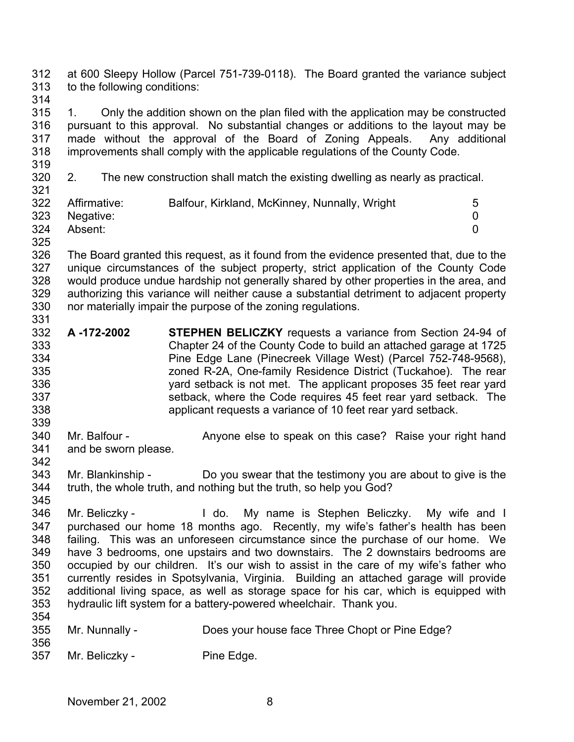at 600 Sleepy Hollow (Parcel 751-739-0118). The Board granted the variance subject to the following conditions:

1. Only the addition shown on the plan filed with the application may be constructed pursuant to this approval. No substantial changes or additions to the layout may be made without the approval of the Board of Zoning Appeals. Any additional improvements shall comply with the applicable regulations of the County Code.

2. The new construction shall match the existing dwelling as nearly as practical.

| | | |
|---|---|---|
| Affirmative: | Balfour, Kirkland, McKinney, Nunnally, Wright | 5 |
| Negative: | | 0 |
| Absent: | | 0 |

The Board granted this request, as it found from the evidence presented that, due to the unique circumstances of the subject property, strict application of the County Code would produce undue hardship not generally shared by other properties in the area, and authorizing this variance will neither cause a substantial detriment to adjacent property nor materially impair the purpose of the zoning regulations.

**A -172-2002** **STEPHEN BELICZKY** requests a variance from Section 24-94 of Chapter 24 of the County Code to build an attached garage at 1725 Pine Edge Lane (Pinecreek Village West) (Parcel 752-748-9568), zoned R-2A, One-family Residence District (Tuckahoe). The rear yard setback is not met. The applicant proposes 35 feet rear yard setback, where the Code requires 45 feet rear yard setback. The applicant requests a variance of 10 feet rear yard setback.

Mr. Balfour - Anyone else to speak on this case? Raise your right hand and be sworn please.

Mr. Blankinship - Do you swear that the testimony you are about to give is the truth, the whole truth, and nothing but the truth, so help you God?

Mr. Beliczky - I do. My name is Stephen Beliczky. My wife and I purchased our home 18 months ago. Recently, my wife's father's health has been failing. This was an unforeseen circumstance since the purchase of our home. We have 3 bedrooms, one upstairs and two downstairs. The 2 downstairs bedrooms are occupied by our children. It's our wish to assist in the care of my wife's father who currently resides in Spotsylvania, Virginia. Building an attached garage will provide additional living space, as well as storage space for his car, which is equipped with hydraulic lift system for a battery-powered wheelchair. Thank you.

Mr. Nunnally - Does your house face Three Chopt or Pine Edge?

Mr. Beliczky - Pine Edge.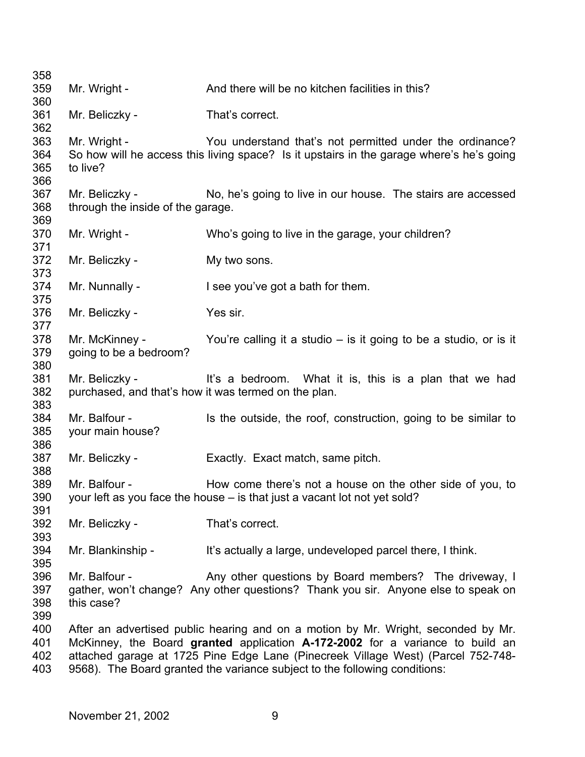Mr. Wright - And there will be no kitchen facilities in this?

Mr. Beliczky - That's correct.

Mr. Wright - You understand that's not permitted under the ordinance? So how will he access this living space? Is it upstairs in the garage where's he's going to live?

Mr. Beliczky - No, he's going to live in our house. The stairs are accessed through the inside of the garage.

Mr. Wright - Who's going to live in the garage, your children?

Mr. Beliczky - My two sons.

Mr. Nunnally - I see you've got a bath for them.

Mr. Beliczky - Yes sir.

Mr. McKinney - You're calling it a studio – is it going to be a studio, or is it going to be a bedroom?

Mr. Beliczky - It's a bedroom. What it is, this is a plan that we had purchased, and that's how it was termed on the plan.

Mr. Balfour - Is the outside, the roof, construction, going to be similar to your main house?

Mr. Beliczky - Exactly. Exact match, same pitch.

Mr. Balfour - How come there's not a house on the other side of you, to your left as you face the house – is that just a vacant lot not yet sold?

Mr. Beliczky - That's correct.

Mr. Blankinship - It's actually a large, undeveloped parcel there, I think.

Mr. Balfour - Any other questions by Board members? The driveway, I gather, won't change? Any other questions? Thank you sir. Anyone else to speak on this case?

After an advertised public hearing and on a motion by Mr. Wright, seconded by Mr. McKinney, the Board **granted** application **A-172-2002** for a variance to build an attached garage at 1725 Pine Edge Lane (Pinecreek Village West) (Parcel 752-748-9568). The Board granted the variance subject to the following conditions: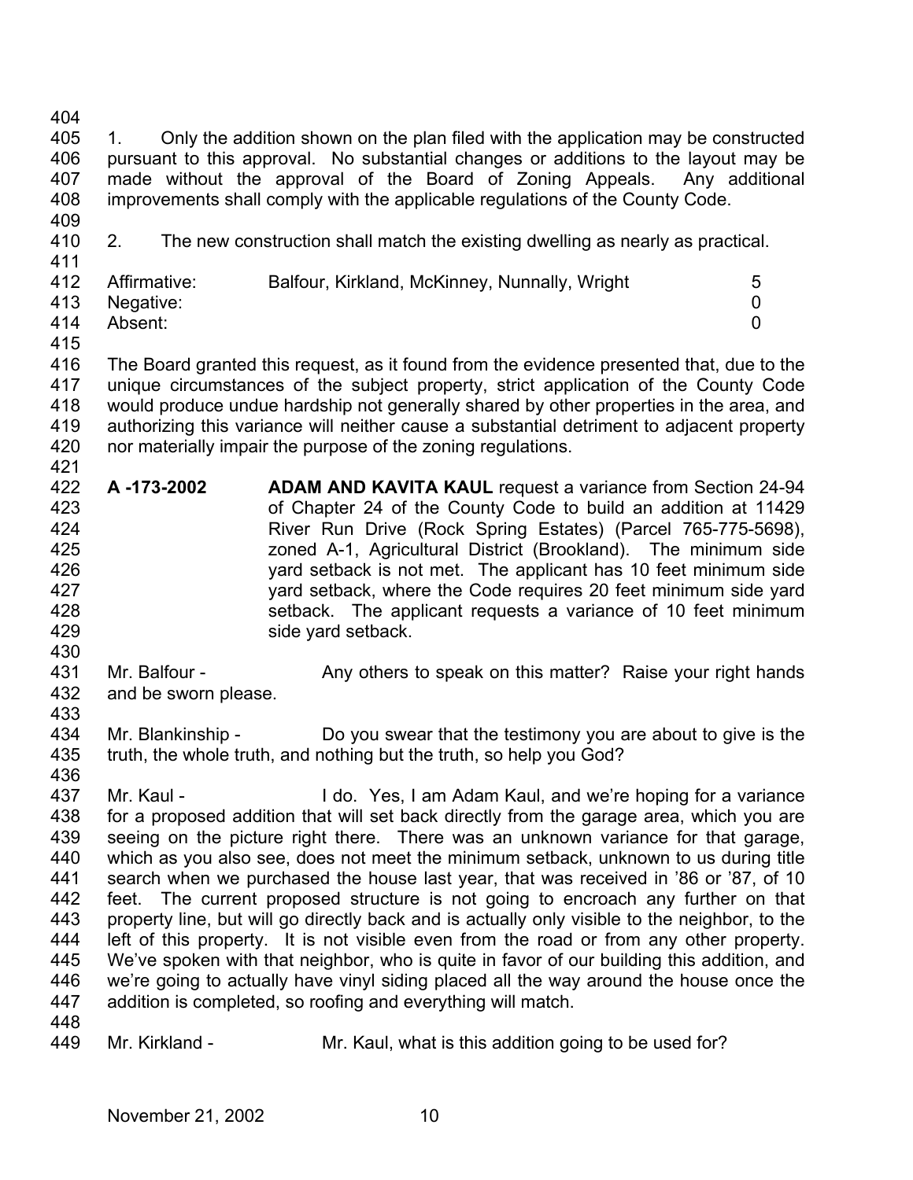1. Only the addition shown on the plan filed with the application may be constructed pursuant to this approval. No substantial changes or additions to the layout may be made without the approval of the Board of Zoning Appeals. Any additional improvements shall comply with the applicable regulations of the County Code.

2. The new construction shall match the existing dwelling as nearly as practical.

| | | |
|---|---|---|
| Affirmative: | Balfour, Kirkland, McKinney, Nunnally, Wright | 5 |
| Negative: | | 0 |
| Absent: | | 0 |

The Board granted this request, as it found from the evidence presented that, due to the unique circumstances of the subject property, strict application of the County Code would produce undue hardship not generally shared by other properties in the area, and authorizing this variance will neither cause a substantial detriment to adjacent property nor materially impair the purpose of the zoning regulations.

**A -173-2002** **ADAM AND KAVITA KAUL** request a variance from Section 24-94 of Chapter 24 of the County Code to build an addition at 11429 River Run Drive (Rock Spring Estates) (Parcel 765-775-5698), zoned A-1, Agricultural District (Brookland). The minimum side yard setback is not met. The applicant has 10 feet minimum side yard setback, where the Code requires 20 feet minimum side yard setback. The applicant requests a variance of 10 feet minimum side yard setback.

Mr. Balfour - Any others to speak on this matter? Raise your right hands and be sworn please.

Mr. Blankinship - Do you swear that the testimony you are about to give is the truth, the whole truth, and nothing but the truth, so help you God?

Mr. Kaul - I do. Yes, I am Adam Kaul, and we're hoping for a variance for a proposed addition that will set back directly from the garage area, which you are seeing on the picture right there. There was an unknown variance for that garage, which as you also see, does not meet the minimum setback, unknown to us during title search when we purchased the house last year, that was received in '86 or '87, of 10 feet. The current proposed structure is not going to encroach any further on that property line, but will go directly back and is actually only visible to the neighbor, to the left of this property. It is not visible even from the road or from any other property. We've spoken with that neighbor, who is quite in favor of our building this addition, and we're going to actually have vinyl siding placed all the way around the house once the addition is completed, so roofing and everything will match.

Mr. Kirkland - Mr. Kaul, what is this addition going to be used for?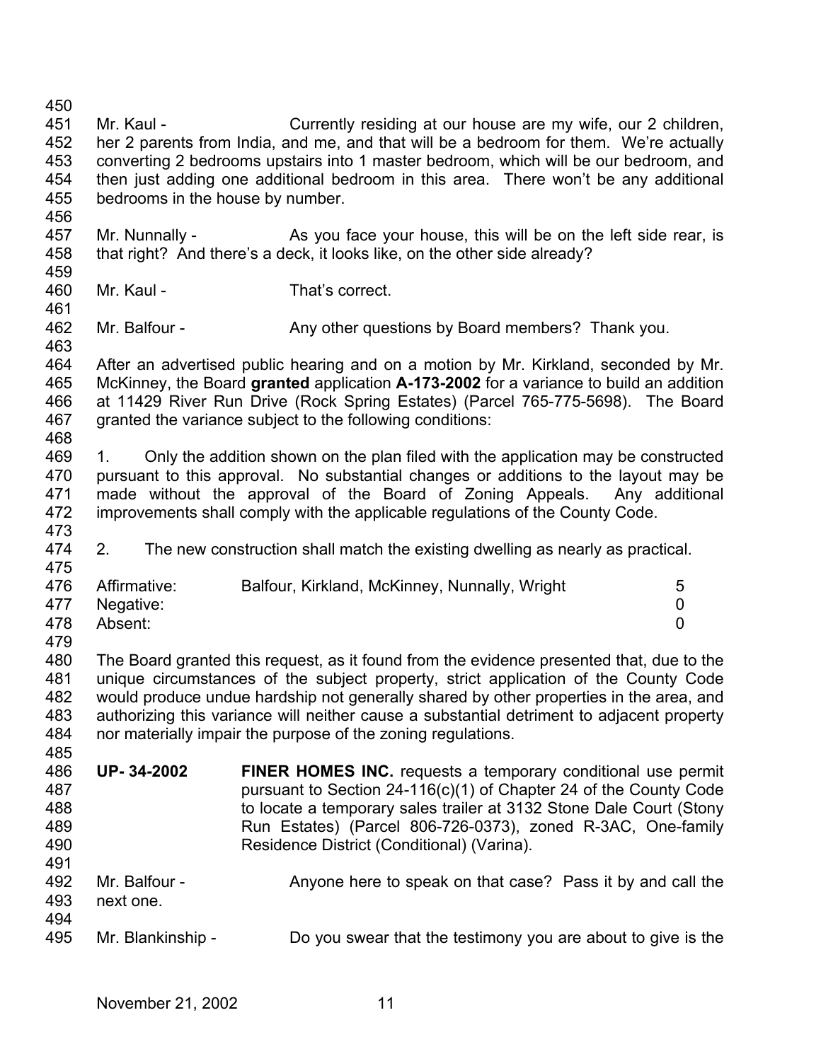Mr. Kaul - Currently residing at our house are my wife, our 2 children, her 2 parents from India, and me, and that will be a bedroom for them. We're actually converting 2 bedrooms upstairs into 1 master bedroom, which will be our bedroom, and then just adding one additional bedroom in this area. There won't be any additional bedrooms in the house by number.

Mr. Nunnally - As you face your house, this will be on the left side rear, is that right? And there's a deck, it looks like, on the other side already?

Mr. Kaul - That's correct.

Mr. Balfour - Any other questions by Board members? Thank you.

After an advertised public hearing and on a motion by Mr. Kirkland, seconded by Mr. McKinney, the Board **granted** application **A-173-2002** for a variance to build an addition at 11429 River Run Drive (Rock Spring Estates) (Parcel 765-775-5698). The Board granted the variance subject to the following conditions:

1. Only the addition shown on the plan filed with the application may be constructed pursuant to this approval. No substantial changes or additions to the layout may be made without the approval of the Board of Zoning Appeals. Any additional improvements shall comply with the applicable regulations of the County Code.

2. The new construction shall match the existing dwelling as nearly as practical.

| | | |
|---|---|---|
| Affirmative: | Balfour, Kirkland, McKinney, Nunnally, Wright | 5 |
| Negative: | | 0 |
| Absent: | | 0 |

The Board granted this request, as it found from the evidence presented that, due to the unique circumstances of the subject property, strict application of the County Code would produce undue hardship not generally shared by other properties in the area, and authorizing this variance will neither cause a substantial detriment to adjacent property nor materially impair the purpose of the zoning regulations.

**UP- 34-2002** **FINER HOMES INC.** requests a temporary conditional use permit pursuant to Section 24-116(c)(1) of Chapter 24 of the County Code to locate a temporary sales trailer at 3132 Stone Dale Court (Stony Run Estates) (Parcel 806-726-0373), zoned R-3AC, One-family Residence District (Conditional) (Varina).

Mr. Balfour - Anyone here to speak on that case? Pass it by and call the next one.

Mr. Blankinship - Do you swear that the testimony you are about to give is the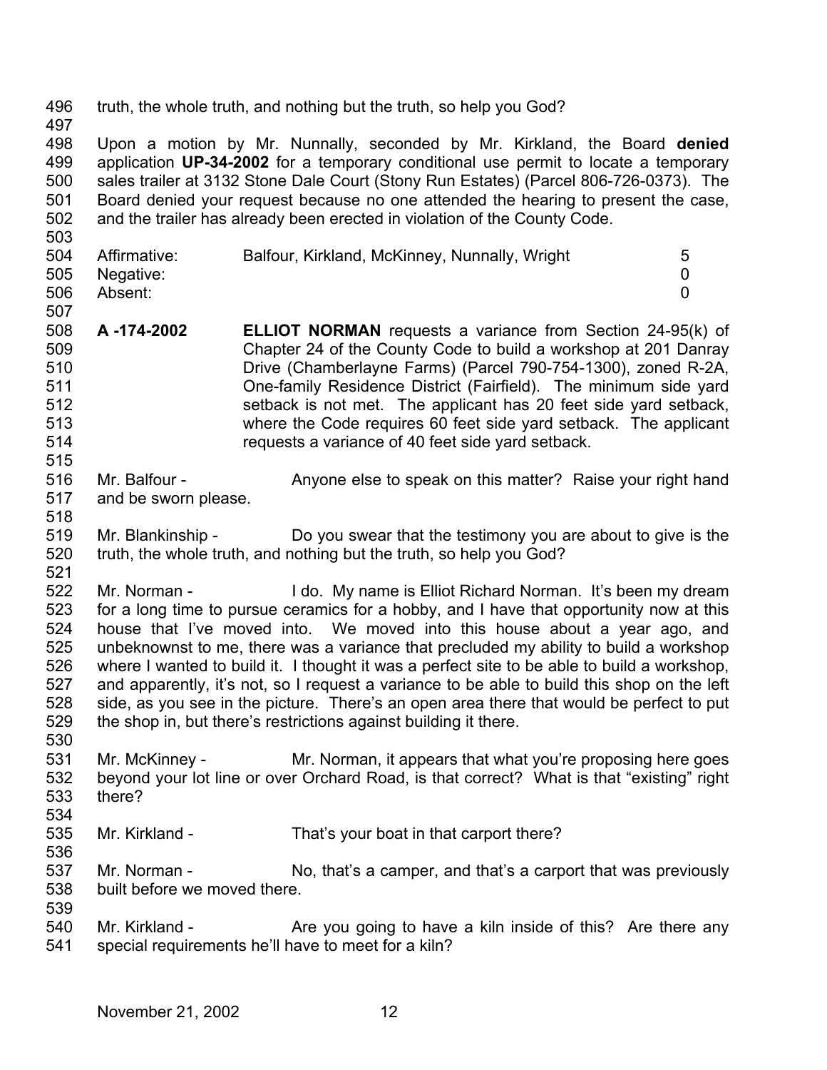truth, the whole truth, and nothing but the truth, so help you God?

Upon a motion by Mr. Nunnally, seconded by Mr. Kirkland, the Board **denied** application **UP-34-2002** for a temporary conditional use permit to locate a temporary sales trailer at 3132 Stone Dale Court (Stony Run Estates) (Parcel 806-726-0373). The Board denied your request because no one attended the hearing to present the case, and the trailer has already been erected in violation of the County Code.

| | | |
|---|---|---|
| Affirmative: | Balfour, Kirkland, McKinney, Nunnally, Wright | 5 |
| Negative: | | 0 |
| Absent: | | 0 |

**A -174-2002** **ELLIOT NORMAN** requests a variance from Section 24-95(k) of Chapter 24 of the County Code to build a workshop at 201 Danray Drive (Chamberlayne Farms) (Parcel 790-754-1300), zoned R-2A, One-family Residence District (Fairfield). The minimum side yard setback is not met. The applicant has 20 feet side yard setback, where the Code requires 60 feet side yard setback. The applicant requests a variance of 40 feet side yard setback.

Mr. Balfour - Anyone else to speak on this matter? Raise your right hand and be sworn please.

Mr. Blankinship - Do you swear that the testimony you are about to give is the truth, the whole truth, and nothing but the truth, so help you God?

Mr. Norman - I do. My name is Elliot Richard Norman. It's been my dream for a long time to pursue ceramics for a hobby, and I have that opportunity now at this house that I've moved into. We moved into this house about a year ago, and unbeknownst to me, there was a variance that precluded my ability to build a workshop where I wanted to build it. I thought it was a perfect site to be able to build a workshop, and apparently, it's not, so I request a variance to be able to build this shop on the left side, as you see in the picture. There's an open area there that would be perfect to put the shop in, but there's restrictions against building it there.

Mr. McKinney - Mr. Norman, it appears that what you're proposing here goes beyond your lot line or over Orchard Road, is that correct? What is that "existing" right there?

Mr. Kirkland - That's your boat in that carport there?

Mr. Norman - No, that's a camper, and that's a carport that was previously built before we moved there.

Mr. Kirkland - Are you going to have a kiln inside of this? Are there any special requirements he'll have to meet for a kiln?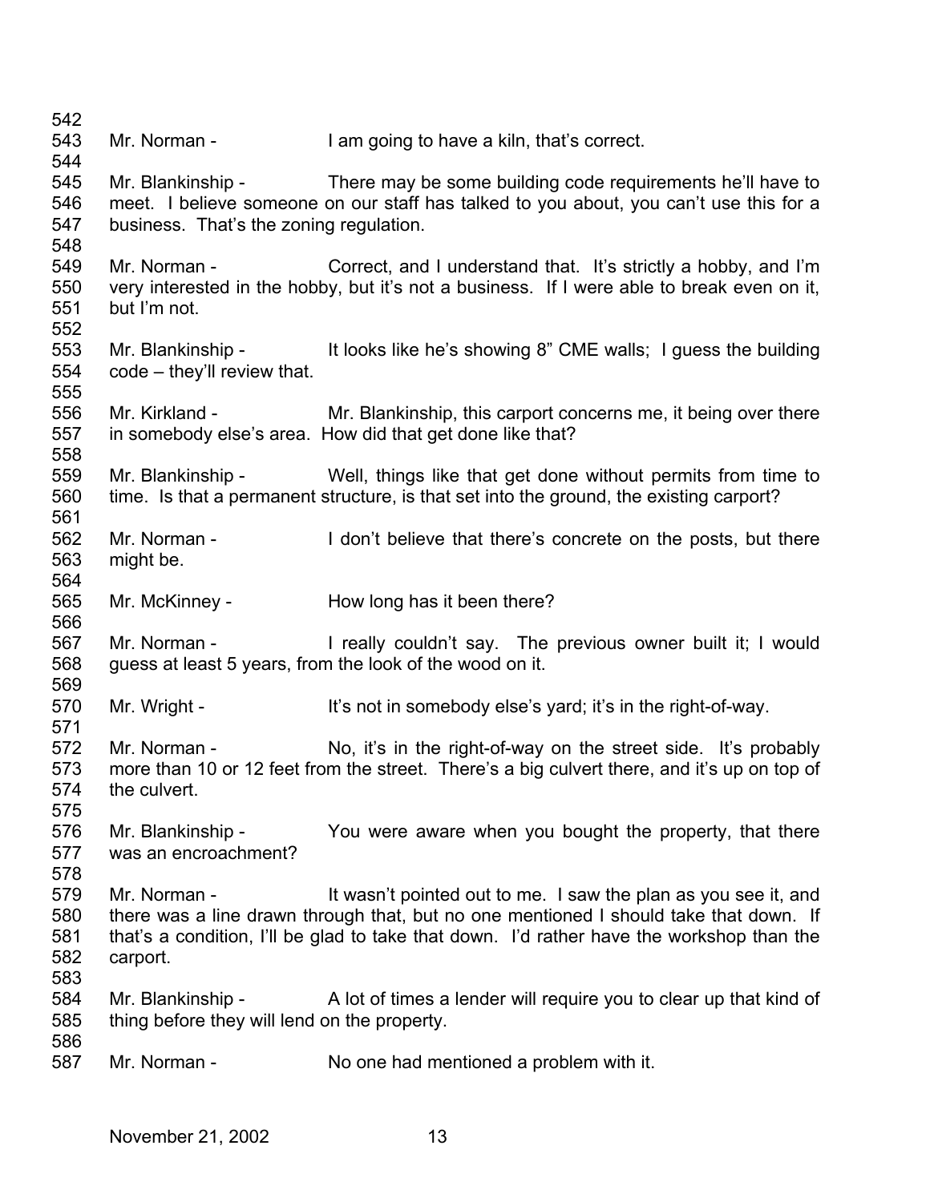Mr. Norman - I am going to have a kiln, that's correct.

Mr. Blankinship - There may be some building code requirements he'll have to meet. I believe someone on our staff has talked to you about, you can't use this for a business. That's the zoning regulation.

Mr. Norman - Correct, and I understand that. It's strictly a hobby, and I'm very interested in the hobby, but it's not a business. If I were able to break even on it, but I'm not.

Mr. Blankinship - It looks like he's showing 8" CME walls; I guess the building code – they'll review that.

Mr. Kirkland - Mr. Blankinship, this carport concerns me, it being over there in somebody else's area. How did that get done like that?

Mr. Blankinship - Well, things like that get done without permits from time to time. Is that a permanent structure, is that set into the ground, the existing carport?

Mr. Norman - I don't believe that there's concrete on the posts, but there might be.

Mr. McKinney - How long has it been there?

Mr. Norman - I really couldn't say. The previous owner built it; I would guess at least 5 years, from the look of the wood on it.

Mr. Wright - It's not in somebody else's yard; it's in the right-of-way.

Mr. Norman - No, it's in the right-of-way on the street side. It's probably more than 10 or 12 feet from the street. There's a big culvert there, and it's up on top of the culvert.

Mr. Blankinship - You were aware when you bought the property, that there was an encroachment?

Mr. Norman - It wasn't pointed out to me. I saw the plan as you see it, and there was a line drawn through that, but no one mentioned I should take that down. If that's a condition, I'll be glad to take that down. I'd rather have the workshop than the carport.

Mr. Blankinship - A lot of times a lender will require you to clear up that kind of thing before they will lend on the property.

Mr. Norman - No one had mentioned a problem with it.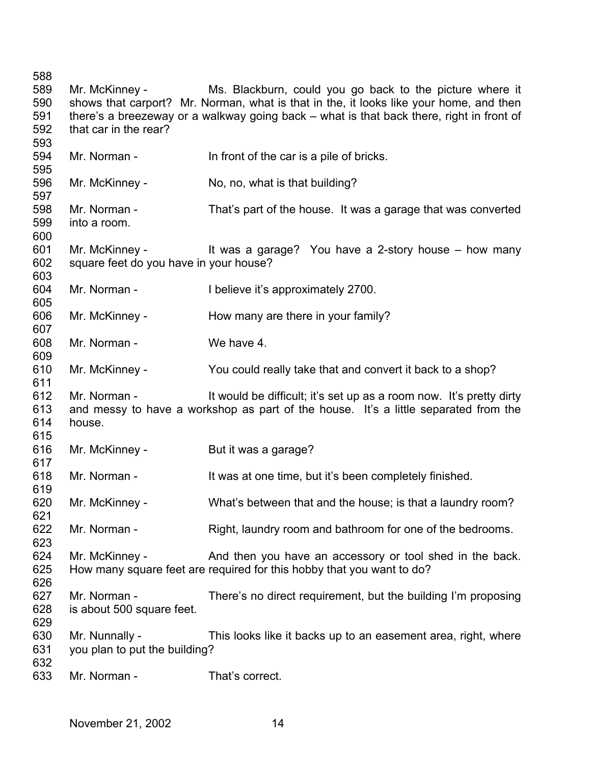Mr. McKinney - Ms. Blackburn, could you go back to the picture where it shows that carport? Mr. Norman, what is that in the, it looks like your home, and then there's a breezeway or a walkway going back – what is that back there, right in front of that car in the rear?

Mr. Norman - In front of the car is a pile of bricks.

Mr. McKinney - No, no, what is that building?

Mr. Norman - That's part of the house. It was a garage that was converted into a room.

Mr. McKinney - It was a garage? You have a 2-story house – how many square feet do you have in your house?

Mr. Norman - I believe it's approximately 2700.

Mr. McKinney - How many are there in your family?

Mr. Norman - We have 4.

Mr. McKinney - You could really take that and convert it back to a shop?

Mr. Norman - It would be difficult; it's set up as a room now. It's pretty dirty and messy to have a workshop as part of the house. It's a little separated from the house.

Mr. McKinney - But it was a garage?

Mr. Norman - It was at one time, but it's been completely finished.

Mr. McKinney - What's between that and the house; is that a laundry room?

Mr. Norman - Right, laundry room and bathroom for one of the bedrooms.

Mr. McKinney - And then you have an accessory or tool shed in the back. How many square feet are required for this hobby that you want to do?

Mr. Norman - There's no direct requirement, but the building I'm proposing is about 500 square feet.

Mr. Nunnally - This looks like it backs up to an easement area, right, where you plan to put the building?

Mr. Norman - That's correct.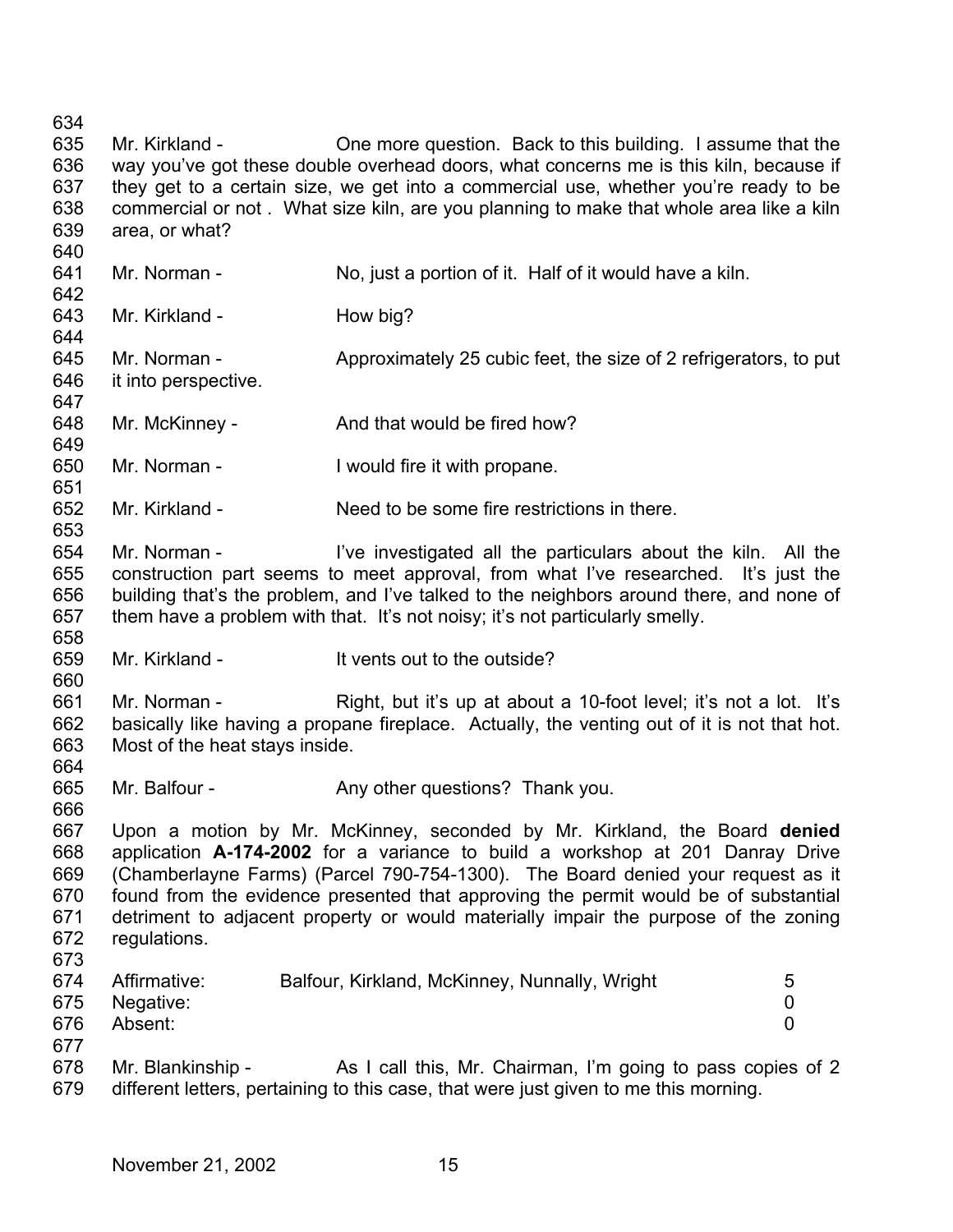Mr. Kirkland - One more question. Back to this building. I assume that the way you've got these double overhead doors, what concerns me is this kiln, because if they get to a certain size, we get into a commercial use, whether you're ready to be commercial or not . What size kiln, are you planning to make that whole area like a kiln area, or what?

Mr. Norman - No, just a portion of it. Half of it would have a kiln.

Mr. Kirkland - How big?

Mr. Norman - Approximately 25 cubic feet, the size of 2 refrigerators, to put it into perspective.

Mr. McKinney - And that would be fired how?

Mr. Norman - I would fire it with propane.

Mr. Kirkland - Need to be some fire restrictions in there.

Mr. Norman - I've investigated all the particulars about the kiln. All the construction part seems to meet approval, from what I've researched. It's just the building that's the problem, and I've talked to the neighbors around there, and none of them have a problem with that. It's not noisy; it's not particularly smelly.

Mr. Kirkland - It vents out to the outside?

Mr. Norman - Right, but it's up at about a 10-foot level; it's not a lot. It's basically like having a propane fireplace. Actually, the venting out of it is not that hot. Most of the heat stays inside.

Mr. Balfour - Any other questions? Thank you.

Upon a motion by Mr. McKinney, seconded by Mr. Kirkland, the Board **denied** application **A-174-2002** for a variance to build a workshop at 201 Danray Drive (Chamberlayne Farms) (Parcel 790-754-1300). The Board denied your request as it found from the evidence presented that approving the permit would be of substantial detriment to adjacent property or would materially impair the purpose of the zoning regulations.

| | | |
|---|---|---|
| Affirmative: | Balfour, Kirkland, McKinney, Nunnally, Wright | 5 |
| Negative: | | 0 |
| Absent: | | 0 |

Mr. Blankinship - As I call this, Mr. Chairman, I'm going to pass copies of 2 different letters, pertaining to this case, that were just given to me this morning.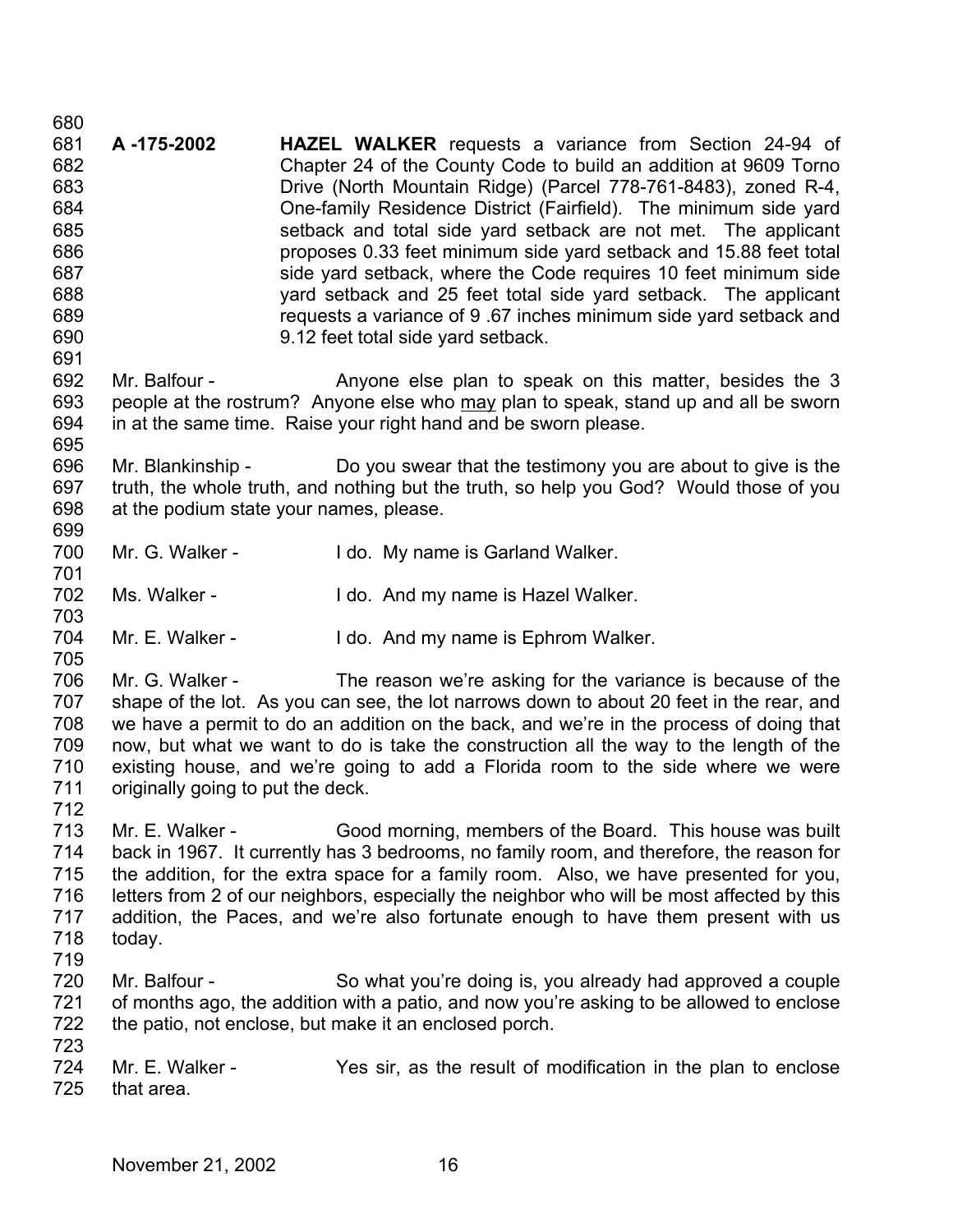**A -175-2002** **HAZEL WALKER** requests a variance from Section 24-94 of Chapter 24 of the County Code to build an addition at 9609 Torno Drive (North Mountain Ridge) (Parcel 778-761-8483), zoned R-4, One-family Residence District (Fairfield). The minimum side yard setback and total side yard setback are not met. The applicant proposes 0.33 feet minimum side yard setback and 15.88 feet total side yard setback, where the Code requires 10 feet minimum side yard setback and 25 feet total side yard setback. The applicant requests a variance of 9 .67 inches minimum side yard setback and 9.12 feet total side yard setback.

Mr. Balfour - Anyone else plan to speak on this matter, besides the 3 people at the rostrum? Anyone else who may plan to speak, stand up and all be sworn in at the same time. Raise your right hand and be sworn please.

Mr. Blankinship - Do you swear that the testimony you are about to give is the truth, the whole truth, and nothing but the truth, so help you God? Would those of you at the podium state your names, please.

Mr. G. Walker - I do. My name is Garland Walker.

Ms. Walker - I do. And my name is Hazel Walker.

Mr. E. Walker - I do. And my name is Ephrom Walker.

Mr. G. Walker - The reason we're asking for the variance is because of the shape of the lot. As you can see, the lot narrows down to about 20 feet in the rear, and we have a permit to do an addition on the back, and we're in the process of doing that now, but what we want to do is take the construction all the way to the length of the existing house, and we're going to add a Florida room to the side where we were originally going to put the deck.

Mr. E. Walker - Good morning, members of the Board. This house was built back in 1967. It currently has 3 bedrooms, no family room, and therefore, the reason for the addition, for the extra space for a family room. Also, we have presented for you, letters from 2 of our neighbors, especially the neighbor who will be most affected by this addition, the Paces, and we're also fortunate enough to have them present with us today.

Mr. Balfour - So what you're doing is, you already had approved a couple of months ago, the addition with a patio, and now you're asking to be allowed to enclose the patio, not enclose, but make it an enclosed porch.

Mr. E. Walker - Yes sir, as the result of modification in the plan to enclose that area.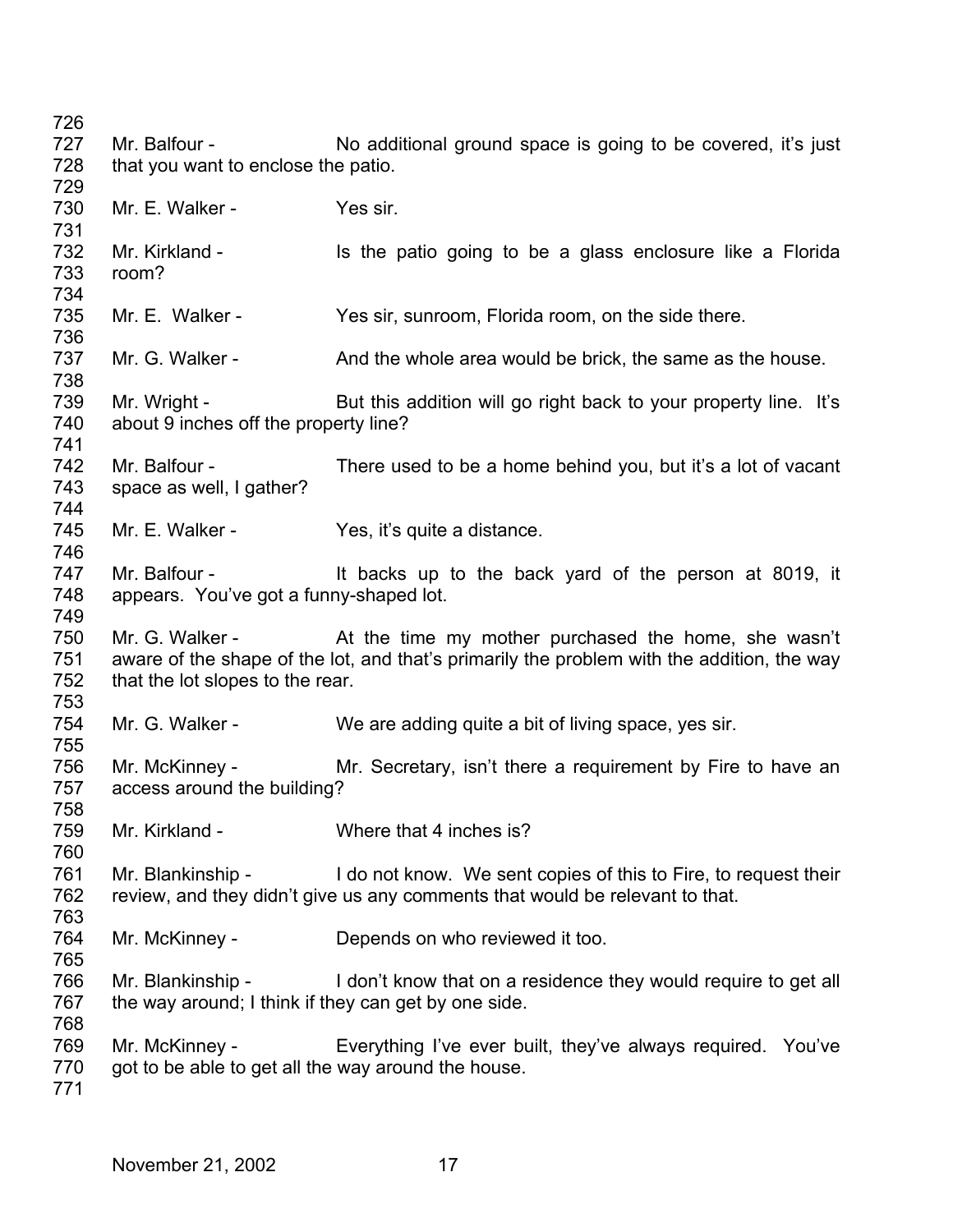726

727 Mr. Balfour - No additional ground space is going to be covered, it's just
728 that you want to enclose the patio.

729

730 Mr. E. Walker - Yes sir.

731

732 Mr. Kirkland - Is the patio going to be a glass enclosure like a Florida
733 room?

734

735 Mr. E. Walker - Yes sir, sunroom, Florida room, on the side there.

736

737 Mr. G. Walker - And the whole area would be brick, the same as the house.

738

739 Mr. Wright - But this addition will go right back to your property line. It's
740 about 9 inches off the property line?

741

742 Mr. Balfour - There used to be a home behind you, but it's a lot of vacant
743 space as well, I gather?

744

745 Mr. E. Walker - Yes, it's quite a distance.

746

747 Mr. Balfour - It backs up to the back yard of the person at 8019, it
748 appears. You've got a funny-shaped lot.

749

750 Mr. G. Walker - At the time my mother purchased the home, she wasn't
751 aware of the shape of the lot, and that's primarily the problem with the addition, the way
752 that the lot slopes to the rear.

753

754 Mr. G. Walker - We are adding quite a bit of living space, yes sir.

755

756 Mr. McKinney - Mr. Secretary, isn't there a requirement by Fire to have an
757 access around the building?

758

759 Mr. Kirkland - Where that 4 inches is?

760

761 Mr. Blankinship - I do not know. We sent copies of this to Fire, to request their
762 review, and they didn't give us any comments that would be relevant to that.

763

764 Mr. McKinney - Depends on who reviewed it too.

765

766 Mr. Blankinship - I don't know that on a residence they would require to get all
767 the way around; I think if they can get by one side.

768

769 Mr. McKinney - Everything I've ever built, they've always required. You've
770 got to be able to get all the way around the house.

771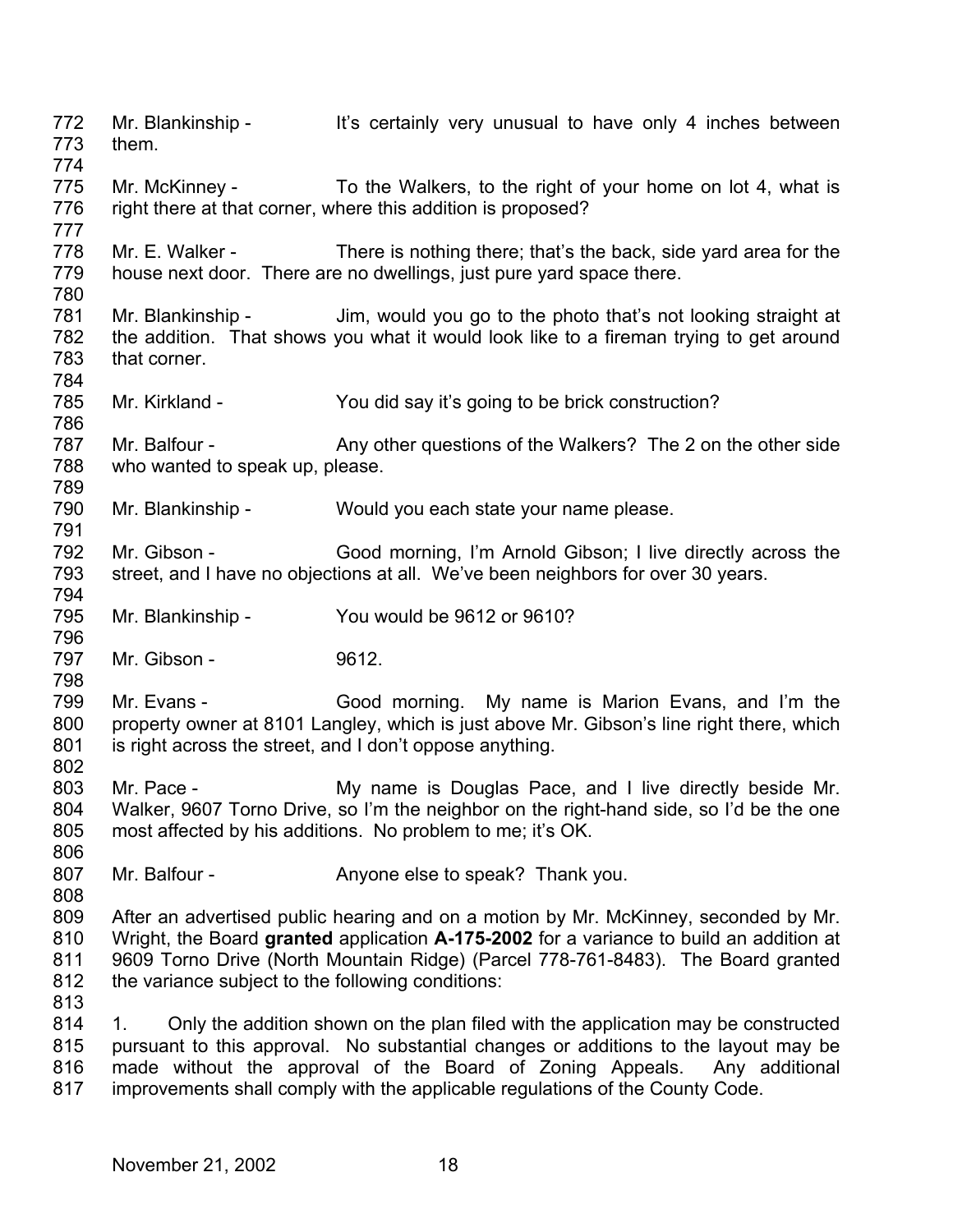Mr. Blankinship - It's certainly very unusual to have only 4 inches between them.

Mr. McKinney - To the Walkers, to the right of your home on lot 4, what is right there at that corner, where this addition is proposed?

Mr. E. Walker - There is nothing there; that's the back, side yard area for the house next door. There are no dwellings, just pure yard space there.

Mr. Blankinship - Jim, would you go to the photo that's not looking straight at the addition. That shows you what it would look like to a fireman trying to get around that corner.

Mr. Kirkland - You did say it's going to be brick construction?

Mr. Balfour - Any other questions of the Walkers? The 2 on the other side who wanted to speak up, please.

Mr. Blankinship - Would you each state your name please.

Mr. Gibson - Good morning, I'm Arnold Gibson; I live directly across the street, and I have no objections at all. We've been neighbors for over 30 years.

Mr. Blankinship - You would be 9612 or 9610?

Mr. Gibson - 9612.

Mr. Evans - Good morning. My name is Marion Evans, and I'm the property owner at 8101 Langley, which is just above Mr. Gibson's line right there, which is right across the street, and I don't oppose anything.

Mr. Pace - My name is Douglas Pace, and I live directly beside Mr. Walker, 9607 Torno Drive, so I'm the neighbor on the right-hand side, so I'd be the one most affected by his additions. No problem to me; it's OK.

Mr. Balfour - Anyone else to speak? Thank you.

After an advertised public hearing and on a motion by Mr. McKinney, seconded by Mr. Wright, the Board **granted** application **A-175-2002** for a variance to build an addition at 9609 Torno Drive (North Mountain Ridge) (Parcel 778-761-8483). The Board granted the variance subject to the following conditions:

1. Only the addition shown on the plan filed with the application may be constructed pursuant to this approval. No substantial changes or additions to the layout may be made without the approval of the Board of Zoning Appeals. Any additional improvements shall comply with the applicable regulations of the County Code.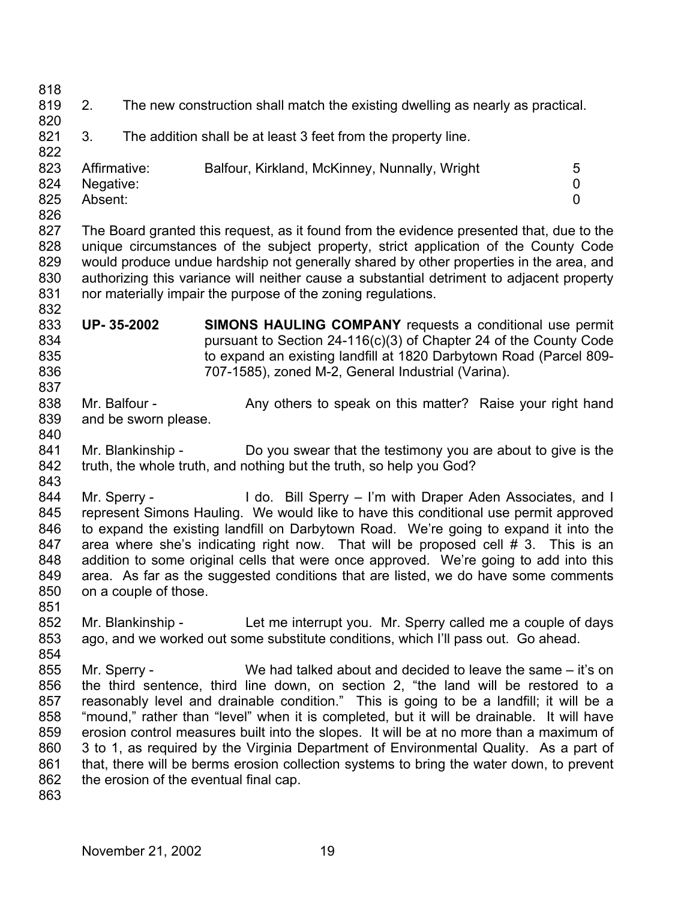2. The new construction shall match the existing dwelling as nearly as practical.

3. The addition shall be at least 3 feet from the property line.

| | | |
|---|---|---|
| Affirmative: | Balfour, Kirkland, McKinney, Nunnally, Wright | 5 |
| Negative: | | 0 |
| Absent: | | 0 |

The Board granted this request, as it found from the evidence presented that, due to the unique circumstances of the subject property, strict application of the County Code would produce undue hardship not generally shared by other properties in the area, and authorizing this variance will neither cause a substantial detriment to adjacent property nor materially impair the purpose of the zoning regulations.

**UP- 35-2002** **SIMONS HAULING COMPANY** requests a conditional use permit pursuant to Section 24-116(c)(3) of Chapter 24 of the County Code to expand an existing landfill at 1820 Darbytown Road (Parcel 809-707-1585), zoned M-2, General Industrial (Varina).

Mr. Balfour - Any others to speak on this matter? Raise your right hand and be sworn please.

Mr. Blankinship - Do you swear that the testimony you are about to give is the truth, the whole truth, and nothing but the truth, so help you God?

Mr. Sperry - I do. Bill Sperry – I'm with Draper Aden Associates, and I represent Simons Hauling. We would like to have this conditional use permit approved to expand the existing landfill on Darbytown Road. We're going to expand it into the area where she's indicating right now. That will be proposed cell # 3. This is an addition to some original cells that were once approved. We're going to add into this area. As far as the suggested conditions that are listed, we do have some comments on a couple of those.

Mr. Blankinship - Let me interrupt you. Mr. Sperry called me a couple of days ago, and we worked out some substitute conditions, which I'll pass out. Go ahead.

Mr. Sperry - We had talked about and decided to leave the same – it's on the third sentence, third line down, on section 2, "the land will be restored to a reasonably level and drainable condition." This is going to be a landfill; it will be a "mound," rather than "level" when it is completed, but it will be drainable. It will have erosion control measures built into the slopes. It will be at no more than a maximum of 3 to 1, as required by the Virginia Department of Environmental Quality. As a part of that, there will be berms erosion collection systems to bring the water down, to prevent the erosion of the eventual final cap.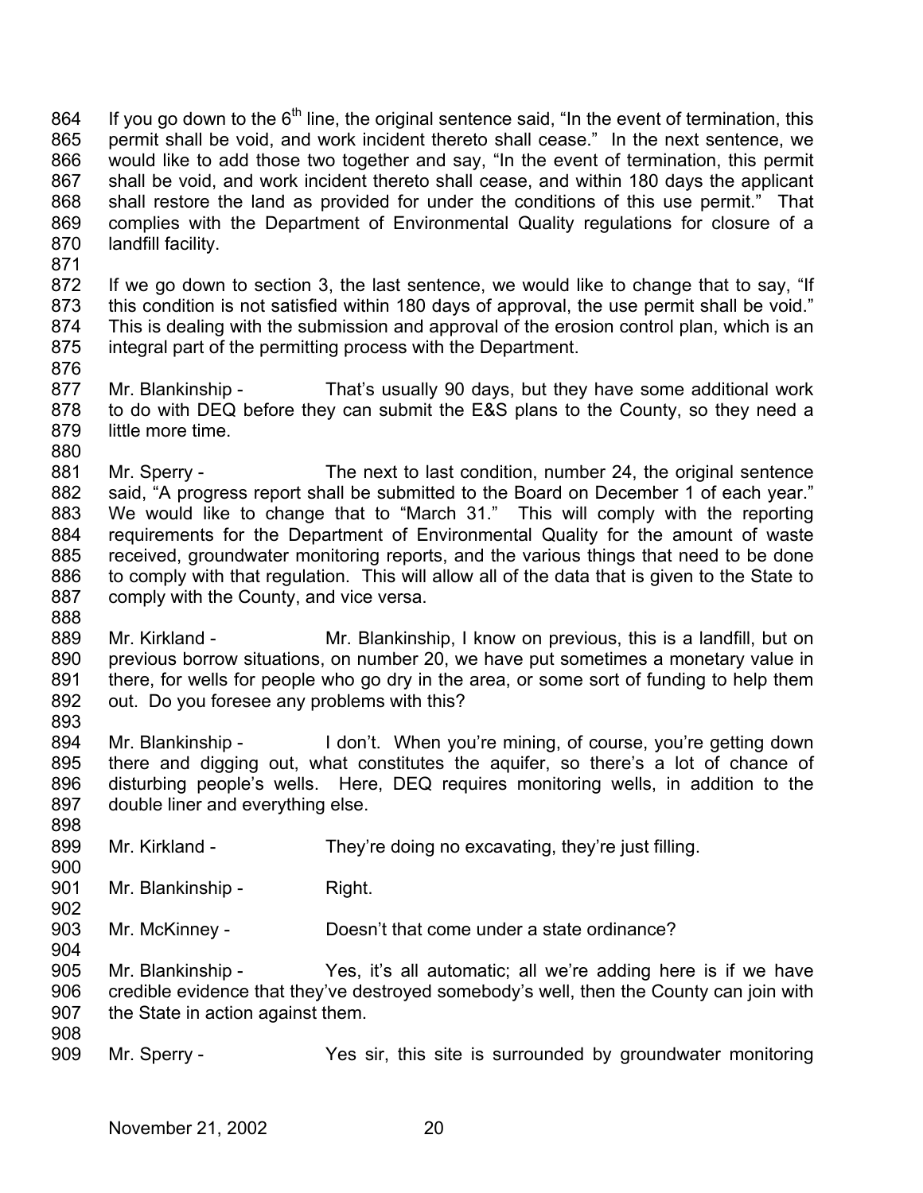If you go down to the 6th line, the original sentence said, "In the event of termination, this permit shall be void, and work incident thereto shall cease." In the next sentence, we would like to add those two together and say, "In the event of termination, this permit shall be void, and work incident thereto shall cease, and within 180 days the applicant shall restore the land as provided for under the conditions of this use permit." That complies with the Department of Environmental Quality regulations for closure of a landfill facility.

If we go down to section 3, the last sentence, we would like to change that to say, "If this condition is not satisfied within 180 days of approval, the use permit shall be void." This is dealing with the submission and approval of the erosion control plan, which is an integral part of the permitting process with the Department.

Mr. Blankinship - That's usually 90 days, but they have some additional work to do with DEQ before they can submit the E&S plans to the County, so they need a little more time.

Mr. Sperry - The next to last condition, number 24, the original sentence said, "A progress report shall be submitted to the Board on December 1 of each year." We would like to change that to "March 31." This will comply with the reporting requirements for the Department of Environmental Quality for the amount of waste received, groundwater monitoring reports, and the various things that need to be done to comply with that regulation. This will allow all of the data that is given to the State to comply with the County, and vice versa.

Mr. Kirkland - Mr. Blankinship, I know on previous, this is a landfill, but on previous borrow situations, on number 20, we have put sometimes a monetary value in there, for wells for people who go dry in the area, or some sort of funding to help them out. Do you foresee any problems with this?

Mr. Blankinship - I don't. When you're mining, of course, you're getting down there and digging out, what constitutes the aquifer, so there's a lot of chance of disturbing people's wells. Here, DEQ requires monitoring wells, in addition to the double liner and everything else.

Mr. Kirkland - They're doing no excavating, they're just filling.

Mr. Blankinship - Right.

Mr. McKinney - Doesn't that come under a state ordinance?

Mr. Blankinship - Yes, it's all automatic; all we're adding here is if we have credible evidence that they've destroyed somebody's well, then the County can join with the State in action against them.

Mr. Sperry - Yes sir, this site is surrounded by groundwater monitoring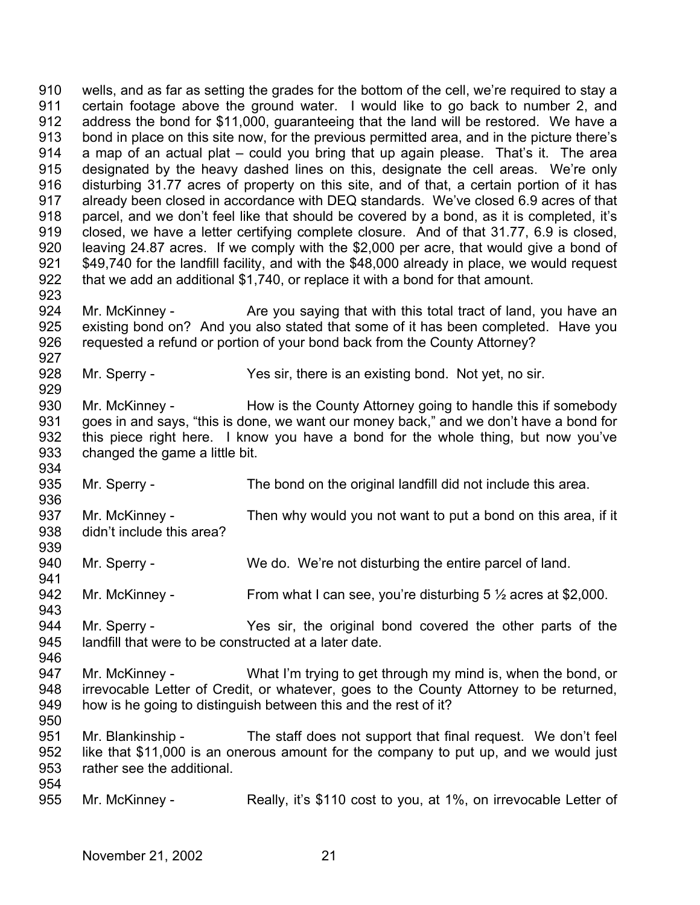wells, and as far as setting the grades for the bottom of the cell, we're required to stay a certain footage above the ground water. I would like to go back to number 2, and address the bond for $11,000, guaranteeing that the land will be restored. We have a bond in place on this site now, for the previous permitted area, and in the picture there's a map of an actual plat – could you bring that up again please. That's it. The area designated by the heavy dashed lines on this, designate the cell areas. We're only disturbing 31.77 acres of property on this site, and of that, a certain portion of it has already been closed in accordance with DEQ standards. We've closed 6.9 acres of that parcel, and we don't feel like that should be covered by a bond, as it is completed, it's closed, we have a letter certifying complete closure. And of that 31.77, 6.9 is closed, leaving 24.87 acres. If we comply with the $2,000 per acre, that would give a bond of $49,740 for the landfill facility, and with the $48,000 already in place, we would request that we add an additional $1,740, or replace it with a bond for that amount.

Mr. McKinney - Are you saying that with this total tract of land, you have an existing bond on? And you also stated that some of it has been completed. Have you requested a refund or portion of your bond back from the County Attorney?

Mr. Sperry - Yes sir, there is an existing bond. Not yet, no sir.

Mr. McKinney - How is the County Attorney going to handle this if somebody goes in and says, "this is done, we want our money back," and we don't have a bond for this piece right here. I know you have a bond for the whole thing, but now you've changed the game a little bit.

Mr. Sperry - The bond on the original landfill did not include this area.

Mr. McKinney - Then why would you not want to put a bond on this area, if it didn't include this area?

Mr. Sperry - We do. We're not disturbing the entire parcel of land.

Mr. McKinney - From what I can see, you're disturbing 5 ½ acres at $2,000.

Mr. Sperry - Yes sir, the original bond covered the other parts of the landfill that were to be constructed at a later date.

Mr. McKinney - What I'm trying to get through my mind is, when the bond, or irrevocable Letter of Credit, or whatever, goes to the County Attorney to be returned, how is he going to distinguish between this and the rest of it?

Mr. Blankinship - The staff does not support that final request. We don't feel like that $11,000 is an onerous amount for the company to put up, and we would just rather see the additional.

Mr. McKinney - Really, it's $110 cost to you, at 1%, on irrevocable Letter of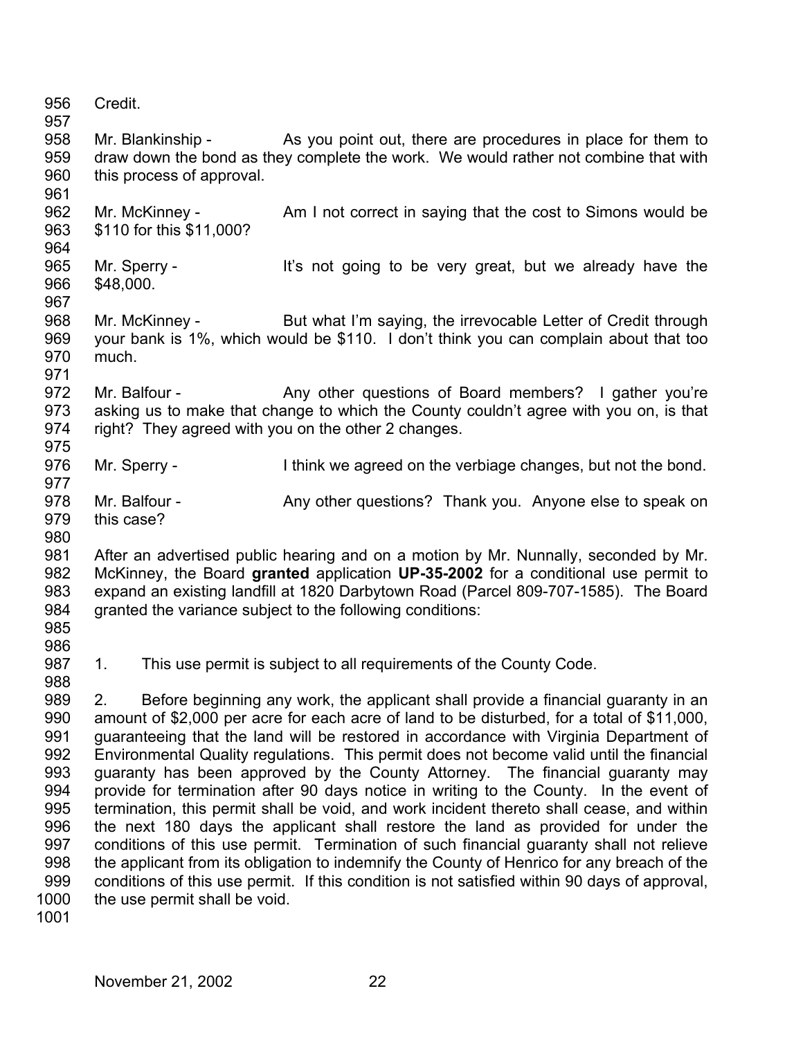Credit.

Mr. Blankinship - As you point out, there are procedures in place for them to draw down the bond as they complete the work. We would rather not combine that with this process of approval.

Mr. McKinney - Am I not correct in saying that the cost to Simons would be $110 for this $11,000?

Mr. Sperry - It's not going to be very great, but we already have the $48,000.

Mr. McKinney - But what I'm saying, the irrevocable Letter of Credit through your bank is 1%, which would be $110. I don't think you can complain about that too much.

Mr. Balfour - Any other questions of Board members? I gather you're asking us to make that change to which the County couldn't agree with you on, is that right? They agreed with you on the other 2 changes.

Mr. Sperry - I think we agreed on the verbiage changes, but not the bond.

Mr. Balfour - Any other questions? Thank you. Anyone else to speak on this case?

After an advertised public hearing and on a motion by Mr. Nunnally, seconded by Mr. McKinney, the Board **granted** application **UP-35-2002** for a conditional use permit to expand an existing landfill at 1820 Darbytown Road (Parcel 809-707-1585). The Board granted the variance subject to the following conditions:

1. This use permit is subject to all requirements of the County Code.

2. Before beginning any work, the applicant shall provide a financial guaranty in an amount of $2,000 per acre for each acre of land to be disturbed, for a total of $11,000, guaranteeing that the land will be restored in accordance with Virginia Department of Environmental Quality regulations. This permit does not become valid until the financial guaranty has been approved by the County Attorney. The financial guaranty may provide for termination after 90 days notice in writing to the County. In the event of termination, this permit shall be void, and work incident thereto shall cease, and within the next 180 days the applicant shall restore the land as provided for under the conditions of this use permit. Termination of such financial guaranty shall not relieve the applicant from its obligation to indemnify the County of Henrico for any breach of the conditions of this use permit. If this condition is not satisfied within 90 days of approval, the use permit shall be void.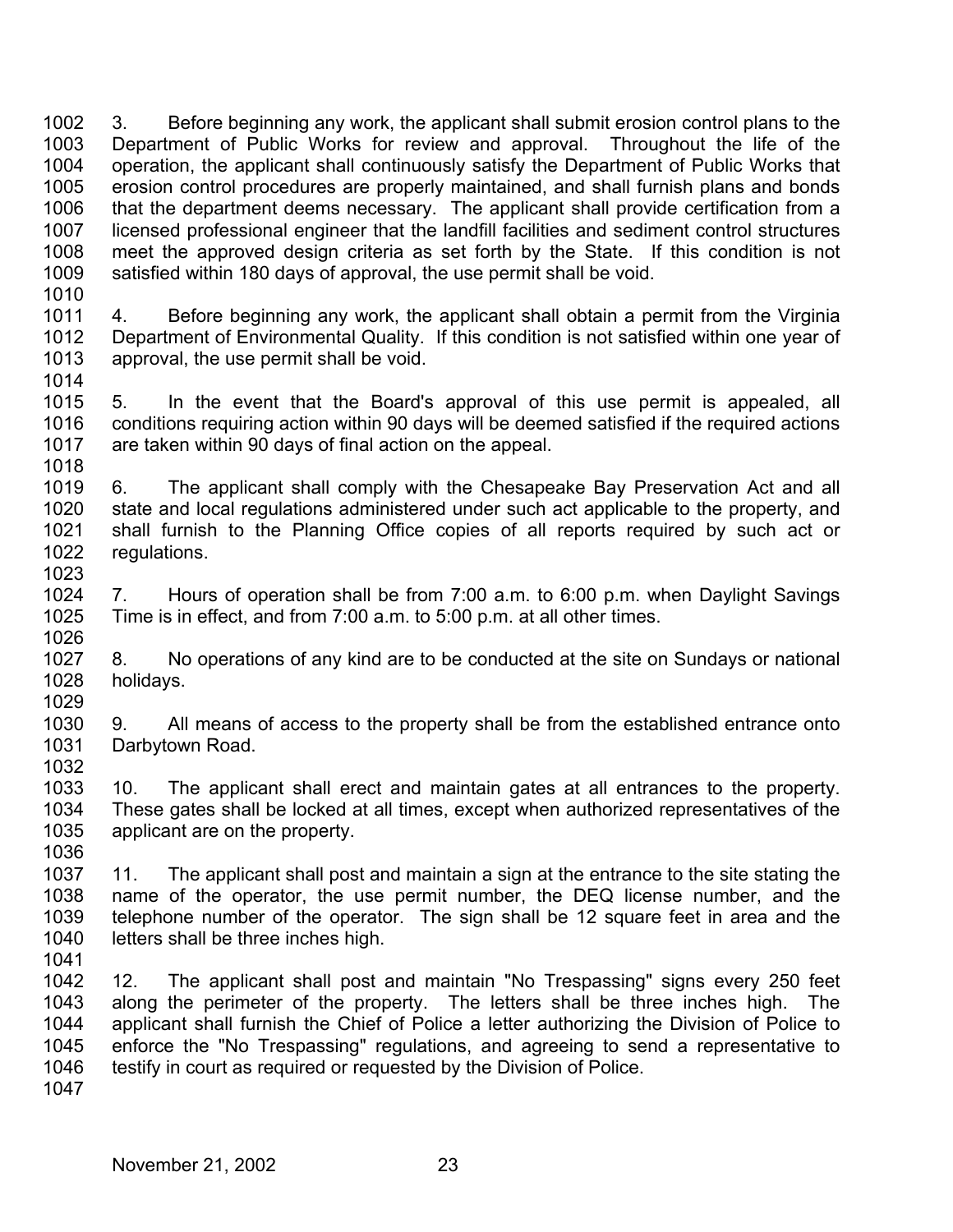3. Before beginning any work, the applicant shall submit erosion control plans to the Department of Public Works for review and approval. Throughout the life of the operation, the applicant shall continuously satisfy the Department of Public Works that erosion control procedures are properly maintained, and shall furnish plans and bonds that the department deems necessary. The applicant shall provide certification from a licensed professional engineer that the landfill facilities and sediment control structures meet the approved design criteria as set forth by the State. If this condition is not satisfied within 180 days of approval, the use permit shall be void.

4. Before beginning any work, the applicant shall obtain a permit from the Virginia Department of Environmental Quality. If this condition is not satisfied within one year of approval, the use permit shall be void.

5. In the event that the Board's approval of this use permit is appealed, all conditions requiring action within 90 days will be deemed satisfied if the required actions are taken within 90 days of final action on the appeal.

6. The applicant shall comply with the Chesapeake Bay Preservation Act and all state and local regulations administered under such act applicable to the property, and shall furnish to the Planning Office copies of all reports required by such act or regulations.

7. Hours of operation shall be from 7:00 a.m. to 6:00 p.m. when Daylight Savings Time is in effect, and from 7:00 a.m. to 5:00 p.m. at all other times.

8. No operations of any kind are to be conducted at the site on Sundays or national holidays.

9. All means of access to the property shall be from the established entrance onto Darbytown Road.

10. The applicant shall erect and maintain gates at all entrances to the property. These gates shall be locked at all times, except when authorized representatives of the applicant are on the property.

11. The applicant shall post and maintain a sign at the entrance to the site stating the name of the operator, the use permit number, the DEQ license number, and the telephone number of the operator. The sign shall be 12 square feet in area and the letters shall be three inches high.

12. The applicant shall post and maintain "No Trespassing" signs every 250 feet along the perimeter of the property. The letters shall be three inches high. The applicant shall furnish the Chief of Police a letter authorizing the Division of Police to enforce the "No Trespassing" regulations, and agreeing to send a representative to testify in court as required or requested by the Division of Police.

November 21, 2002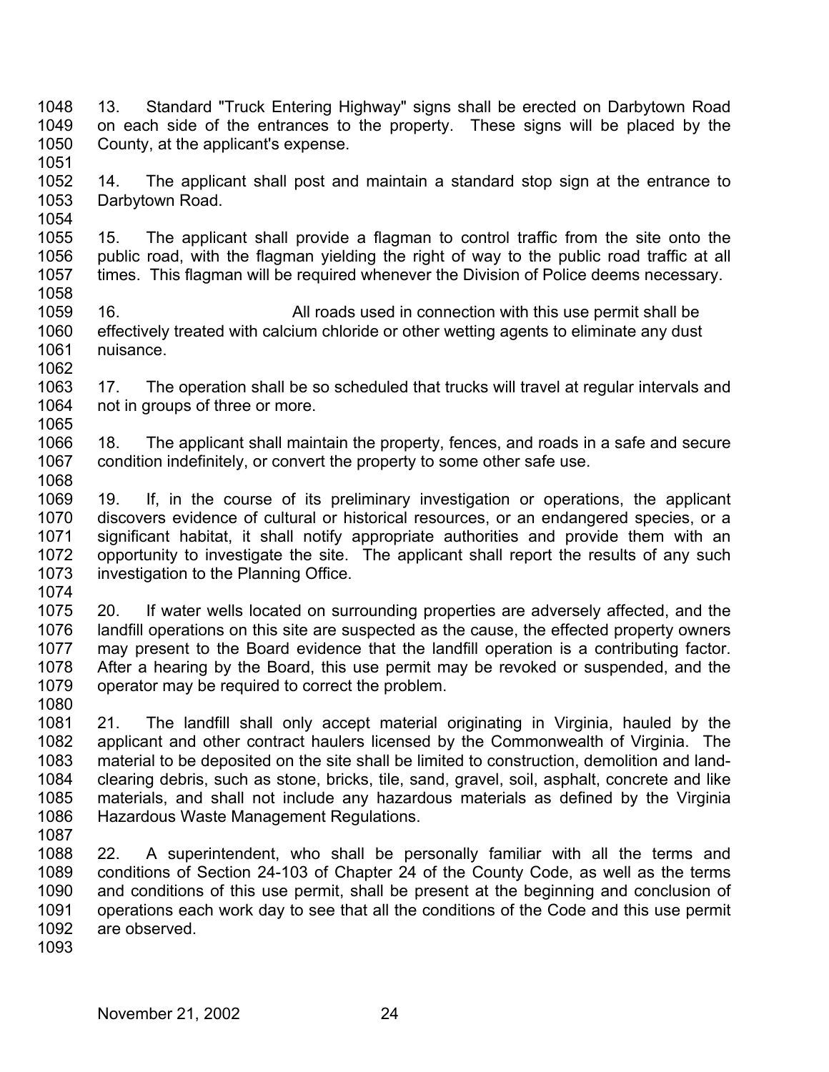13. Standard "Truck Entering Highway" signs shall be erected on Darbytown Road on each side of the entrances to the property. These signs will be placed by the County, at the applicant's expense.

14. The applicant shall post and maintain a standard stop sign at the entrance to Darbytown Road.

15. The applicant shall provide a flagman to control traffic from the site onto the public road, with the flagman yielding the right of way to the public road traffic at all times. This flagman will be required whenever the Division of Police deems necessary.

16. All roads used in connection with this use permit shall be effectively treated with calcium chloride or other wetting agents to eliminate any dust nuisance.

17. The operation shall be so scheduled that trucks will travel at regular intervals and not in groups of three or more.

18. The applicant shall maintain the property, fences, and roads in a safe and secure condition indefinitely, or convert the property to some other safe use.

19. If, in the course of its preliminary investigation or operations, the applicant discovers evidence of cultural or historical resources, or an endangered species, or a significant habitat, it shall notify appropriate authorities and provide them with an opportunity to investigate the site. The applicant shall report the results of any such investigation to the Planning Office.

20. If water wells located on surrounding properties are adversely affected, and the landfill operations on this site are suspected as the cause, the effected property owners may present to the Board evidence that the landfill operation is a contributing factor. After a hearing by the Board, this use permit may be revoked or suspended, and the operator may be required to correct the problem.

21. The landfill shall only accept material originating in Virginia, hauled by the applicant and other contract haulers licensed by the Commonwealth of Virginia. The material to be deposited on the site shall be limited to construction, demolition and land-clearing debris, such as stone, bricks, tile, sand, gravel, soil, asphalt, concrete and like materials, and shall not include any hazardous materials as defined by the Virginia Hazardous Waste Management Regulations.

22. A superintendent, who shall be personally familiar with all the terms and conditions of Section 24-103 of Chapter 24 of the County Code, as well as the terms and conditions of this use permit, shall be present at the beginning and conclusion of operations each work day to see that all the conditions of the Code and this use permit are observed.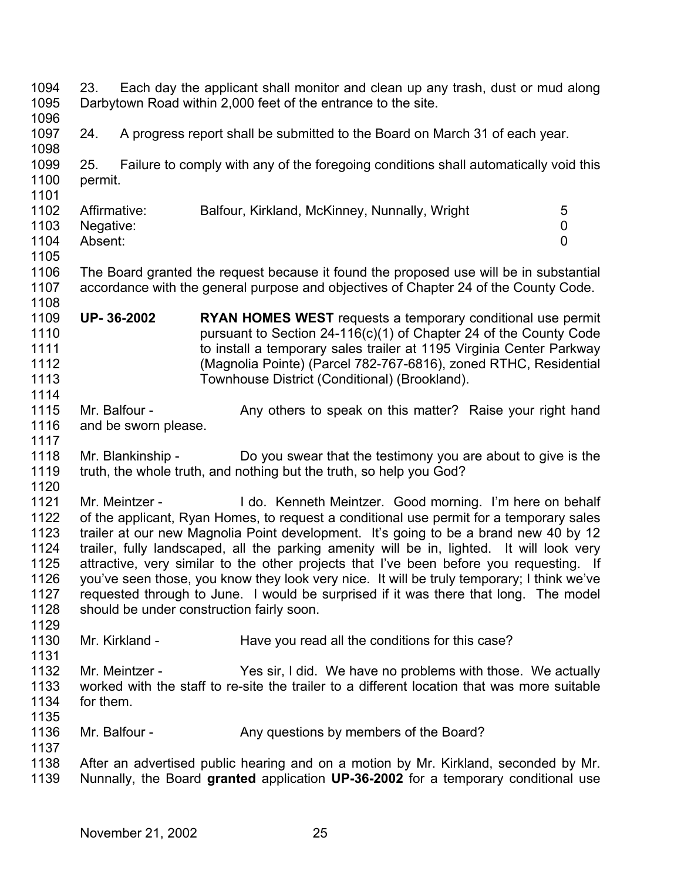23. Each day the applicant shall monitor and clean up any trash, dust or mud along Darbytown Road within 2,000 feet of the entrance to the site.

24. A progress report shall be submitted to the Board on March 31 of each year.

25. Failure to comply with any of the foregoing conditions shall automatically void this permit.

| | | |
|---|---|---|
| Affirmative: | Balfour, Kirkland, McKinney, Nunnally, Wright | 5 |
| Negative: | | 0 |
| Absent: | | 0 |

The Board granted the request because it found the proposed use will be in substantial accordance with the general purpose and objectives of Chapter 24 of the County Code.

**UP- 36-2002** **RYAN HOMES WEST** requests a temporary conditional use permit pursuant to Section 24-116(c)(1) of Chapter 24 of the County Code to install a temporary sales trailer at 1195 Virginia Center Parkway (Magnolia Pointe) (Parcel 782-767-6816), zoned RTHC, Residential Townhouse District (Conditional) (Brookland).

Mr. Balfour - Any others to speak on this matter? Raise your right hand and be sworn please.

Mr. Blankinship - Do you swear that the testimony you are about to give is the truth, the whole truth, and nothing but the truth, so help you God?

Mr. Meintzer - I do. Kenneth Meintzer. Good morning. I'm here on behalf of the applicant, Ryan Homes, to request a conditional use permit for a temporary sales trailer at our new Magnolia Point development. It's going to be a brand new 40 by 12 trailer, fully landscaped, all the parking amenity will be in, lighted. It will look very attractive, very similar to the other projects that I've been before you requesting. If you've seen those, you know they look very nice. It will be truly temporary; I think we've requested through to June. I would be surprised if it was there that long. The model should be under construction fairly soon.

Mr. Kirkland - Have you read all the conditions for this case?

Mr. Meintzer - Yes sir, I did. We have no problems with those. We actually worked with the staff to re-site the trailer to a different location that was more suitable for them.

Mr. Balfour - Any questions by members of the Board?

After an advertised public hearing and on a motion by Mr. Kirkland, seconded by Mr. Nunnally, the Board **granted** application **UP-36-2002** for a temporary conditional use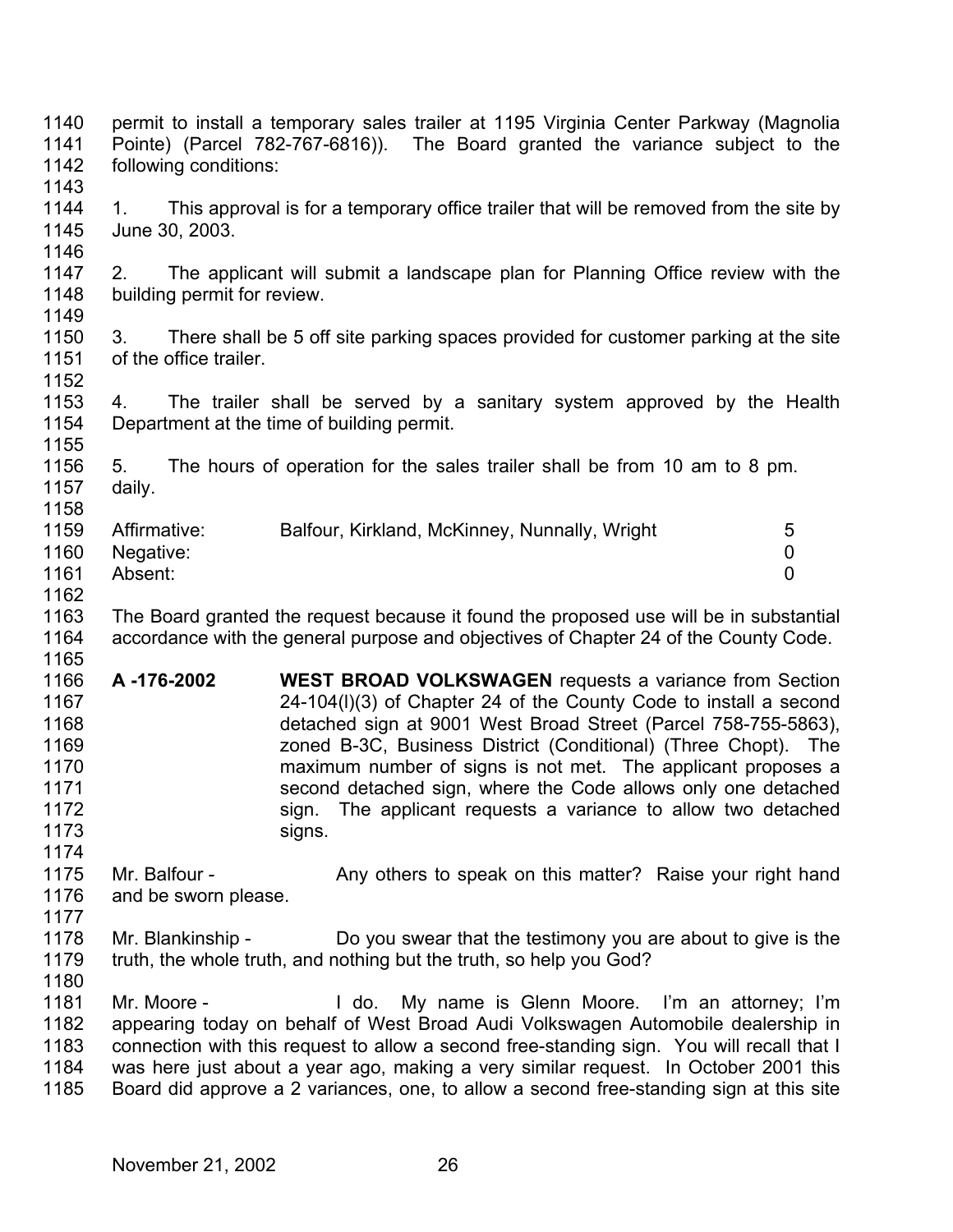permit to install a temporary sales trailer at 1195 Virginia Center Parkway (Magnolia Pointe) (Parcel 782-767-6816)). The Board granted the variance subject to the following conditions:

1. This approval is for a temporary office trailer that will be removed from the site by June 30, 2003.

2. The applicant will submit a landscape plan for Planning Office review with the building permit for review.

3. There shall be 5 off site parking spaces provided for customer parking at the site of the office trailer.

4. The trailer shall be served by a sanitary system approved by the Health Department at the time of building permit.

5. The hours of operation for the sales trailer shall be from 10 am to 8 pm. daily.

| | | |
|---|---|---|
| Affirmative: | Balfour, Kirkland, McKinney, Nunnally, Wright | 5 |
| Negative: | | 0 |
| Absent: | | 0 |

The Board granted the request because it found the proposed use will be in substantial accordance with the general purpose and objectives of Chapter 24 of the County Code.

**A -176-2002** **WEST BROAD VOLKSWAGEN** requests a variance from Section 24-104(l)(3) of Chapter 24 of the County Code to install a second detached sign at 9001 West Broad Street (Parcel 758-755-5863), zoned B-3C, Business District (Conditional) (Three Chopt). The maximum number of signs is not met. The applicant proposes a second detached sign, where the Code allows only one detached sign. The applicant requests a variance to allow two detached signs.

Mr. Balfour - Any others to speak on this matter? Raise your right hand and be sworn please.

Mr. Blankinship - Do you swear that the testimony you are about to give is the truth, the whole truth, and nothing but the truth, so help you God?

Mr. Moore - I do. My name is Glenn Moore. I'm an attorney; I'm appearing today on behalf of West Broad Audi Volkswagen Automobile dealership in connection with this request to allow a second free-standing sign. You will recall that I was here just about a year ago, making a very similar request. In October 2001 this Board did approve a 2 variances, one, to allow a second free-standing sign at this site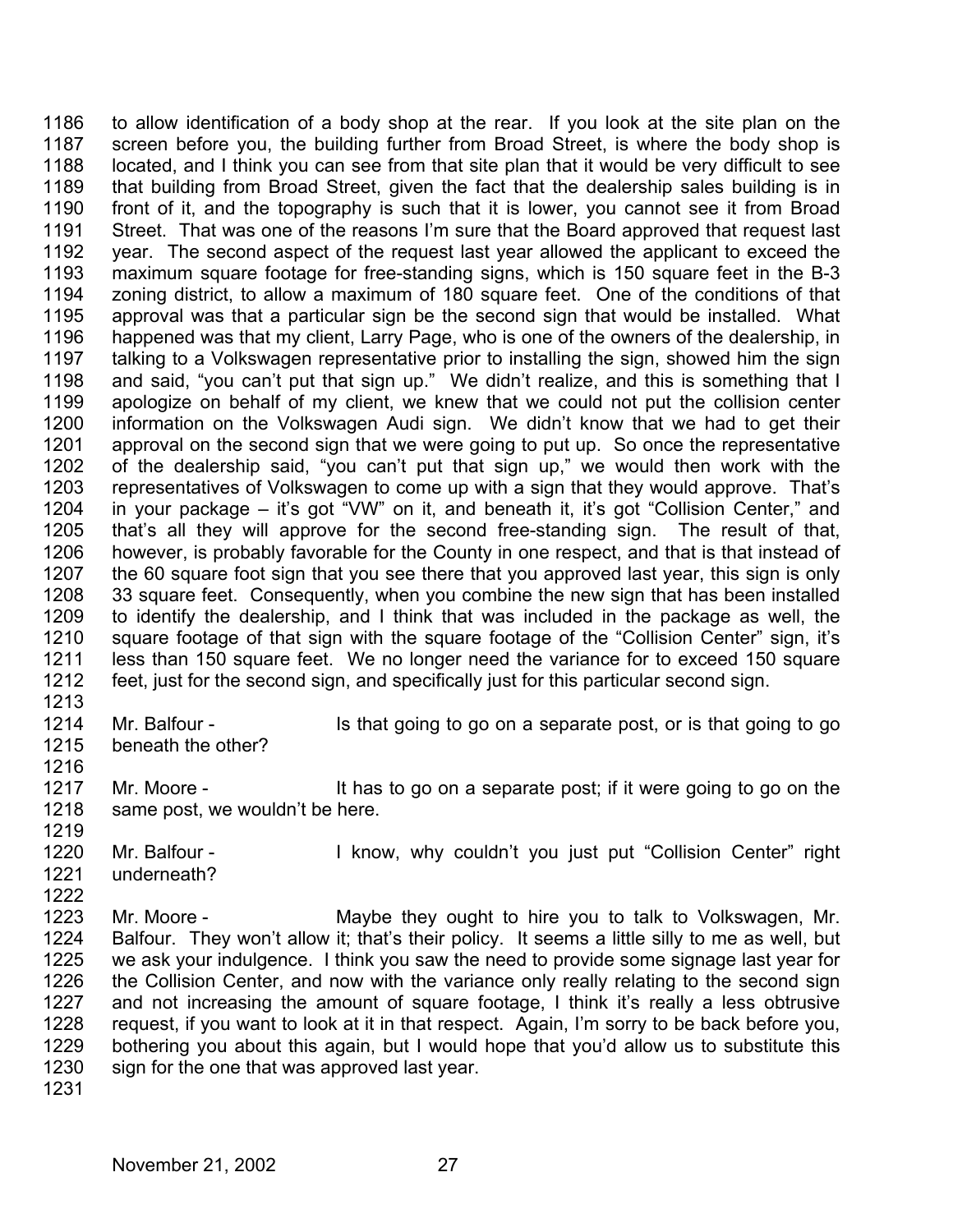to allow identification of a body shop at the rear. If you look at the site plan on the screen before you, the building further from Broad Street, is where the body shop is located, and I think you can see from that site plan that it would be very difficult to see that building from Broad Street, given the fact that the dealership sales building is in front of it, and the topography is such that it is lower, you cannot see it from Broad Street. That was one of the reasons I'm sure that the Board approved that request last year. The second aspect of the request last year allowed the applicant to exceed the maximum square footage for free-standing signs, which is 150 square feet in the B-3 zoning district, to allow a maximum of 180 square feet. One of the conditions of that approval was that a particular sign be the second sign that would be installed. What happened was that my client, Larry Page, who is one of the owners of the dealership, in talking to a Volkswagen representative prior to installing the sign, showed him the sign and said, "you can't put that sign up." We didn't realize, and this is something that I apologize on behalf of my client, we knew that we could not put the collision center information on the Volkswagen Audi sign. We didn't know that we had to get their approval on the second sign that we were going to put up. So once the representative of the dealership said, "you can't put that sign up," we would then work with the representatives of Volkswagen to come up with a sign that they would approve. That's in your package – it's got "VW" on it, and beneath it, it's got "Collision Center," and that's all they will approve for the second free-standing sign. The result of that, however, is probably favorable for the County in one respect, and that is that instead of the 60 square foot sign that you see there that you approved last year, this sign is only 33 square feet. Consequently, when you combine the new sign that has been installed to identify the dealership, and I think that was included in the package as well, the square footage of that sign with the square footage of the "Collision Center" sign, it's less than 150 square feet. We no longer need the variance for to exceed 150 square feet, just for the second sign, and specifically just for this particular second sign.

Mr. Balfour - Is that going to go on a separate post, or is that going to go beneath the other?

Mr. Moore - It has to go on a separate post; if it were going to go on the same post, we wouldn't be here.

Mr. Balfour - I know, why couldn't you just put "Collision Center" right underneath?

Mr. Moore - Maybe they ought to hire you to talk to Volkswagen, Mr. Balfour. They won't allow it; that's their policy. It seems a little silly to me as well, but we ask your indulgence. I think you saw the need to provide some signage last year for the Collision Center, and now with the variance only really relating to the second sign and not increasing the amount of square footage, I think it's really a less obtrusive request, if you want to look at it in that respect. Again, I'm sorry to be back before you, bothering you about this again, but I would hope that you'd allow us to substitute this sign for the one that was approved last year.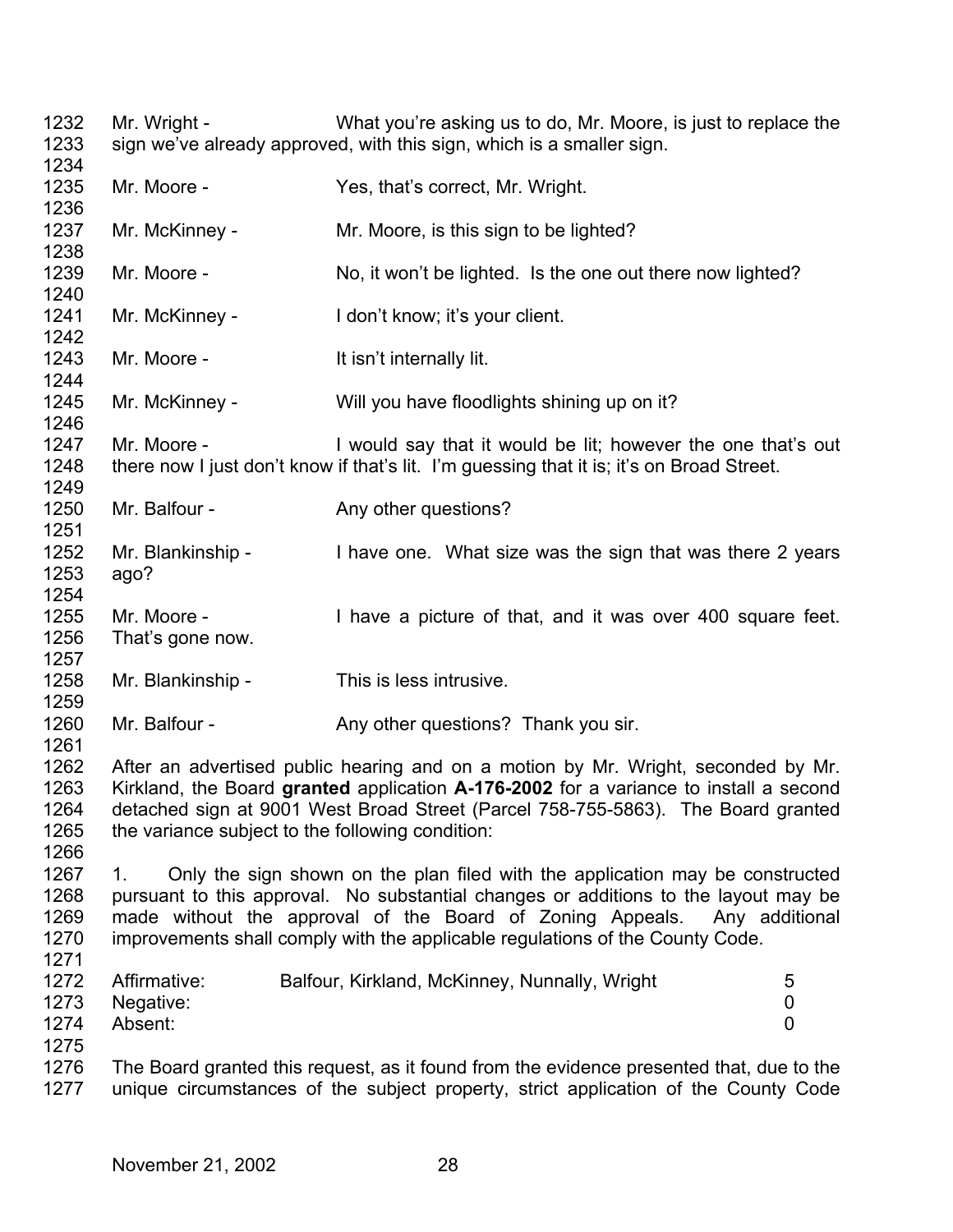Mr. Wright - What you're asking us to do, Mr. Moore, is just to replace the sign we've already approved, with this sign, which is a smaller sign.

Mr. Moore - Yes, that's correct, Mr. Wright.

Mr. McKinney - Mr. Moore, is this sign to be lighted?

Mr. Moore - No, it won't be lighted. Is the one out there now lighted?

Mr. McKinney - I don't know; it's your client.

Mr. Moore - It isn't internally lit.

Mr. McKinney - Will you have floodlights shining up on it?

Mr. Moore - I would say that it would be lit; however the one that's out there now I just don't know if that's lit. I'm guessing that it is; it's on Broad Street.

Mr. Balfour - Any other questions?

Mr. Blankinship - I have one. What size was the sign that was there 2 years ago?

Mr. Moore - I have a picture of that, and it was over 400 square feet. That's gone now.

Mr. Blankinship - This is less intrusive.

Mr. Balfour - Any other questions? Thank you sir.

After an advertised public hearing and on a motion by Mr. Wright, seconded by Mr. Kirkland, the Board **granted** application **A-176-2002** for a variance to install a second detached sign at 9001 West Broad Street (Parcel 758-755-5863). The Board granted the variance subject to the following condition:

1. Only the sign shown on the plan filed with the application may be constructed pursuant to this approval. No substantial changes or additions to the layout may be made without the approval of the Board of Zoning Appeals. Any additional improvements shall comply with the applicable regulations of the County Code.

| | | |
|---|---|---|
| Affirmative: | Balfour, Kirkland, McKinney, Nunnally, Wright | 5 |
| Negative: | | 0 |
| Absent: | | 0 |

The Board granted this request, as it found from the evidence presented that, due to the unique circumstances of the subject property, strict application of the County Code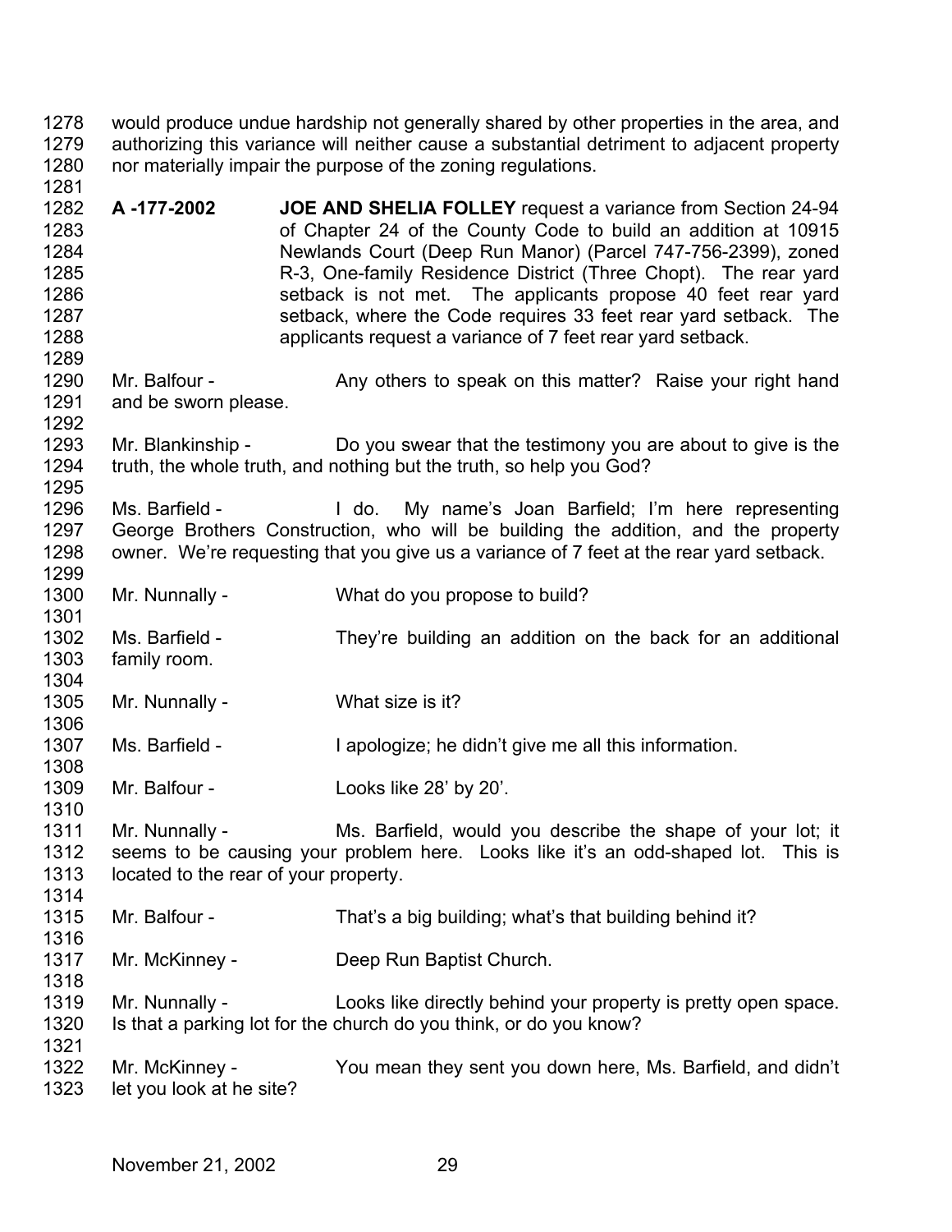would produce undue hardship not generally shared by other properties in the area, and authorizing this variance will neither cause a substantial detriment to adjacent property nor materially impair the purpose of the zoning regulations.

**A -177-2002** **JOE AND SHELIA FOLLEY** request a variance from Section 24-94 of Chapter 24 of the County Code to build an addition at 10915 Newlands Court (Deep Run Manor) (Parcel 747-756-2399), zoned R-3, One-family Residence District (Three Chopt). The rear yard setback is not met. The applicants propose 40 feet rear yard setback, where the Code requires 33 feet rear yard setback. The applicants request a variance of 7 feet rear yard setback.

Mr. Balfour - Any others to speak on this matter? Raise your right hand and be sworn please.

Mr. Blankinship - Do you swear that the testimony you are about to give is the truth, the whole truth, and nothing but the truth, so help you God?

Ms. Barfield - I do. My name's Joan Barfield; I'm here representing George Brothers Construction, who will be building the addition, and the property owner. We're requesting that you give us a variance of 7 feet at the rear yard setback.

Mr. Nunnally - What do you propose to build?

Ms. Barfield - They're building an addition on the back for an additional family room.

Mr. Nunnally - What size is it?

Ms. Barfield - I apologize; he didn't give me all this information.

Mr. Balfour - Looks like 28' by 20'.

Mr. Nunnally - Ms. Barfield, would you describe the shape of your lot; it seems to be causing your problem here. Looks like it's an odd-shaped lot. This is located to the rear of your property.

Mr. Balfour - That's a big building; what's that building behind it?

Mr. McKinney - Deep Run Baptist Church.

Mr. Nunnally - Looks like directly behind your property is pretty open space. Is that a parking lot for the church do you think, or do you know?

Mr. McKinney - You mean they sent you down here, Ms. Barfield, and didn't let you look at he site?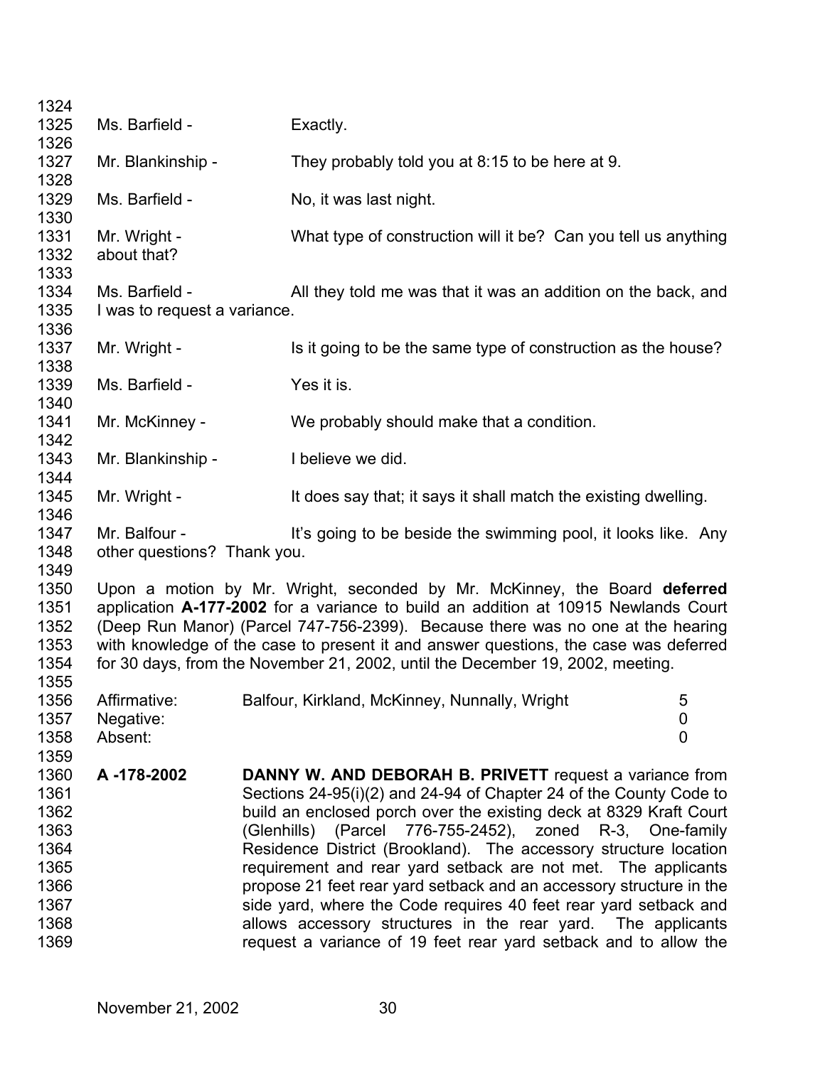Ms. Barfield - Exactly.

Mr. Blankinship - They probably told you at 8:15 to be here at 9.

Ms. Barfield - No, it was last night.

Mr. Wright - What type of construction will it be? Can you tell us anything about that?

Ms. Barfield - All they told me was that it was an addition on the back, and I was to request a variance.

Mr. Wright - Is it going to be the same type of construction as the house?

Ms. Barfield - Yes it is.

Mr. McKinney - We probably should make that a condition.

Mr. Blankinship - I believe we did.

Mr. Wright - It does say that; it says it shall match the existing dwelling.

Mr. Balfour - It's going to be beside the swimming pool, it looks like. Any other questions? Thank you.

Upon a motion by Mr. Wright, seconded by Mr. McKinney, the Board **deferred** application **A-177-2002** for a variance to build an addition at 10915 Newlands Court (Deep Run Manor) (Parcel 747-756-2399). Because there was no one at the hearing with knowledge of the case to present it and answer questions, the case was deferred for 30 days, from the November 21, 2002, until the December 19, 2002, meeting.

| | | |
|---|---|---|
| Affirmative: | Balfour, Kirkland, McKinney, Nunnally, Wright | 5 |
| Negative: | | 0 |
| Absent: | | 0 |

**A -178-2002** **DANNY W. AND DEBORAH B. PRIVETT** request a variance from Sections 24-95(i)(2) and 24-94 of Chapter 24 of the County Code to build an enclosed porch over the existing deck at 8329 Kraft Court (Glenhills) (Parcel 776-755-2452), zoned R-3, One-family Residence District (Brookland). The accessory structure location requirement and rear yard setback are not met. The applicants propose 21 feet rear yard setback and an accessory structure in the side yard, where the Code requires 40 feet rear yard setback and allows accessory structures in the rear yard. The applicants request a variance of 19 feet rear yard setback and to allow the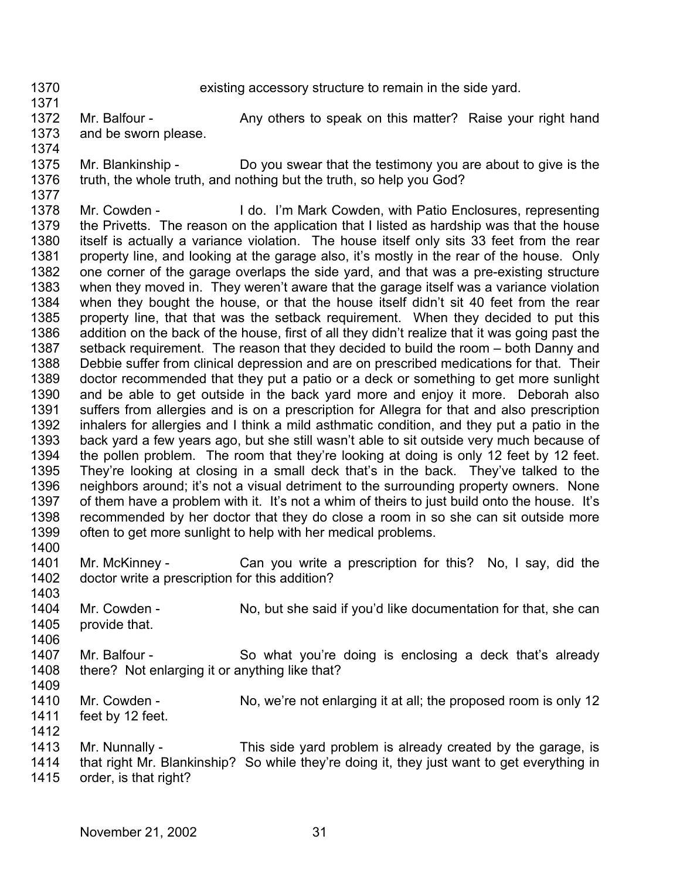existing accessory structure to remain in the side yard.

Mr. Balfour - Any others to speak on this matter? Raise your right hand and be sworn please.

Mr. Blankinship - Do you swear that the testimony you are about to give is the truth, the whole truth, and nothing but the truth, so help you God?

Mr. Cowden - I do. I'm Mark Cowden, with Patio Enclosures, representing the Privetts. The reason on the application that I listed as hardship was that the house itself is actually a variance violation. The house itself only sits 33 feet from the rear property line, and looking at the garage also, it's mostly in the rear of the house. Only one corner of the garage overlaps the side yard, and that was a pre-existing structure when they moved in. They weren't aware that the garage itself was a variance violation when they bought the house, or that the house itself didn't sit 40 feet from the rear property line, that that was the setback requirement. When they decided to put this addition on the back of the house, first of all they didn't realize that it was going past the setback requirement. The reason that they decided to build the room – both Danny and Debbie suffer from clinical depression and are on prescribed medications for that. Their doctor recommended that they put a patio or a deck or something to get more sunlight and be able to get outside in the back yard more and enjoy it more. Deborah also suffers from allergies and is on a prescription for Allegra for that and also prescription inhalers for allergies and I think a mild asthmatic condition, and they put a patio in the back yard a few years ago, but she still wasn't able to sit outside very much because of the pollen problem. The room that they're looking at doing is only 12 feet by 12 feet. They're looking at closing in a small deck that's in the back. They've talked to the neighbors around; it's not a visual detriment to the surrounding property owners. None of them have a problem with it. It's not a whim of theirs to just build onto the house. It's recommended by her doctor that they do close a room in so she can sit outside more often to get more sunlight to help with her medical problems.

Mr. McKinney - Can you write a prescription for this? No, I say, did the doctor write a prescription for this addition?

Mr. Cowden - No, but she said if you'd like documentation for that, she can provide that.

Mr. Balfour - So what you're doing is enclosing a deck that's already there? Not enlarging it or anything like that?

Mr. Cowden - No, we're not enlarging it at all; the proposed room is only 12 feet by 12 feet.

Mr. Nunnally - This side yard problem is already created by the garage, is that right Mr. Blankinship? So while they're doing it, they just want to get everything in order, is that right?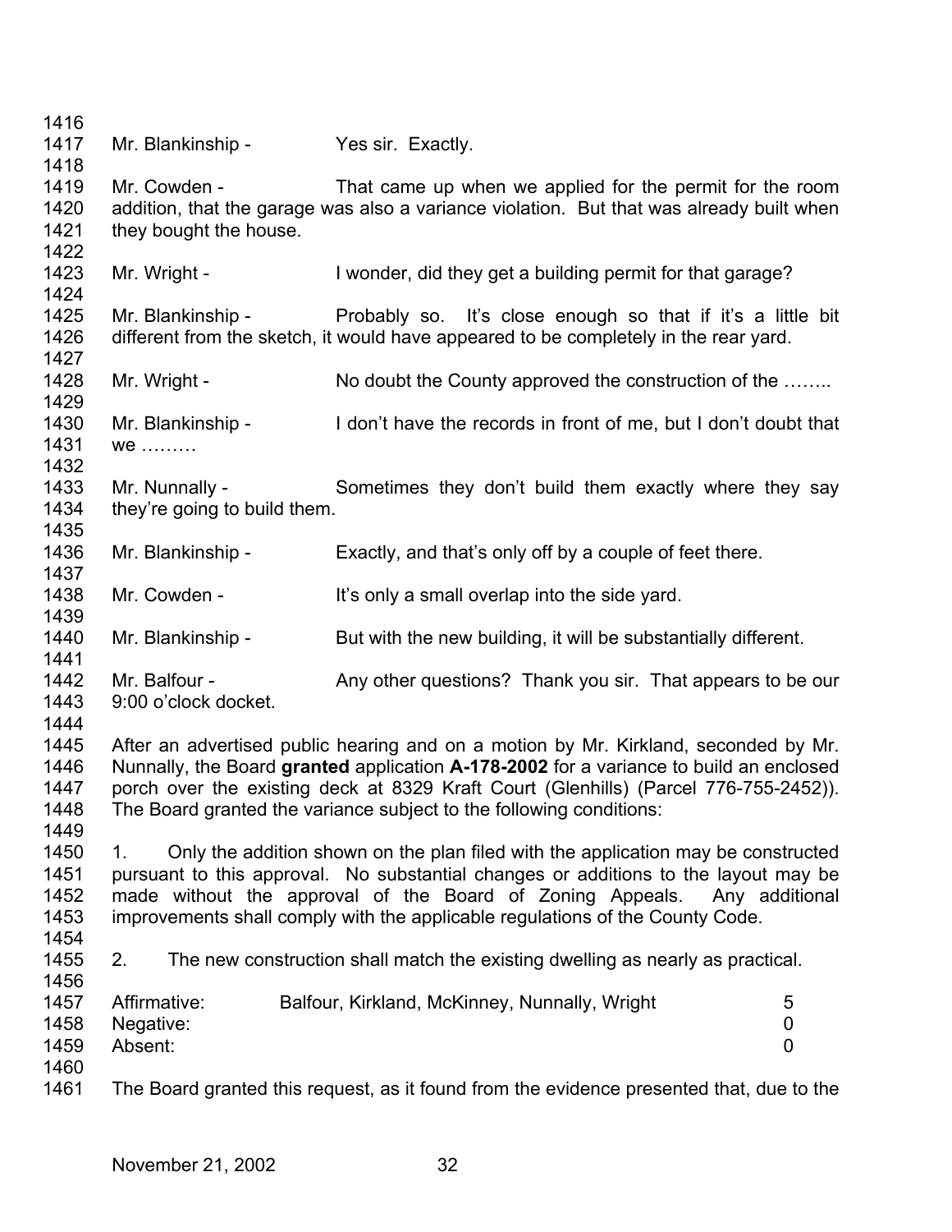Mr. Blankinship - Yes sir. Exactly.

Mr. Cowden - That came up when we applied for the permit for the room addition, that the garage was also a variance violation. But that was already built when they bought the house.

Mr. Wright - I wonder, did they get a building permit for that garage?

Mr. Blankinship - Probably so. It's close enough so that if it's a little bit different from the sketch, it would have appeared to be completely in the rear yard.

Mr. Wright - No doubt the County approved the construction of the ……..

Mr. Blankinship - I don't have the records in front of me, but I don't doubt that we ………

Mr. Nunnally - Sometimes they don't build them exactly where they say they're going to build them.

Mr. Blankinship - Exactly, and that's only off by a couple of feet there.

Mr. Cowden - It's only a small overlap into the side yard.

Mr. Blankinship - But with the new building, it will be substantially different.

Mr. Balfour - Any other questions? Thank you sir. That appears to be our 9:00 o'clock docket.

After an advertised public hearing and on a motion by Mr. Kirkland, seconded by Mr. Nunnally, the Board **granted** application **A-178-2002** for a variance to build an enclosed porch over the existing deck at 8329 Kraft Court (Glenhills) (Parcel 776-755-2452)). The Board granted the variance subject to the following conditions:

1. Only the addition shown on the plan filed with the application may be constructed pursuant to this approval. No substantial changes or additions to the layout may be made without the approval of the Board of Zoning Appeals. Any additional improvements shall comply with the applicable regulations of the County Code.

2. The new construction shall match the existing dwelling as nearly as practical.

| | | |
|---|---|---|
| Affirmative: | Balfour, Kirkland, McKinney, Nunnally, Wright | 5 |
| Negative: | | 0 |
| Absent: | | 0 |

The Board granted this request, as it found from the evidence presented that, due to the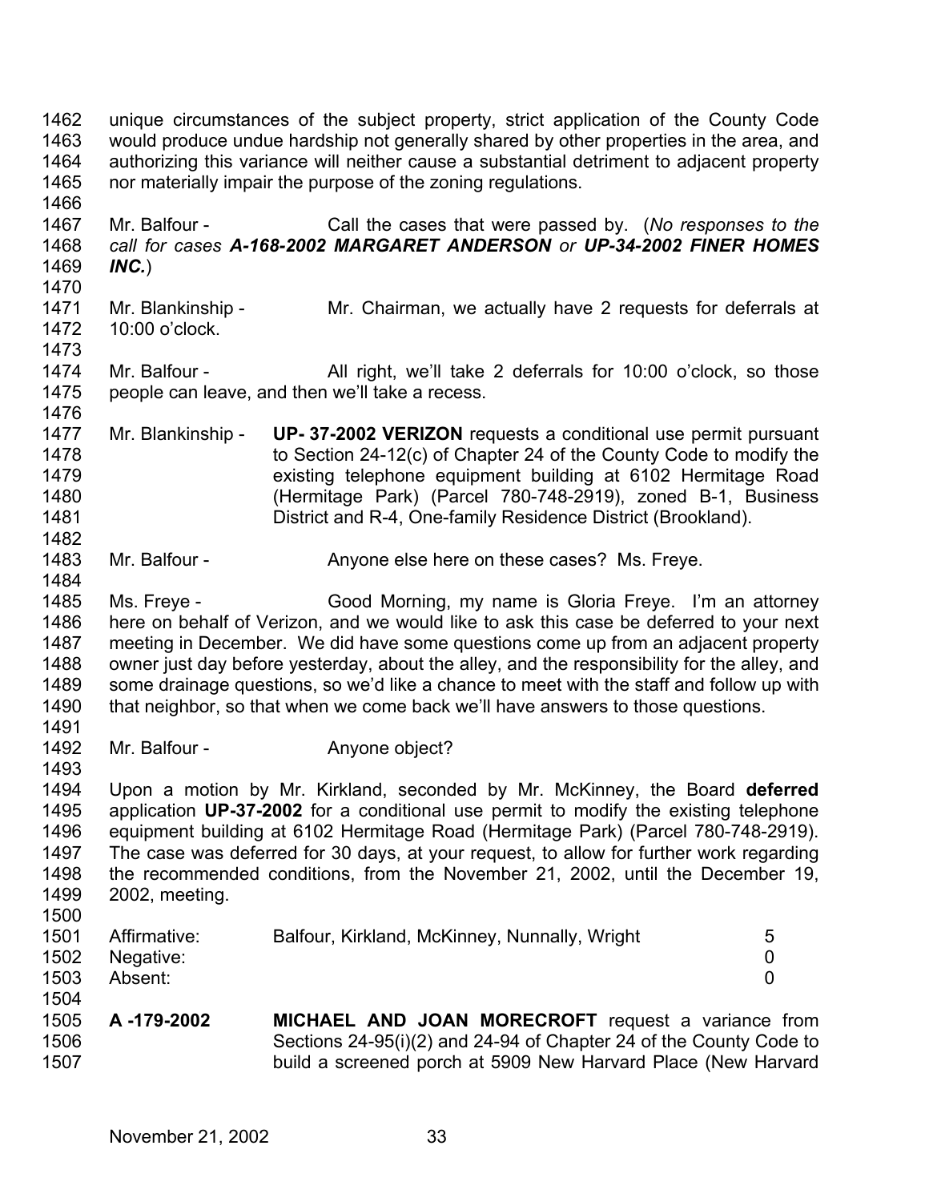unique circumstances of the subject property, strict application of the County Code would produce undue hardship not generally shared by other properties in the area, and authorizing this variance will neither cause a substantial detriment to adjacent property nor materially impair the purpose of the zoning regulations.

Mr. Balfour - Call the cases that were passed by. (*No responses to the call for cases* ***A-168-2002 MARGARET ANDERSON*** *or* ***UP-34-2002 FINER HOMES INC.***)

Mr. Blankinship - Mr. Chairman, we actually have 2 requests for deferrals at 10:00 o'clock.

Mr. Balfour - All right, we'll take 2 deferrals for 10:00 o'clock, so those people can leave, and then we'll take a recess.

Mr. Blankinship - **UP- 37-2002 VERIZON** requests a conditional use permit pursuant to Section 24-12(c) of Chapter 24 of the County Code to modify the existing telephone equipment building at 6102 Hermitage Road (Hermitage Park) (Parcel 780-748-2919), zoned B-1, Business District and R-4, One-family Residence District (Brookland).

Mr. Balfour - Anyone else here on these cases? Ms. Freye.

Ms. Freye - Good Morning, my name is Gloria Freye. I'm an attorney here on behalf of Verizon, and we would like to ask this case be deferred to your next meeting in December. We did have some questions come up from an adjacent property owner just day before yesterday, about the alley, and the responsibility for the alley, and some drainage questions, so we'd like a chance to meet with the staff and follow up with that neighbor, so that when we come back we'll have answers to those questions.

Mr. Balfour - Anyone object?

Upon a motion by Mr. Kirkland, seconded by Mr. McKinney, the Board **deferred** application **UP-37-2002** for a conditional use permit to modify the existing telephone equipment building at 6102 Hermitage Road (Hermitage Park) (Parcel 780-748-2919). The case was deferred for 30 days, at your request, to allow for further work regarding the recommended conditions, from the November 21, 2002, until the December 19, 2002, meeting.

| | | |
|---|---|---|
| Affirmative: | Balfour, Kirkland, McKinney, Nunnally, Wright | 5 |
| Negative: | | 0 |
| Absent: | | 0 |

**A -179-2002** **MICHAEL AND JOAN MORECROFT** request a variance from Sections 24-95(i)(2) and 24-94 of Chapter 24 of the County Code to build a screened porch at 5909 New Harvard Place (New Harvard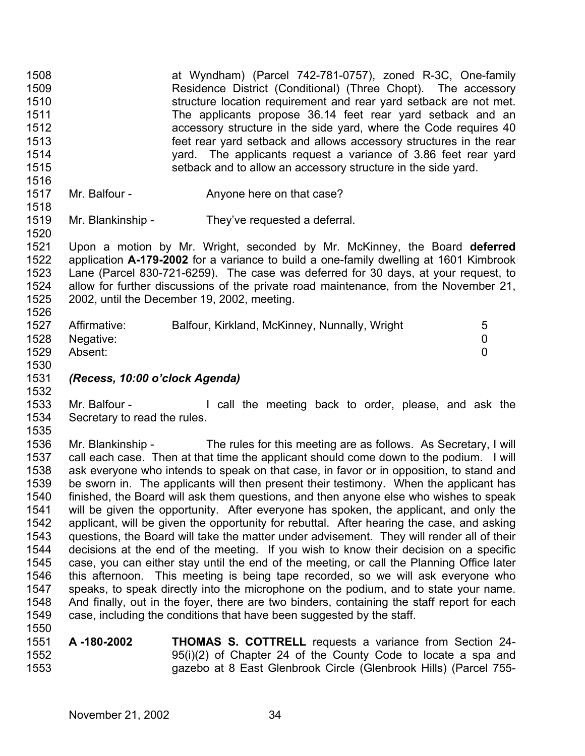at Wyndham) (Parcel 742-781-0757), zoned R-3C, One-family Residence District (Conditional) (Three Chopt). The accessory structure location requirement and rear yard setback are not met. The applicants propose 36.14 feet rear yard setback and an accessory structure in the side yard, where the Code requires 40 feet rear yard setback and allows accessory structures in the rear yard. The applicants request a variance of 3.86 feet rear yard setback and to allow an accessory structure in the side yard.

Mr. Balfour - Anyone here on that case?

Mr. Blankinship - They've requested a deferral.

Upon a motion by Mr. Wright, seconded by Mr. McKinney, the Board **deferred** application **A-179-2002** for a variance to build a one-family dwelling at 1601 Kimbrook Lane (Parcel 830-721-6259). The case was deferred for 30 days, at your request, to allow for further discussions of the private road maintenance, from the November 21, 2002, until the December 19, 2002, meeting.

| | | |
|---|---|---|
| Affirmative: | Balfour, Kirkland, McKinney, Nunnally, Wright | 5 |
| Negative: | | 0 |
| Absent: | | 0 |

***(Recess, 10:00 o'clock Agenda)***

Mr. Balfour - I call the meeting back to order, please, and ask the Secretary to read the rules.

Mr. Blankinship - The rules for this meeting are as follows. As Secretary, I will call each case. Then at that time the applicant should come down to the podium. I will ask everyone who intends to speak on that case, in favor or in opposition, to stand and be sworn in. The applicants will then present their testimony. When the applicant has finished, the Board will ask them questions, and then anyone else who wishes to speak will be given the opportunity. After everyone has spoken, the applicant, and only the applicant, will be given the opportunity for rebuttal. After hearing the case, and asking questions, the Board will take the matter under advisement. They will render all of their decisions at the end of the meeting. If you wish to know their decision on a specific case, you can either stay until the end of the meeting, or call the Planning Office later this afternoon. This meeting is being tape recorded, so we will ask everyone who speaks, to speak directly into the microphone on the podium, and to state your name. And finally, out in the foyer, there are two binders, containing the staff report for each case, including the conditions that have been suggested by the staff.

**A -180-2002** **THOMAS S. COTTRELL** requests a variance from Section 24-95(i)(2) of Chapter 24 of the County Code to locate a spa and gazebo at 8 East Glenbrook Circle (Glenbrook Hills) (Parcel 755-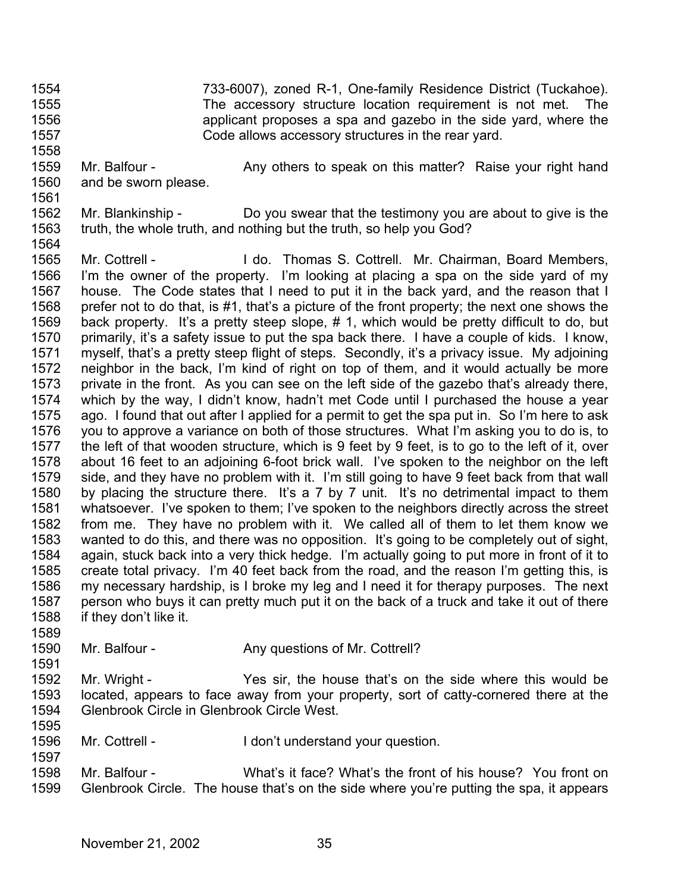733-6007), zoned R-1, One-family Residence District (Tuckahoe). The accessory structure location requirement is not met. The applicant proposes a spa and gazebo in the side yard, where the Code allows accessory structures in the rear yard.

Mr. Balfour - Any others to speak on this matter? Raise your right hand and be sworn please.

Mr. Blankinship - Do you swear that the testimony you are about to give is the truth, the whole truth, and nothing but the truth, so help you God?

Mr. Cottrell - I do. Thomas S. Cottrell. Mr. Chairman, Board Members, I'm the owner of the property. I'm looking at placing a spa on the side yard of my house. The Code states that I need to put it in the back yard, and the reason that I prefer not to do that, is #1, that's a picture of the front property; the next one shows the back property. It's a pretty steep slope, # 1, which would be pretty difficult to do, but primarily, it's a safety issue to put the spa back there. I have a couple of kids. I know, myself, that's a pretty steep flight of steps. Secondly, it's a privacy issue. My adjoining neighbor in the back, I'm kind of right on top of them, and it would actually be more private in the front. As you can see on the left side of the gazebo that's already there, which by the way, I didn't know, hadn't met Code until I purchased the house a year ago. I found that out after I applied for a permit to get the spa put in. So I'm here to ask you to approve a variance on both of those structures. What I'm asking you to do is, to the left of that wooden structure, which is 9 feet by 9 feet, is to go to the left of it, over about 16 feet to an adjoining 6-foot brick wall. I've spoken to the neighbor on the left side, and they have no problem with it. I'm still going to have 9 feet back from that wall by placing the structure there. It's a 7 by 7 unit. It's no detrimental impact to them whatsoever. I've spoken to them; I've spoken to the neighbors directly across the street from me. They have no problem with it. We called all of them to let them know we wanted to do this, and there was no opposition. It's going to be completely out of sight, again, stuck back into a very thick hedge. I'm actually going to put more in front of it to create total privacy. I'm 40 feet back from the road, and the reason I'm getting this, is my necessary hardship, is I broke my leg and I need it for therapy purposes. The next person who buys it can pretty much put it on the back of a truck and take it out of there if they don't like it.

Mr. Balfour - Any questions of Mr. Cottrell?

Mr. Wright - Yes sir, the house that's on the side where this would be located, appears to face away from your property, sort of catty-cornered there at the Glenbrook Circle in Glenbrook Circle West.

Mr. Cottrell - I don't understand your question.

Mr. Balfour - What's it face? What's the front of his house? You front on Glenbrook Circle. The house that's on the side where you're putting the spa, it appears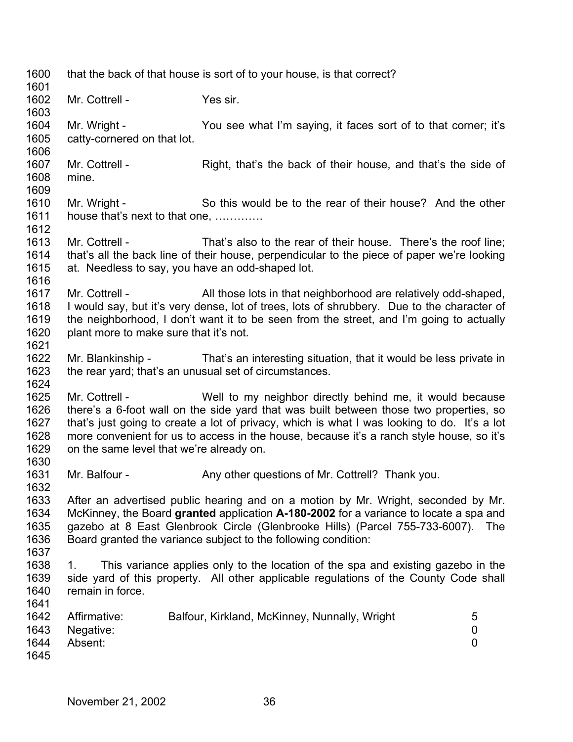that the back of that house is sort of to your house, is that correct?

Mr. Cottrell - Yes sir.

Mr. Wright - You see what I'm saying, it faces sort of to that corner; it's catty-cornered on that lot.

Mr. Cottrell - Right, that's the back of their house, and that's the side of mine.

Mr. Wright - So this would be to the rear of their house? And the other house that's next to that one, ………….

Mr. Cottrell - That's also to the rear of their house. There's the roof line; that's all the back line of their house, perpendicular to the piece of paper we're looking at. Needless to say, you have an odd-shaped lot.

Mr. Cottrell - All those lots in that neighborhood are relatively odd-shaped, I would say, but it's very dense, lot of trees, lots of shrubbery. Due to the character of the neighborhood, I don't want it to be seen from the street, and I'm going to actually plant more to make sure that it's not.

Mr. Blankinship - That's an interesting situation, that it would be less private in the rear yard; that's an unusual set of circumstances.

Mr. Cottrell - Well to my neighbor directly behind me, it would because there's a 6-foot wall on the side yard that was built between those two properties, so that's just going to create a lot of privacy, which is what I was looking to do. It's a lot more convenient for us to access in the house, because it's a ranch style house, so it's on the same level that we're already on.

Mr. Balfour - Any other questions of Mr. Cottrell? Thank you.

After an advertised public hearing and on a motion by Mr. Wright, seconded by Mr. McKinney, the Board **granted** application **A-180-2002** for a variance to locate a spa and gazebo at 8 East Glenbrook Circle (Glenbrooke Hills) (Parcel 755-733-6007). The Board granted the variance subject to the following condition:

1. This variance applies only to the location of the spa and existing gazebo in the side yard of this property. All other applicable regulations of the County Code shall remain in force.

| | | |
|---|---|---|
| Affirmative: | Balfour, Kirkland, McKinney, Nunnally, Wright | 5 |
| Negative: | | 0 |
| Absent: | | 0 |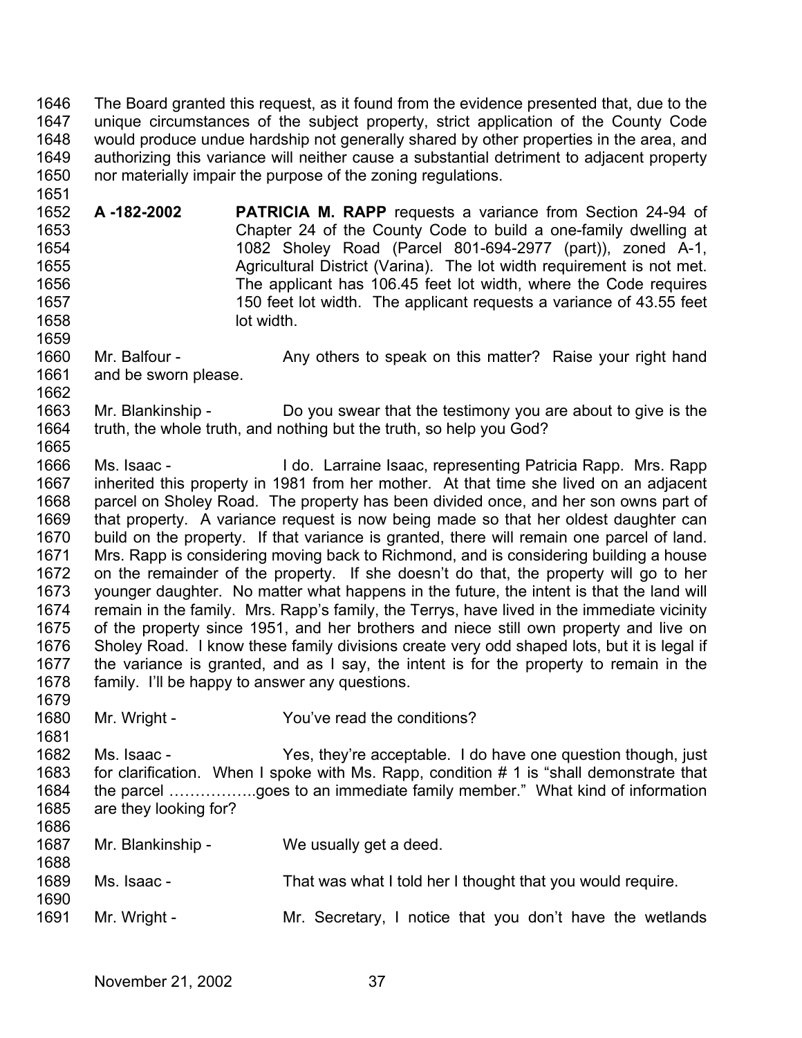The Board granted this request, as it found from the evidence presented that, due to the unique circumstances of the subject property, strict application of the County Code would produce undue hardship not generally shared by other properties in the area, and authorizing this variance will neither cause a substantial detriment to adjacent property nor materially impair the purpose of the zoning regulations.

**A -182-2002** **PATRICIA M. RAPP** requests a variance from Section 24-94 of Chapter 24 of the County Code to build a one-family dwelling at 1082 Sholey Road (Parcel 801-694-2977 (part)), zoned A-1, Agricultural District (Varina). The lot width requirement is not met. The applicant has 106.45 feet lot width, where the Code requires 150 feet lot width. The applicant requests a variance of 43.55 feet lot width.

Mr. Balfour - Any others to speak on this matter? Raise your right hand and be sworn please.

Mr. Blankinship - Do you swear that the testimony you are about to give is the truth, the whole truth, and nothing but the truth, so help you God?

Ms. Isaac - I do. Larraine Isaac, representing Patricia Rapp. Mrs. Rapp inherited this property in 1981 from her mother. At that time she lived on an adjacent parcel on Sholey Road. The property has been divided once, and her son owns part of that property. A variance request is now being made so that her oldest daughter can build on the property. If that variance is granted, there will remain one parcel of land. Mrs. Rapp is considering moving back to Richmond, and is considering building a house on the remainder of the property. If she doesn't do that, the property will go to her younger daughter. No matter what happens in the future, the intent is that the land will remain in the family. Mrs. Rapp's family, the Terrys, have lived in the immediate vicinity of the property since 1951, and her brothers and niece still own property and live on Sholey Road. I know these family divisions create very odd shaped lots, but it is legal if the variance is granted, and as I say, the intent is for the property to remain in the family. I'll be happy to answer any questions.

Mr. Wright - You've read the conditions?

Ms. Isaac - Yes, they're acceptable. I do have one question though, just for clarification. When I spoke with Ms. Rapp, condition # 1 is "shall demonstrate that the parcel ……………..goes to an immediate family member." What kind of information are they looking for?

Mr. Blankinship - We usually get a deed.

Ms. Isaac - That was what I told her I thought that you would require.

Mr. Wright - Mr. Secretary, I notice that you don't have the wetlands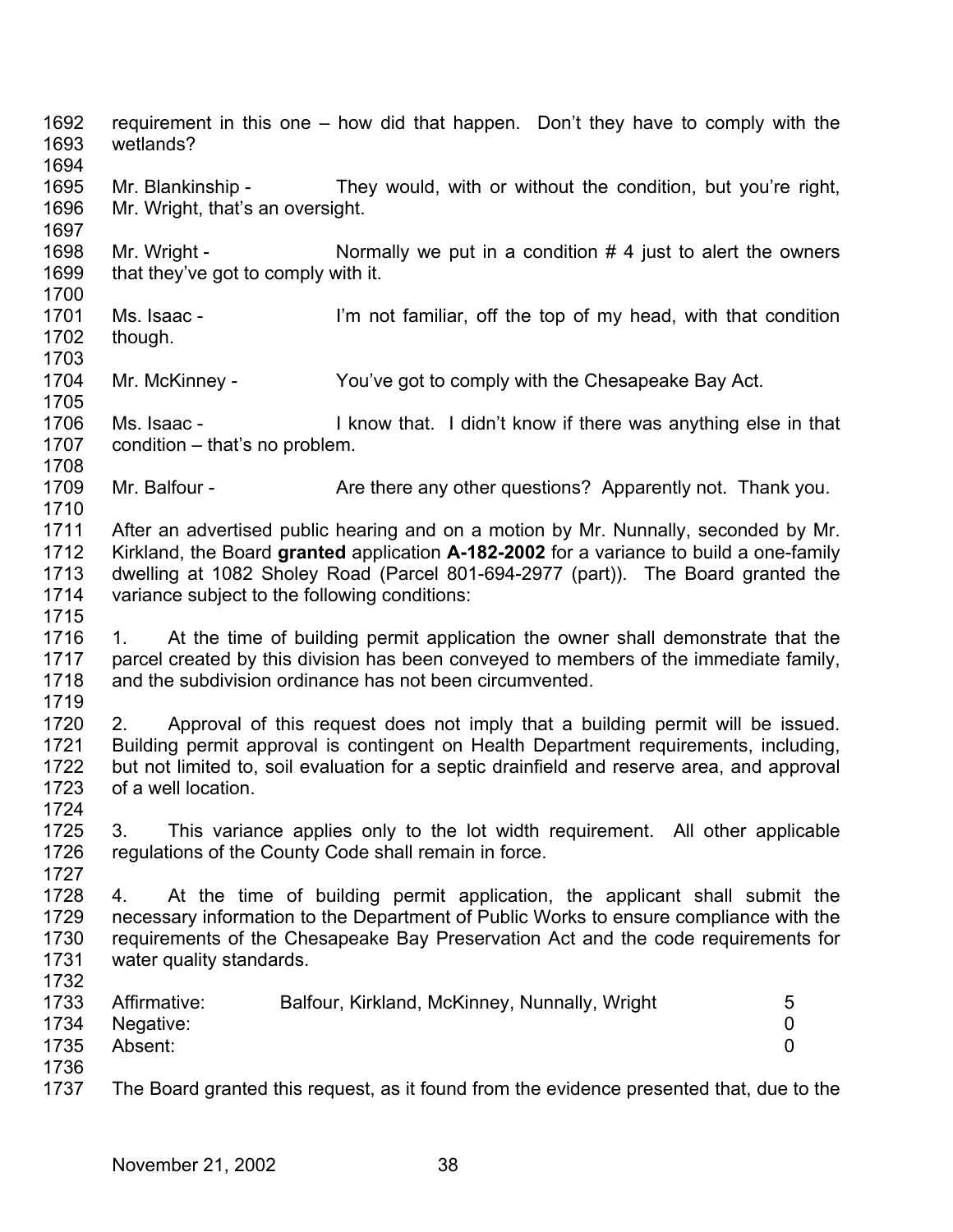requirement in this one – how did that happen. Don't they have to comply with the wetlands?

Mr. Blankinship - They would, with or without the condition, but you're right, Mr. Wright, that's an oversight.

Mr. Wright - Normally we put in a condition # 4 just to alert the owners that they've got to comply with it.

Ms. Isaac - I'm not familiar, off the top of my head, with that condition though.

Mr. McKinney - You've got to comply with the Chesapeake Bay Act.

Ms. Isaac - I know that. I didn't know if there was anything else in that condition – that's no problem.

Mr. Balfour - Are there any other questions? Apparently not. Thank you.

After an advertised public hearing and on a motion by Mr. Nunnally, seconded by Mr. Kirkland, the Board **granted** application **A-182-2002** for a variance to build a one-family dwelling at 1082 Sholey Road (Parcel 801-694-2977 (part)). The Board granted the variance subject to the following conditions:

1. At the time of building permit application the owner shall demonstrate that the parcel created by this division has been conveyed to members of the immediate family, and the subdivision ordinance has not been circumvented.

2. Approval of this request does not imply that a building permit will be issued. Building permit approval is contingent on Health Department requirements, including, but not limited to, soil evaluation for a septic drainfield and reserve area, and approval of a well location.

3. This variance applies only to the lot width requirement. All other applicable regulations of the County Code shall remain in force.

4. At the time of building permit application, the applicant shall submit the necessary information to the Department of Public Works to ensure compliance with the requirements of the Chesapeake Bay Preservation Act and the code requirements for water quality standards.

| | | |
|---|---|---|
| Affirmative: | Balfour, Kirkland, McKinney, Nunnally, Wright | 5 |
| Negative: | | 0 |
| Absent: | | 0 |

The Board granted this request, as it found from the evidence presented that, due to the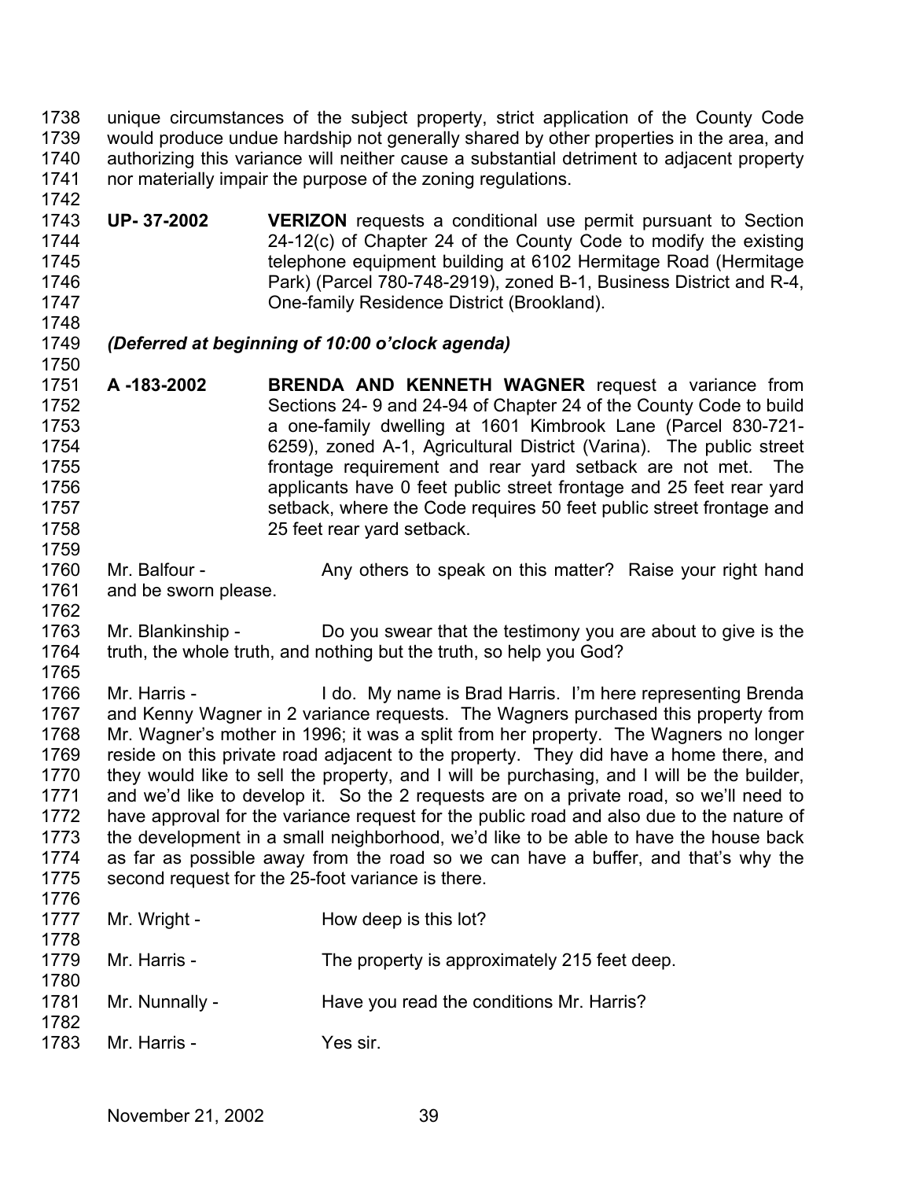unique circumstances of the subject property, strict application of the County Code would produce undue hardship not generally shared by other properties in the area, and authorizing this variance will neither cause a substantial detriment to adjacent property nor materially impair the purpose of the zoning regulations.

**UP- 37-2002** **VERIZON** requests a conditional use permit pursuant to Section 24-12(c) of Chapter 24 of the County Code to modify the existing telephone equipment building at 6102 Hermitage Road (Hermitage Park) (Parcel 780-748-2919), zoned B-1, Business District and R-4, One-family Residence District (Brookland).

***(Deferred at beginning of 10:00 o'clock agenda)***

**A -183-2002** **BRENDA AND KENNETH WAGNER** request a variance from Sections 24- 9 and 24-94 of Chapter 24 of the County Code to build a one-family dwelling at 1601 Kimbrook Lane (Parcel 830-721-6259), zoned A-1, Agricultural District (Varina). The public street frontage requirement and rear yard setback are not met. The applicants have 0 feet public street frontage and 25 feet rear yard setback, where the Code requires 50 feet public street frontage and 25 feet rear yard setback.

Mr. Balfour - Any others to speak on this matter? Raise your right hand and be sworn please.

Mr. Blankinship - Do you swear that the testimony you are about to give is the truth, the whole truth, and nothing but the truth, so help you God?

Mr. Harris - I do. My name is Brad Harris. I'm here representing Brenda and Kenny Wagner in 2 variance requests. The Wagners purchased this property from Mr. Wagner's mother in 1996; it was a split from her property. The Wagners no longer reside on this private road adjacent to the property. They did have a home there, and they would like to sell the property, and I will be purchasing, and I will be the builder, and we'd like to develop it. So the 2 requests are on a private road, so we'll need to have approval for the variance request for the public road and also due to the nature of the development in a small neighborhood, we'd like to be able to have the house back as far as possible away from the road so we can have a buffer, and that's why the second request for the 25-foot variance is there.

Mr. Wright - How deep is this lot?

Mr. Harris - The property is approximately 215 feet deep.

Mr. Nunnally - Have you read the conditions Mr. Harris?

Mr. Harris - Yes sir.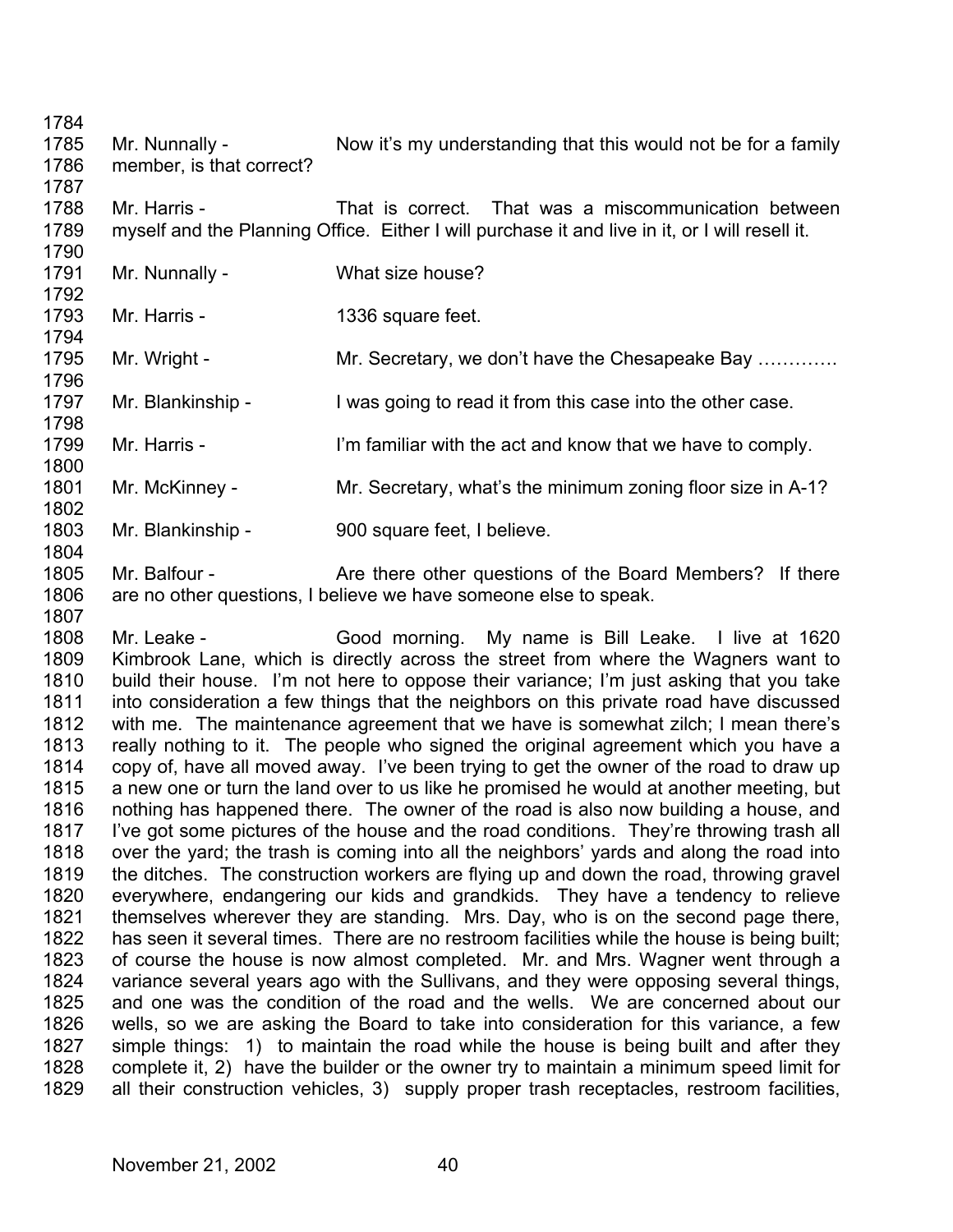Mr. Nunnally - Now it's my understanding that this would not be for a family member, is that correct?

Mr. Harris - That is correct. That was a miscommunication between myself and the Planning Office. Either I will purchase it and live in it, or I will resell it.

Mr. Nunnally - What size house?

Mr. Harris - 1336 square feet.

Mr. Wright - Mr. Secretary, we don't have the Chesapeake Bay ………….

Mr. Blankinship - I was going to read it from this case into the other case.

Mr. Harris - I'm familiar with the act and know that we have to comply.

Mr. McKinney - Mr. Secretary, what's the minimum zoning floor size in A-1?

Mr. Blankinship - 900 square feet, I believe.

Mr. Balfour - Are there other questions of the Board Members? If there are no other questions, I believe we have someone else to speak.

Mr. Leake - Good morning. My name is Bill Leake. I live at 1620 Kimbrook Lane, which is directly across the street from where the Wagners want to build their house. I'm not here to oppose their variance; I'm just asking that you take into consideration a few things that the neighbors on this private road have discussed with me. The maintenance agreement that we have is somewhat zilch; I mean there's really nothing to it. The people who signed the original agreement which you have a copy of, have all moved away. I've been trying to get the owner of the road to draw up a new one or turn the land over to us like he promised he would at another meeting, but nothing has happened there. The owner of the road is also now building a house, and I've got some pictures of the house and the road conditions. They're throwing trash all over the yard; the trash is coming into all the neighbors' yards and along the road into the ditches. The construction workers are flying up and down the road, throwing gravel everywhere, endangering our kids and grandkids. They have a tendency to relieve themselves wherever they are standing. Mrs. Day, who is on the second page there, has seen it several times. There are no restroom facilities while the house is being built; of course the house is now almost completed. Mr. and Mrs. Wagner went through a variance several years ago with the Sullivans, and they were opposing several things, and one was the condition of the road and the wells. We are concerned about our wells, so we are asking the Board to take into consideration for this variance, a few simple things: 1) to maintain the road while the house is being built and after they complete it, 2) have the builder or the owner try to maintain a minimum speed limit for all their construction vehicles, 3) supply proper trash receptacles, restroom facilities,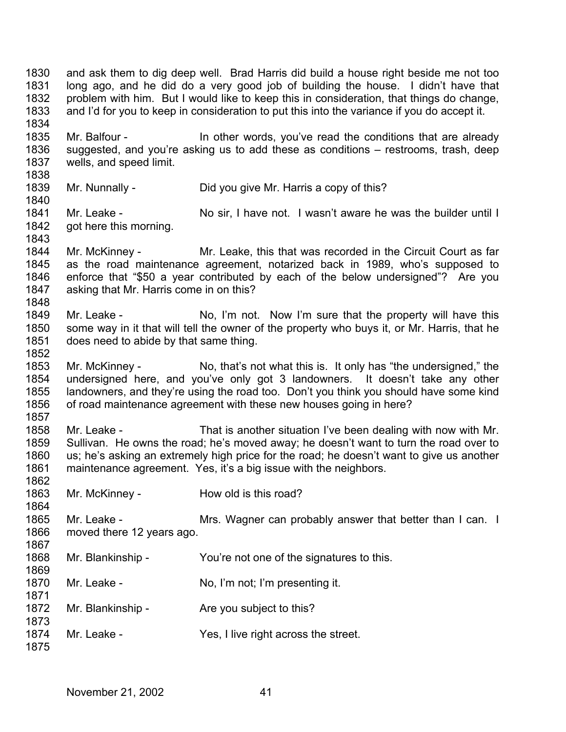and ask them to dig deep well. Brad Harris did build a house right beside me not too long ago, and he did do a very good job of building the house. I didn't have that problem with him. But I would like to keep this in consideration, that things do change, and I'd for you to keep in consideration to put this into the variance if you do accept it.

Mr. Balfour - In other words, you've read the conditions that are already suggested, and you're asking us to add these as conditions – restrooms, trash, deep wells, and speed limit.

Mr. Nunnally - Did you give Mr. Harris a copy of this?

Mr. Leake - No sir, I have not. I wasn't aware he was the builder until I got here this morning.

Mr. McKinney - Mr. Leake, this that was recorded in the Circuit Court as far as the road maintenance agreement, notarized back in 1989, who's supposed to enforce that "$50 a year contributed by each of the below undersigned"? Are you asking that Mr. Harris come in on this?

Mr. Leake - No, I'm not. Now I'm sure that the property will have this some way in it that will tell the owner of the property who buys it, or Mr. Harris, that he does need to abide by that same thing.

Mr. McKinney - No, that's not what this is. It only has "the undersigned," the undersigned here, and you've only got 3 landowners. It doesn't take any other landowners, and they're using the road too. Don't you think you should have some kind of road maintenance agreement with these new houses going in here?

Mr. Leake - That is another situation I've been dealing with now with Mr. Sullivan. He owns the road; he's moved away; he doesn't want to turn the road over to us; he's asking an extremely high price for the road; he doesn't want to give us another maintenance agreement. Yes, it's a big issue with the neighbors.

Mr. McKinney - How old is this road?

Mr. Leake - Mrs. Wagner can probably answer that better than I can. I moved there 12 years ago.

Mr. Blankinship - You're not one of the signatures to this.

Mr. Leake - No, I'm not; I'm presenting it.

Mr. Blankinship - Are you subject to this?

Mr. Leake - Yes, I live right across the street.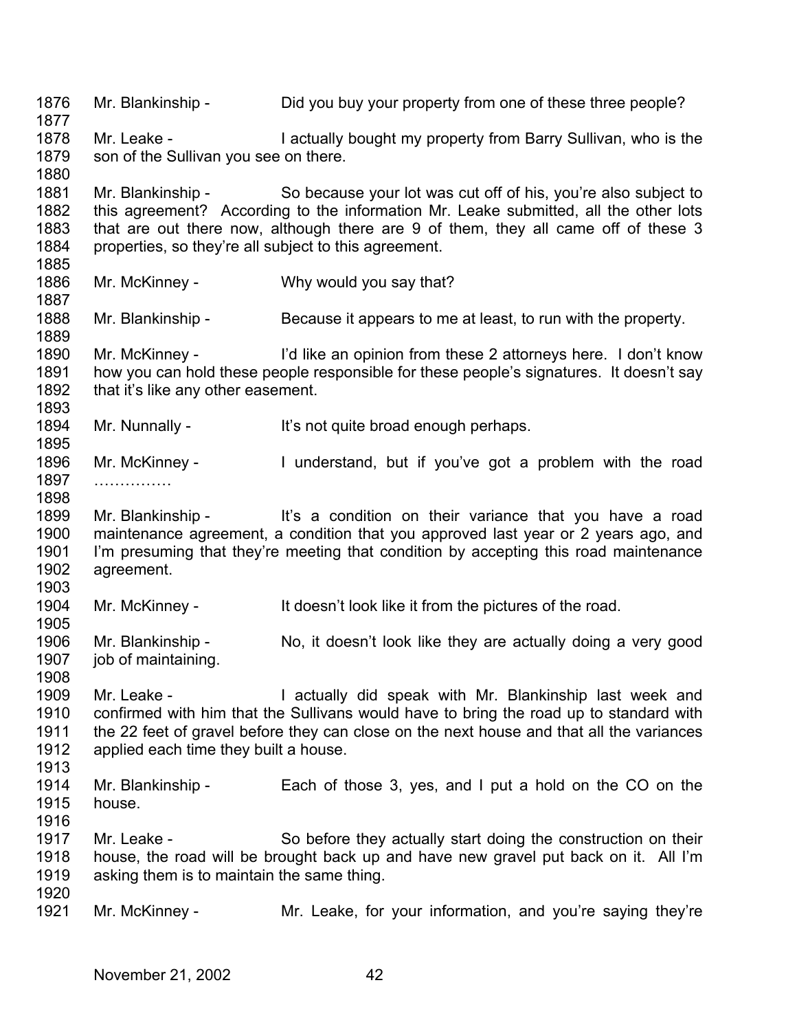1876 Mr. Blankinship - Did you buy your property from one of these three people?
1877
1878 Mr. Leake - I actually bought my property from Barry Sullivan, who is the
1879 son of the Sullivan you see on there.
1880
1881 Mr. Blankinship - So because your lot was cut off of his, you're also subject to
1882 this agreement? According to the information Mr. Leake submitted, all the other lots
1883 that are out there now, although there are 9 of them, they all came off of these 3
1884 properties, so they're all subject to this agreement.
1885
1886 Mr. McKinney - Why would you say that?
1887
1888 Mr. Blankinship - Because it appears to me at least, to run with the property.
1889
1890 Mr. McKinney - I'd like an opinion from these 2 attorneys here. I don't know
1891 how you can hold these people responsible for these people's signatures. It doesn't say
1892 that it's like any other easement.
1893
1894 Mr. Nunnally - It's not quite broad enough perhaps.
1895
1896 Mr. McKinney - I understand, but if you've got a problem with the road
1897 ……………
1898
1899 Mr. Blankinship - It's a condition on their variance that you have a road
1900 maintenance agreement, a condition that you approved last year or 2 years ago, and
1901 I'm presuming that they're meeting that condition by accepting this road maintenance
1902 agreement.
1903
1904 Mr. McKinney - It doesn't look like it from the pictures of the road.
1905
1906 Mr. Blankinship - No, it doesn't look like they are actually doing a very good
1907 job of maintaining.
1908
1909 Mr. Leake - I actually did speak with Mr. Blankinship last week and
1910 confirmed with him that the Sullivans would have to bring the road up to standard with
1911 the 22 feet of gravel before they can close on the next house and that all the variances
1912 applied each time they built a house.
1913
1914 Mr. Blankinship - Each of those 3, yes, and I put a hold on the CO on the
1915 house.
1916
1917 Mr. Leake - So before they actually start doing the construction on their
1918 house, the road will be brought back up and have new gravel put back on it. All I'm
1919 asking them is to maintain the same thing.
1920
1921 Mr. McKinney - Mr. Leake, for your information, and you're saying they're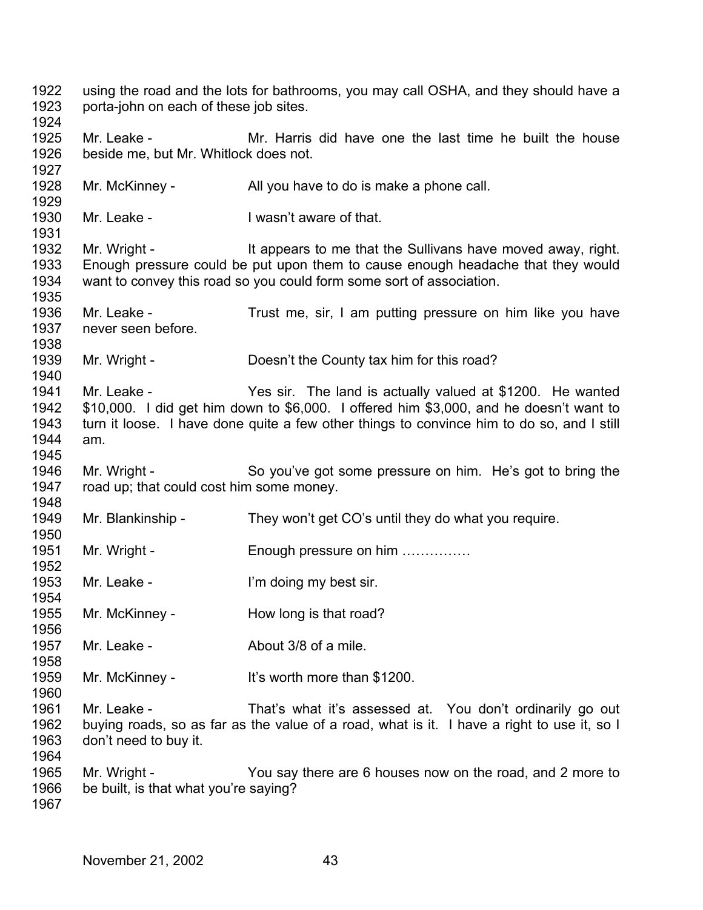using the road and the lots for bathrooms, you may call OSHA, and they should have a porta-john on each of these job sites.

Mr. Leake - Mr. Harris did have one the last time he built the house beside me, but Mr. Whitlock does not.

Mr. McKinney - All you have to do is make a phone call.

Mr. Leake - I wasn't aware of that.

Mr. Wright - It appears to me that the Sullivans have moved away, right. Enough pressure could be put upon them to cause enough headache that they would want to convey this road so you could form some sort of association.

Mr. Leake - Trust me, sir, I am putting pressure on him like you have never seen before.

Mr. Wright - Doesn't the County tax him for this road?

Mr. Leake - Yes sir. The land is actually valued at $1200. He wanted $10,000. I did get him down to $6,000. I offered him $3,000, and he doesn't want to turn it loose. I have done quite a few other things to convince him to do so, and I still am.

Mr. Wright - So you've got some pressure on him. He's got to bring the road up; that could cost him some money.

Mr. Blankinship - They won't get CO's until they do what you require.

Mr. Wright - Enough pressure on him ……………

Mr. Leake - I'm doing my best sir.

Mr. McKinney - How long is that road?

Mr. Leake - About 3/8 of a mile.

Mr. McKinney - It's worth more than $1200.

Mr. Leake - That's what it's assessed at. You don't ordinarily go out buying roads, so as far as the value of a road, what is it. I have a right to use it, so I don't need to buy it.

Mr. Wright - You say there are 6 houses now on the road, and 2 more to be built, is that what you're saying?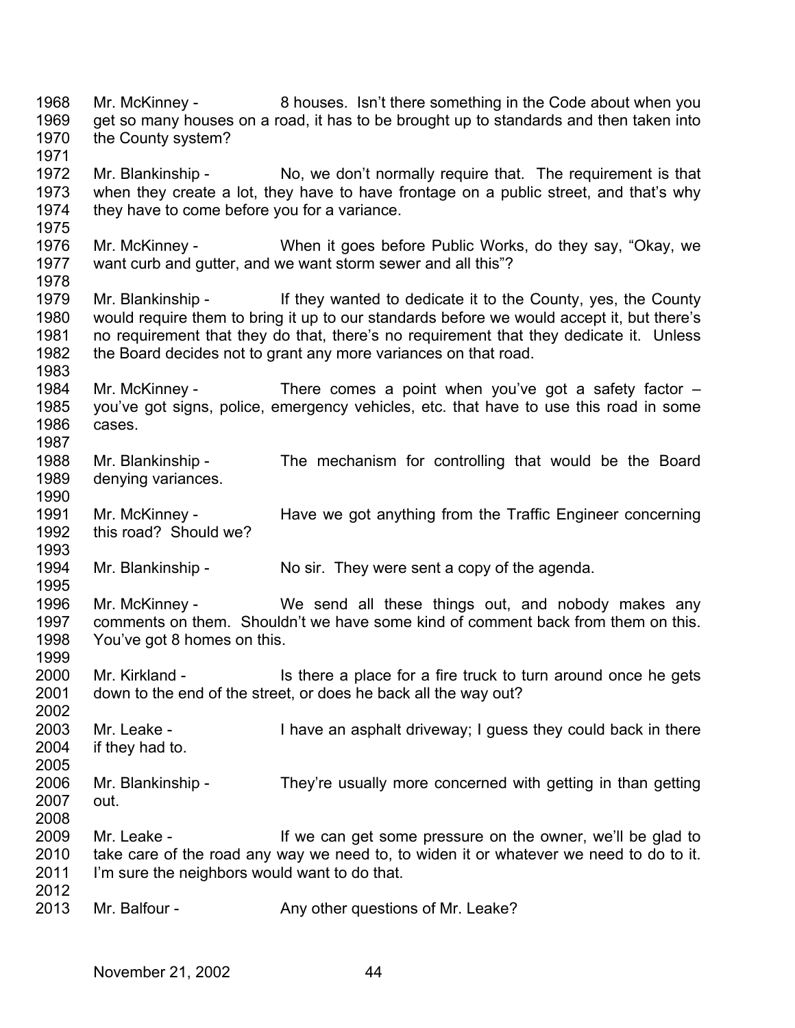1968 Mr. McKinney - 8 houses. Isn't there something in the Code about when you
1969 get so many houses on a road, it has to be brought up to standards and then taken into
1970 the County system?
1971
1972 Mr. Blankinship - No, we don't normally require that. The requirement is that
1973 when they create a lot, they have to have frontage on a public street, and that's why
1974 they have to come before you for a variance.
1975
1976 Mr. McKinney - When it goes before Public Works, do they say, "Okay, we
1977 want curb and gutter, and we want storm sewer and all this"?
1978
1979 Mr. Blankinship - If they wanted to dedicate it to the County, yes, the County
1980 would require them to bring it up to our standards before we would accept it, but there's
1981 no requirement that they do that, there's no requirement that they dedicate it. Unless
1982 the Board decides not to grant any more variances on that road.
1983
1984 Mr. McKinney - There comes a point when you've got a safety factor –
1985 you've got signs, police, emergency vehicles, etc. that have to use this road in some
1986 cases.
1987
1988 Mr. Blankinship - The mechanism for controlling that would be the Board
1989 denying variances.
1990
1991 Mr. McKinney - Have we got anything from the Traffic Engineer concerning
1992 this road? Should we?
1993
1994 Mr. Blankinship - No sir. They were sent a copy of the agenda.
1995
1996 Mr. McKinney - We send all these things out, and nobody makes any
1997 comments on them. Shouldn't we have some kind of comment back from them on this.
1998 You've got 8 homes on this.
1999
2000 Mr. Kirkland - Is there a place for a fire truck to turn around once he gets
2001 down to the end of the street, or does he back all the way out?
2002
2003 Mr. Leake - I have an asphalt driveway; I guess they could back in there
2004 if they had to.
2005
2006 Mr. Blankinship - They're usually more concerned with getting in than getting
2007 out.
2008
2009 Mr. Leake - If we can get some pressure on the owner, we'll be glad to
2010 take care of the road any way we need to, to widen it or whatever we need to do to it.
2011 I'm sure the neighbors would want to do that.
2012
2013 Mr. Balfour - Any other questions of Mr. Leake?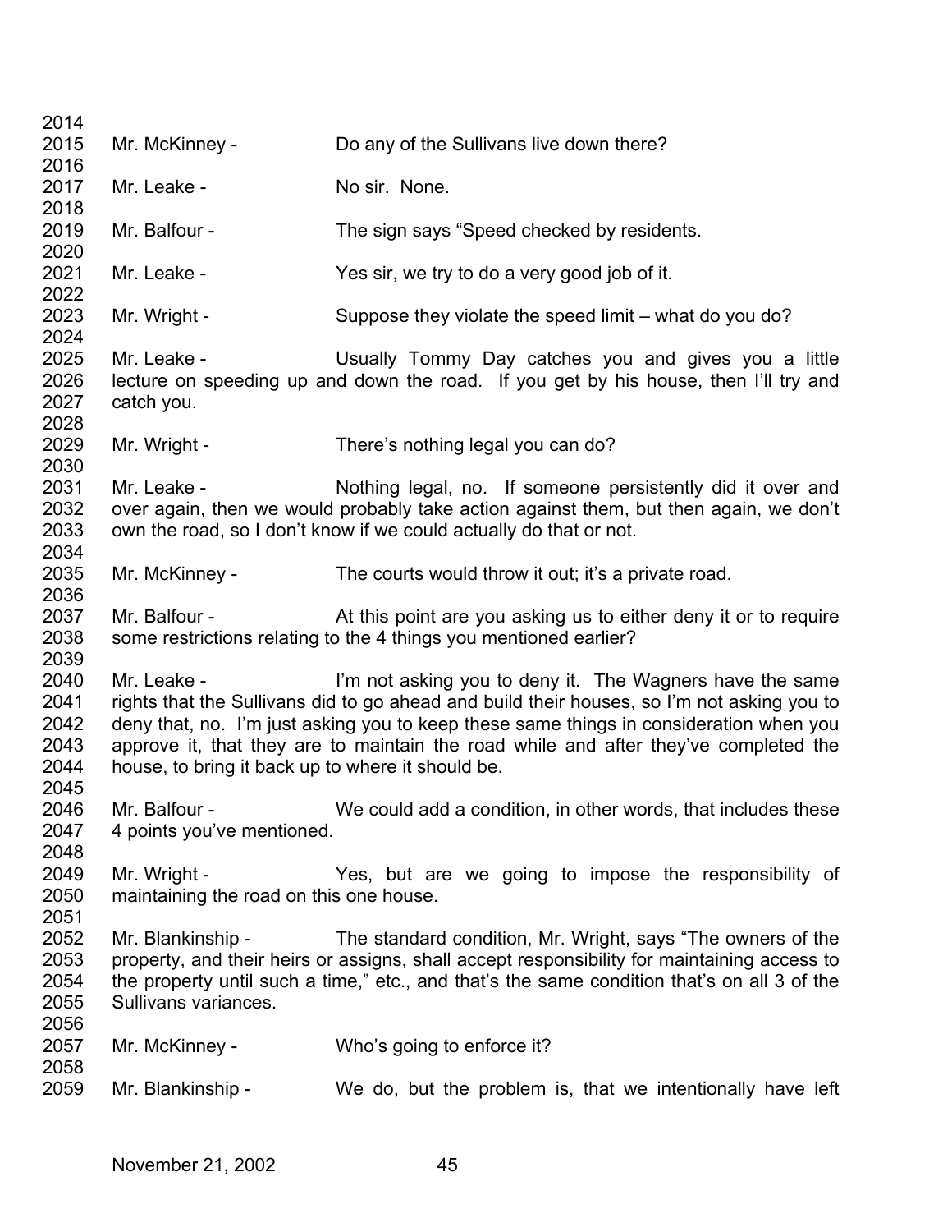2014
2015 Mr. McKinney - Do any of the Sullivans live down there?
2016
2017 Mr. Leake - No sir. None.
2018
2019 Mr. Balfour - The sign says "Speed checked by residents.
2020
2021 Mr. Leake - Yes sir, we try to do a very good job of it.
2022
2023 Mr. Wright - Suppose they violate the speed limit – what do you do?
2024
2025 Mr. Leake - Usually Tommy Day catches you and gives you a little
2026 lecture on speeding up and down the road. If you get by his house, then I'll try and
2027 catch you.
2028
2029 Mr. Wright - There's nothing legal you can do?
2030
2031 Mr. Leake - Nothing legal, no. If someone persistently did it over and
2032 over again, then we would probably take action against them, but then again, we don't
2033 own the road, so I don't know if we could actually do that or not.
2034
2035 Mr. McKinney - The courts would throw it out; it's a private road.
2036
2037 Mr. Balfour - At this point are you asking us to either deny it or to require
2038 some restrictions relating to the 4 things you mentioned earlier?
2039
2040 Mr. Leake - I'm not asking you to deny it. The Wagners have the same
2041 rights that the Sullivans did to go ahead and build their houses, so I'm not asking you to
2042 deny that, no. I'm just asking you to keep these same things in consideration when you
2043 approve it, that they are to maintain the road while and after they've completed the
2044 house, to bring it back up to where it should be.
2045
2046 Mr. Balfour - We could add a condition, in other words, that includes these
2047 4 points you've mentioned.
2048
2049 Mr. Wright - Yes, but are we going to impose the responsibility of
2050 maintaining the road on this one house.
2051
2052 Mr. Blankinship - The standard condition, Mr. Wright, says "The owners of the
2053 property, and their heirs or assigns, shall accept responsibility for maintaining access to
2054 the property until such a time," etc., and that's the same condition that's on all 3 of the
2055 Sullivans variances.
2056
2057 Mr. McKinney - Who's going to enforce it?
2058
2059 Mr. Blankinship - We do, but the problem is, that we intentionally have left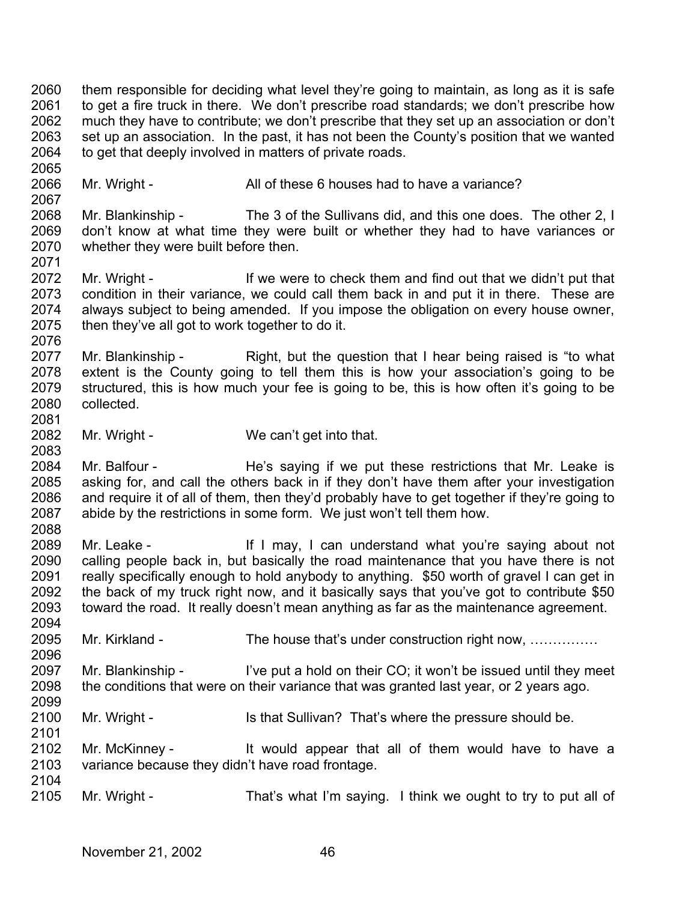them responsible for deciding what level they're going to maintain, as long as it is safe to get a fire truck in there. We don't prescribe road standards; we don't prescribe how much they have to contribute; we don't prescribe that they set up an association or don't set up an association. In the past, it has not been the County's position that we wanted to get that deeply involved in matters of private roads.

Mr. Wright - All of these 6 houses had to have a variance?

Mr. Blankinship - The 3 of the Sullivans did, and this one does. The other 2, I don't know at what time they were built or whether they had to have variances or whether they were built before then.

Mr. Wright - If we were to check them and find out that we didn't put that condition in their variance, we could call them back in and put it in there. These are always subject to being amended. If you impose the obligation on every house owner, then they've all got to work together to do it.

Mr. Blankinship - Right, but the question that I hear being raised is "to what extent is the County going to tell them this is how your association's going to be structured, this is how much your fee is going to be, this is how often it's going to be collected.

Mr. Wright - We can't get into that.

Mr. Balfour - He's saying if we put these restrictions that Mr. Leake is asking for, and call the others back in if they don't have them after your investigation and require it of all of them, then they'd probably have to get together if they're going to abide by the restrictions in some form. We just won't tell them how.

Mr. Leake - If I may, I can understand what you're saying about not calling people back in, but basically the road maintenance that you have there is not really specifically enough to hold anybody to anything. $50 worth of gravel I can get in the back of my truck right now, and it basically says that you've got to contribute $50 toward the road. It really doesn't mean anything as far as the maintenance agreement.

Mr. Kirkland - The house that's under construction right now, ……………

Mr. Blankinship - I've put a hold on their CO; it won't be issued until they meet the conditions that were on their variance that was granted last year, or 2 years ago.

Mr. Wright - Is that Sullivan? That's where the pressure should be.

Mr. McKinney - It would appear that all of them would have to have a variance because they didn't have road frontage.

Mr. Wright - That's what I'm saying. I think we ought to try to put all of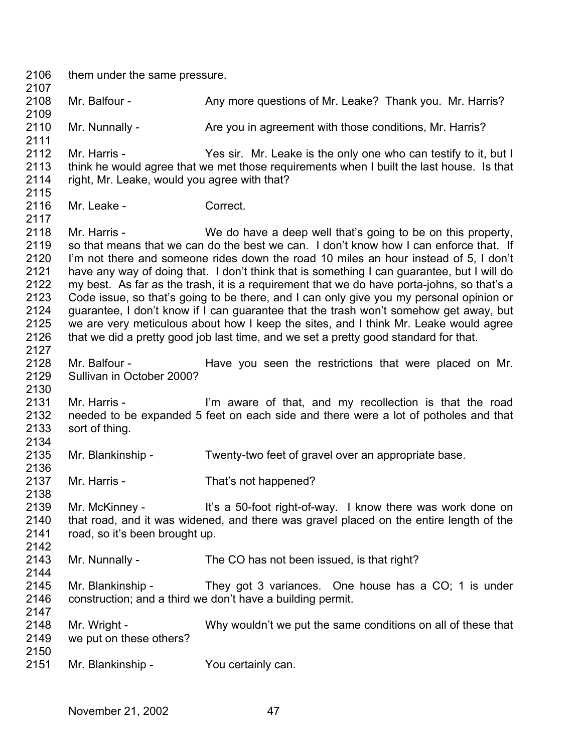them under the same pressure.

Mr. Balfour - Any more questions of Mr. Leake? Thank you. Mr. Harris?

Mr. Nunnally - Are you in agreement with those conditions, Mr. Harris?

Mr. Harris - Yes sir. Mr. Leake is the only one who can testify to it, but I think he would agree that we met those requirements when I built the last house. Is that right, Mr. Leake, would you agree with that?

Mr. Leake - Correct.

Mr. Harris - We do have a deep well that's going to be on this property, so that means that we can do the best we can. I don't know how I can enforce that. If I'm not there and someone rides down the road 10 miles an hour instead of 5, I don't have any way of doing that. I don't think that is something I can guarantee, but I will do my best. As far as the trash, it is a requirement that we do have porta-johns, so that's a Code issue, so that's going to be there, and I can only give you my personal opinion or guarantee, I don't know if I can guarantee that the trash won't somehow get away, but we are very meticulous about how I keep the sites, and I think Mr. Leake would agree that we did a pretty good job last time, and we set a pretty good standard for that.

Mr. Balfour - Have you seen the restrictions that were placed on Mr. Sullivan in October 2000?

Mr. Harris - I'm aware of that, and my recollection is that the road needed to be expanded 5 feet on each side and there were a lot of potholes and that sort of thing.

Mr. Blankinship - Twenty-two feet of gravel over an appropriate base.

Mr. Harris - That's not happened?

Mr. McKinney - It's a 50-foot right-of-way. I know there was work done on that road, and it was widened, and there was gravel placed on the entire length of the road, so it's been brought up.

Mr. Nunnally - The CO has not been issued, is that right?

Mr. Blankinship - They got 3 variances. One house has a CO; 1 is under construction; and a third we don't have a building permit.

Mr. Wright - Why wouldn't we put the same conditions on all of these that we put on these others?

Mr. Blankinship - You certainly can.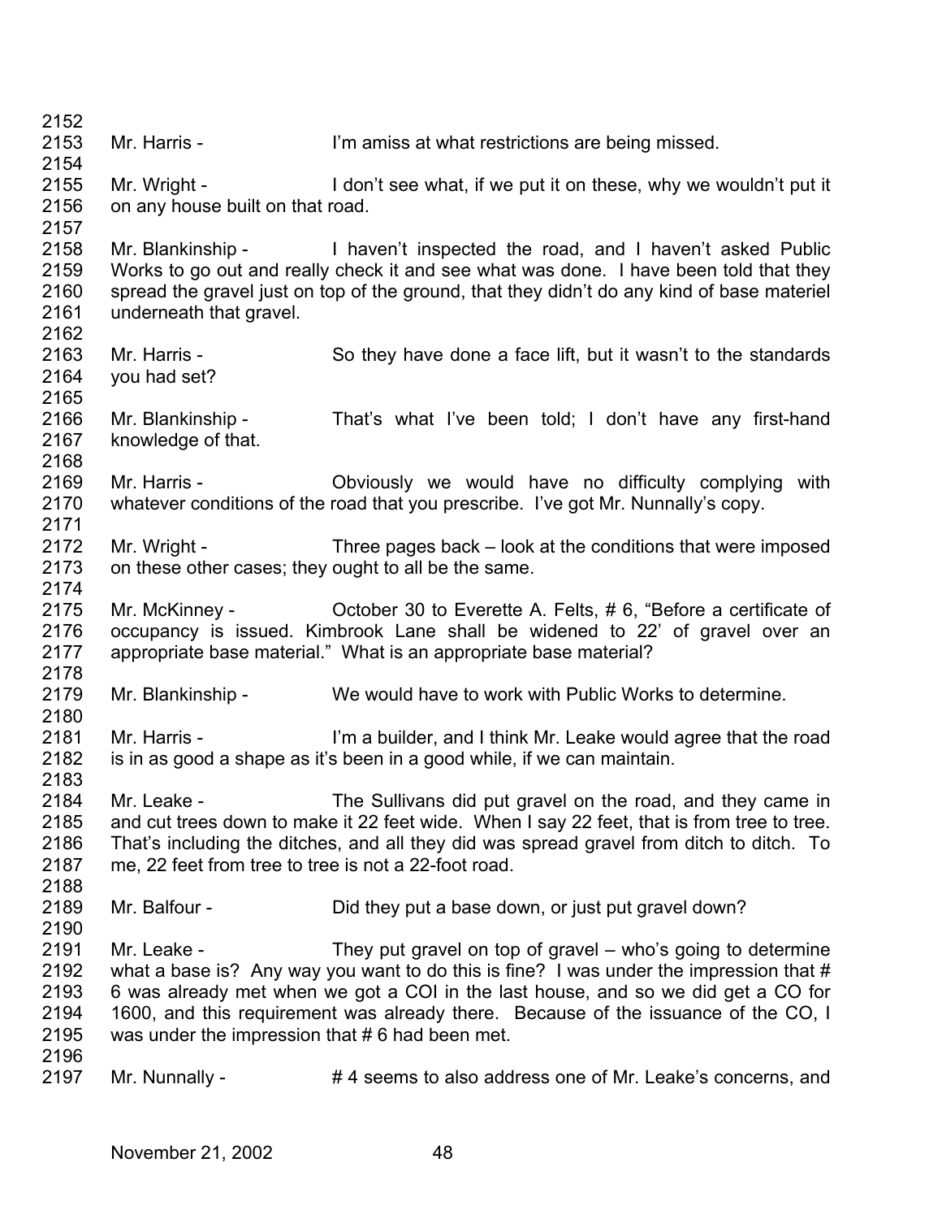2152

2153 Mr. Harris - I'm amiss at what restrictions are being missed.

2154

2155 Mr. Wright - I don't see what, if we put it on these, why we wouldn't put it
2156 on any house built on that road.

2157

2158 Mr. Blankinship - I haven't inspected the road, and I haven't asked Public
2159 Works to go out and really check it and see what was done. I have been told that they
2160 spread the gravel just on top of the ground, that they didn't do any kind of base materiel
2161 underneath that gravel.

2162

2163 Mr. Harris - So they have done a face lift, but it wasn't to the standards
2164 you had set?

2165

2166 Mr. Blankinship - That's what I've been told; I don't have any first-hand
2167 knowledge of that.

2168

2169 Mr. Harris - Obviously we would have no difficulty complying with
2170 whatever conditions of the road that you prescribe. I've got Mr. Nunnally's copy.

2171

2172 Mr. Wright - Three pages back – look at the conditions that were imposed
2173 on these other cases; they ought to all be the same.

2174

2175 Mr. McKinney - October 30 to Everette A. Felts, # 6, "Before a certificate of
2176 occupancy is issued. Kimbrook Lane shall be widened to 22' of gravel over an
2177 appropriate base material." What is an appropriate base material?

2178

2179 Mr. Blankinship - We would have to work with Public Works to determine.

2180

2181 Mr. Harris - I'm a builder, and I think Mr. Leake would agree that the road
2182 is in as good a shape as it's been in a good while, if we can maintain.

2183

2184 Mr. Leake - The Sullivans did put gravel on the road, and they came in
2185 and cut trees down to make it 22 feet wide. When I say 22 feet, that is from tree to tree.
2186 That's including the ditches, and all they did was spread gravel from ditch to ditch. To
2187 me, 22 feet from tree to tree is not a 22-foot road.

2188

2189 Mr. Balfour - Did they put a base down, or just put gravel down?

2190

2191 Mr. Leake - They put gravel on top of gravel – who's going to determine
2192 what a base is? Any way you want to do this is fine? I was under the impression that #
2193 6 was already met when we got a COI in the last house, and so we did get a CO for
2194 1600, and this requirement was already there. Because of the issuance of the CO, I
2195 was under the impression that # 6 had been met.

2196

2197 Mr. Nunnally - # 4 seems to also address one of Mr. Leake's concerns, and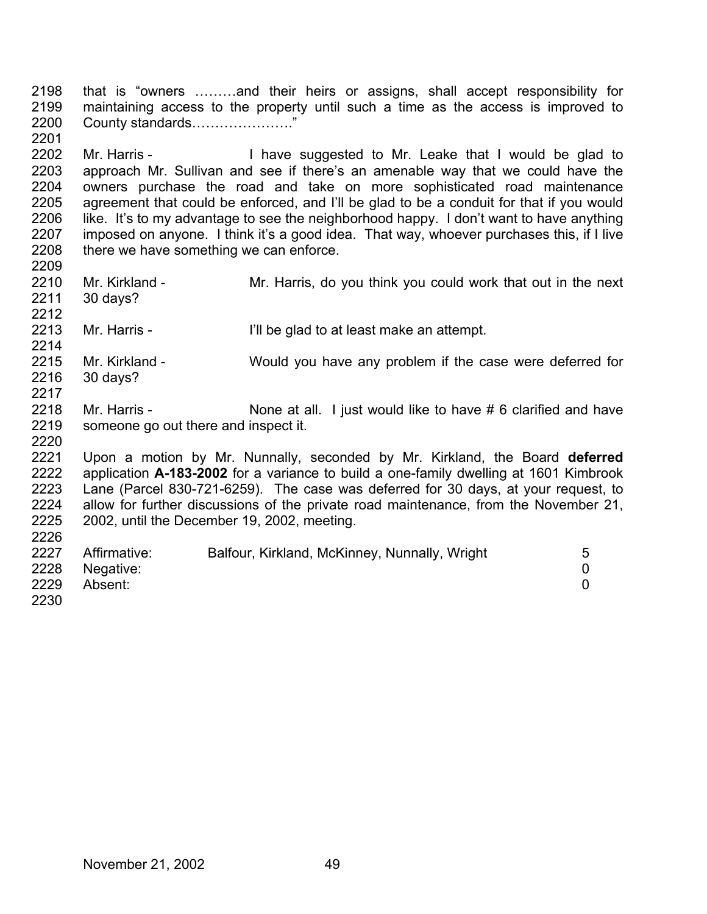that is "owners ………and their heirs or assigns, shall accept responsibility for maintaining access to the property until such a time as the access is improved to County standards…………………."

Mr. Harris - I have suggested to Mr. Leake that I would be glad to approach Mr. Sullivan and see if there's an amenable way that we could have the owners purchase the road and take on more sophisticated road maintenance agreement that could be enforced, and I'll be glad to be a conduit for that if you would like. It's to my advantage to see the neighborhood happy. I don't want to have anything imposed on anyone. I think it's a good idea. That way, whoever purchases this, if I live there we have something we can enforce.

Mr. Kirkland - Mr. Harris, do you think you could work that out in the next 30 days?

Mr. Harris - I'll be glad to at least make an attempt.

Mr. Kirkland - Would you have any problem if the case were deferred for 30 days?

Mr. Harris - None at all. I just would like to have # 6 clarified and have someone go out there and inspect it.

Upon a motion by Mr. Nunnally, seconded by Mr. Kirkland, the Board **deferred** application **A-183-2002** for a variance to build a one-family dwelling at 1601 Kimbrook Lane (Parcel 830-721-6259). The case was deferred for 30 days, at your request, to allow for further discussions of the private road maintenance, from the November 21, 2002, until the December 19, 2002, meeting.

| | | |
|---|---|---|
| Affirmative: | Balfour, Kirkland, McKinney, Nunnally, Wright | 5 |
| Negative: | | 0 |
| Absent: | | 0 |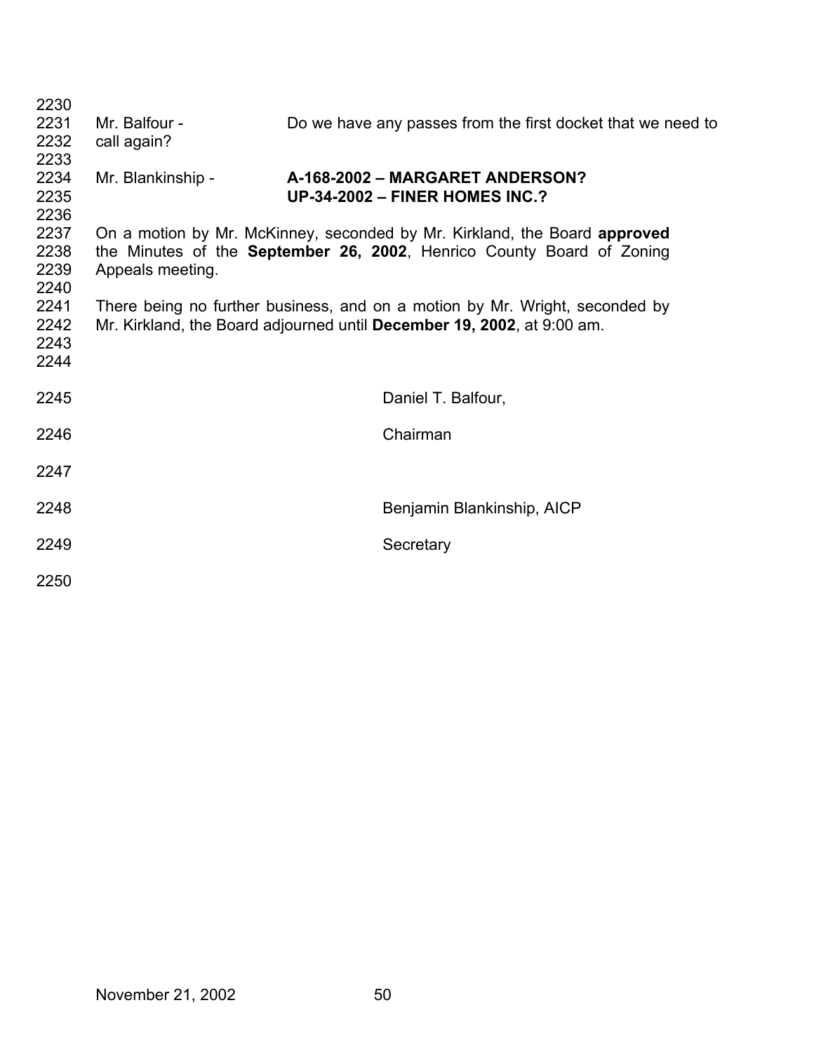Mr. Balfour - Do we have any passes from the first docket that we need to call again?

Mr. Blankinship - **A-168-2002 – MARGARET ANDERSON?**
**UP-34-2002 – FINER HOMES INC.?**

On a motion by Mr. McKinney, seconded by Mr. Kirkland, the Board **approved** the Minutes of the **September 26, 2002**, Henrico County Board of Zoning Appeals meeting.

There being no further business, and on a motion by Mr. Wright, seconded by Mr. Kirkland, the Board adjourned until **December 19, 2002**, at 9:00 am.

Daniel T. Balfour,

Chairman

Benjamin Blankinship, AICP

Secretary